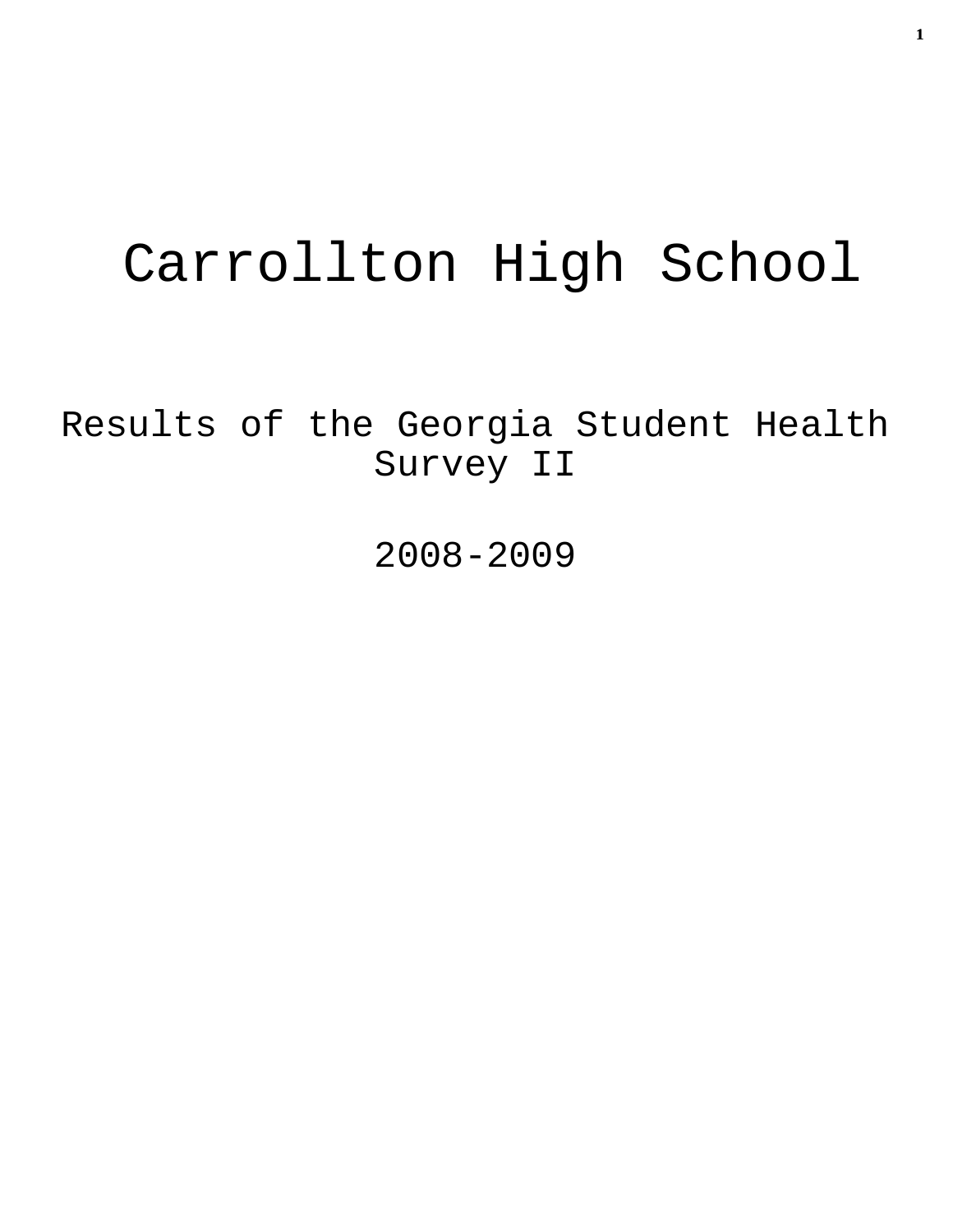# Carrollton High School

## Results of the Georgia Student Health Survey II

## 2008-2009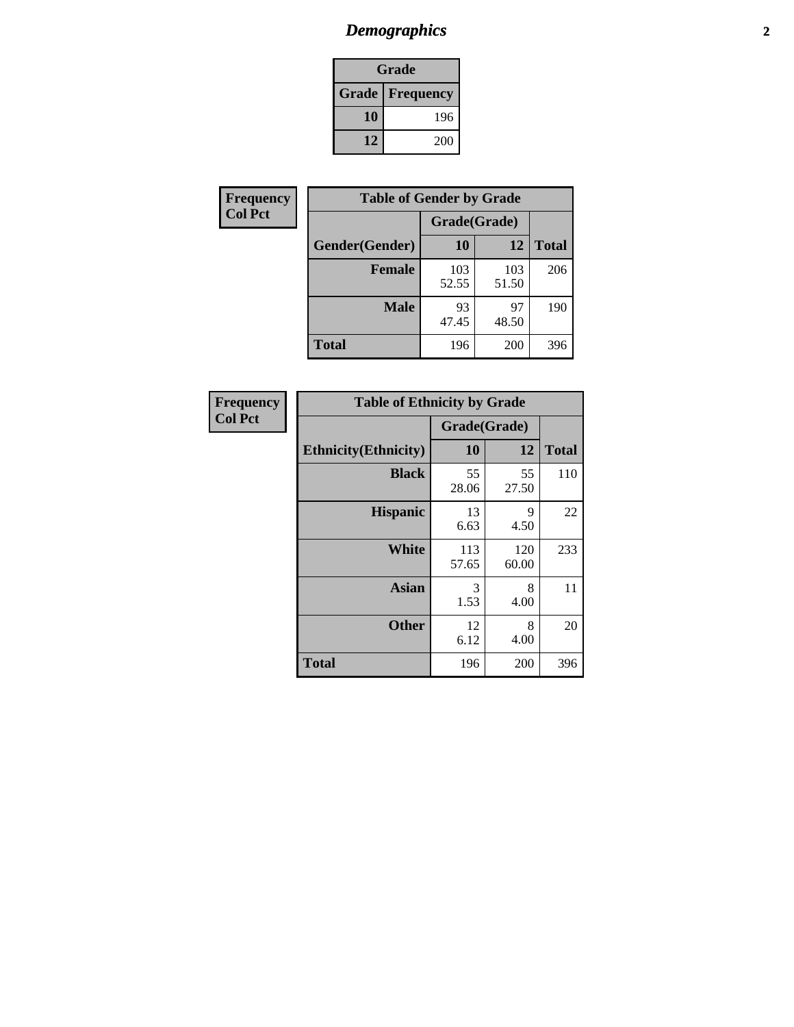## Demographics

| Grade | |
|---|---|
| **Grade** | **Frequency** |
| **10** | 196 |
| **12** | 200 |

**Frequency**
**Col Pct**

| Table of Gender by Grade | | | |
|---|---|---|---|
| | Grade(Grade) | | |
| **Gender(Gender)** | **10** | **12** | **Total** |
| **Female** | 103<br>52.55 | 103<br>51.50 | 206 |
| **Male** | 93<br>47.45 | 97<br>48.50 | 190 |
| **Total** | 196 | 200 | 396 |

**Frequency**
**Col Pct**

| Table of Ethnicity by Grade | | | |
|---|---|---|---|
| | Grade(Grade) | | |
| **Ethnicity(Ethnicity)** | **10** | **12** | **Total** |
| **Black** | 55<br>28.06 | 55<br>27.50 | 110 |
| **Hispanic** | 13<br>6.63 | 9<br>4.50 | 22 |
| **White** | 113<br>57.65 | 120<br>60.00 | 233 |
| **Asian** | 3<br>1.53 | 8<br>4.00 | 11 |
| **Other** | 12<br>6.12 | 8<br>4.00 | 20 |
| **Total** | 196 | 200 | 396 |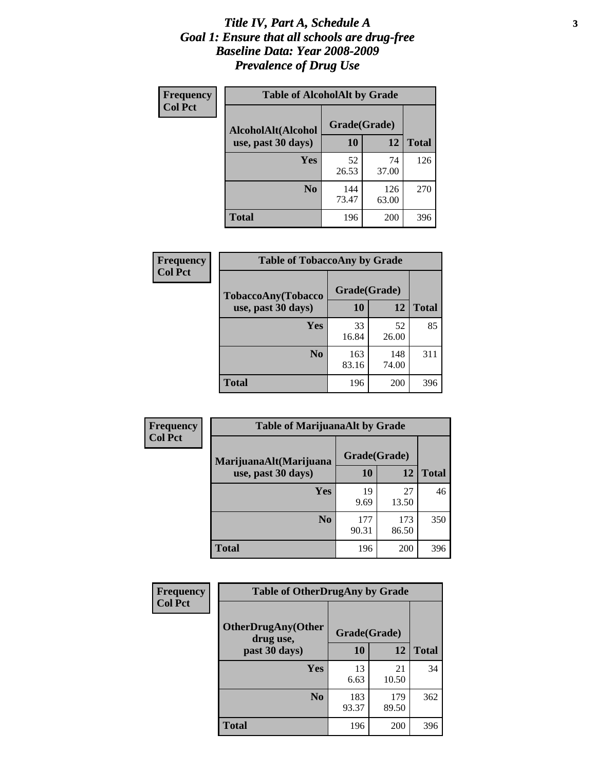# *Title IV, Part A, Schedule A*
## *Goal 1: Ensure that all schools are drug-free*
## *Baseline Data: Year 2008-2009*
## *Prevalence of Drug Use*

**Frequency**
**Col Pct**

**Table of AlcoholAlt by Grade**

| AlcoholAlt(Alcohol use, past 30 days) | Grade(Grade) | | Total |
|---|---|---|---|
| | 10 | 12 | |
| Yes | 52<br>26.53 | 74<br>37.00 | 126 |
| No | 144<br>73.47 | 126<br>63.00 | 270 |
| Total | 196 | 200 | 396 |

**Frequency**
**Col Pct**

**Table of TobaccoAny by Grade**

| TobaccoAny(Tobacco use, past 30 days) | Grade(Grade) | | Total |
|---|---|---|---|
| | 10 | 12 | |
| Yes | 33<br>16.84 | 52<br>26.00 | 85 |
| No | 163<br>83.16 | 148<br>74.00 | 311 |
| Total | 196 | 200 | 396 |

**Frequency**
**Col Pct**

**Table of MarijuanaAlt by Grade**

| MarijuanaAlt(Marijuana use, past 30 days) | Grade(Grade) | | Total |
|---|---|---|---|
| | 10 | 12 | |
| Yes | 19<br>9.69 | 27<br>13.50 | 46 |
| No | 177<br>90.31 | 173<br>86.50 | 350 |
| Total | 196 | 200 | 396 |

**Frequency**
**Col Pct**

**Table of OtherDrugAny by Grade**

| OtherDrugAny(Other drug use, past 30 days) | Grade(Grade) | | Total |
|---|---|---|---|
| | 10 | 12 | |
| Yes | 13<br>6.63 | 21<br>10.50 | 34 |
| No | 183<br>93.37 | 179<br>89.50 | 362 |
| Total | 196 | 200 | 396 |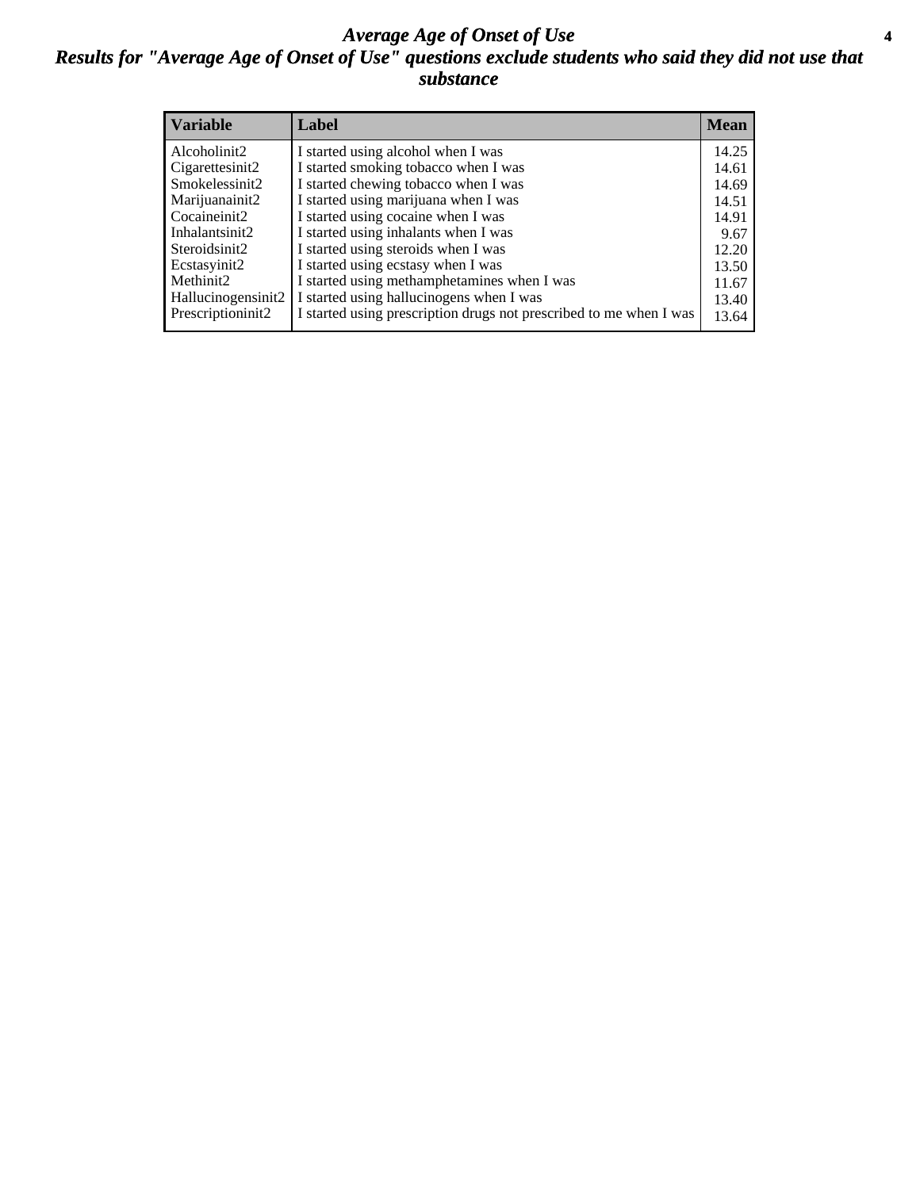# *Average Age of Onset of Use*

## *Results for "Average Age of Onset of Use" questions exclude students who said they did not use that substance*

| Variable | Label | Mean |
|---|---|---|
| Alcoholinit2 | I started using alcohol when I was | 14.25 |
| Cigarettesinit2 | I started smoking tobacco when I was | 14.61 |
| Smokelessinit2 | I started chewing tobacco when I was | 14.69 |
| Marijuanainit2 | I started using marijuana when I was | 14.51 |
| Cocaineinit2 | I started using cocaine when I was | 14.91 |
| Inhalantsinit2 | I started using inhalants when I was | 9.67 |
| Steroidsinit2 | I started using steroids when I was | 12.20 |
| Ecstasyinit2 | I started using ecstasy when I was | 13.50 |
| Methinit2 | I started using methamphetamines when I was | 11.67 |
| Hallucinogensinit2 | I started using hallucinogens when I was | 13.40 |
| Prescriptioninit2 | I started using prescription drugs not prescribed to me when I was | 13.64 |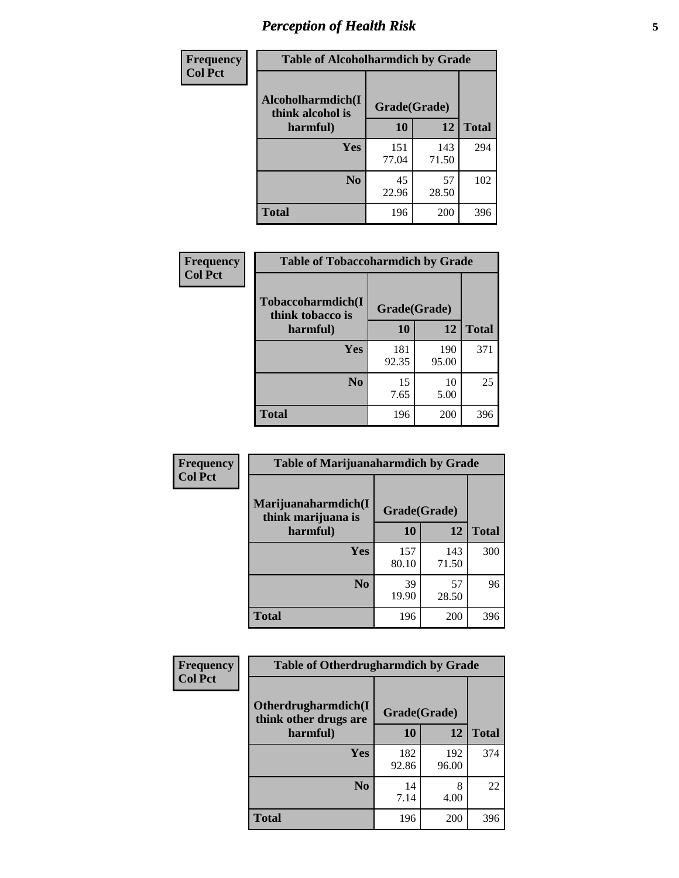## Perception of Health Risk

**Frequency / Col Pct**

**Table of Alcoholharmdich by Grade**

| Alcoholharmdich(I think alcohol is harmful) | Grade(Grade) | | Total |
|---|---|---|---|
| | 10 | 12 | |
| Yes | 151<br>77.04 | 143<br>71.50 | 294 |
| No | 45<br>22.96 | 57<br>28.50 | 102 |
| Total | 196 | 200 | 396 |

**Frequency / Col Pct**

**Table of Tobaccoharmdich by Grade**

| Tobaccoharmdich(I think tobacco is harmful) | Grade(Grade) | | Total |
|---|---|---|---|
| | 10 | 12 | |
| Yes | 181<br>92.35 | 190<br>95.00 | 371 |
| No | 15<br>7.65 | 10<br>5.00 | 25 |
| Total | 196 | 200 | 396 |

**Frequency / Col Pct**

**Table of Marijuanaharmdich by Grade**

| Marijuanaharmdich(I think marijuana is harmful) | Grade(Grade) | | Total |
|---|---|---|---|
| | 10 | 12 | |
| Yes | 157<br>80.10 | 143<br>71.50 | 300 |
| No | 39<br>19.90 | 57<br>28.50 | 96 |
| Total | 196 | 200 | 396 |

**Frequency / Col Pct**

**Table of Otherdrugharmdich by Grade**

| Otherdrugharmdich(I think other drugs are harmful) | Grade(Grade) | | Total |
|---|---|---|---|
| | 10 | 12 | |
| Yes | 182<br>92.86 | 192<br>96.00 | 374 |
| No | 14<br>7.14 | 8<br>4.00 | 22 |
| Total | 196 | 200 | 396 |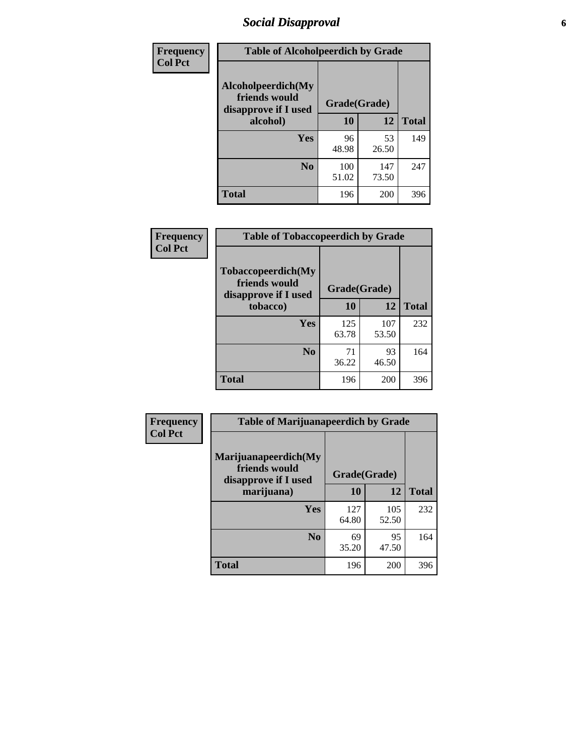# Social Disapproval

| Frequency<br>Col Pct | Table of Alcoholpeerdich by Grade | | |
|---|---|---|---|
| Alcoholpeerdich(My friends would disapprove if I used alcohol) | Grade(Grade) | | |
| | 10 | 12 | Total |
| Yes | 96<br>48.98 | 53<br>26.50 | 149 |
| No | 100<br>51.02 | 147<br>73.50 | 247 |
| Total | 196 | 200 | 396 |

| Frequency<br>Col Pct | Table of Tobaccopeerdich by Grade | | |
|---|---|---|---|
| Tobaccopeerdich(My friends would disapprove if I used tobacco) | Grade(Grade) | | |
| | 10 | 12 | Total |
| Yes | 125<br>63.78 | 107<br>53.50 | 232 |
| No | 71<br>36.22 | 93<br>46.50 | 164 |
| Total | 196 | 200 | 396 |

| Frequency<br>Col Pct | Table of Marijuanapeerdich by Grade | | |
|---|---|---|---|
| Marijuanapeerdich(My friends would disapprove if I used marijuana) | Grade(Grade) | | |
| | 10 | 12 | Total |
| Yes | 127<br>64.80 | 105<br>52.50 | 232 |
| No | 69<br>35.20 | 95<br>47.50 | 164 |
| Total | 196 | 200 | 396 |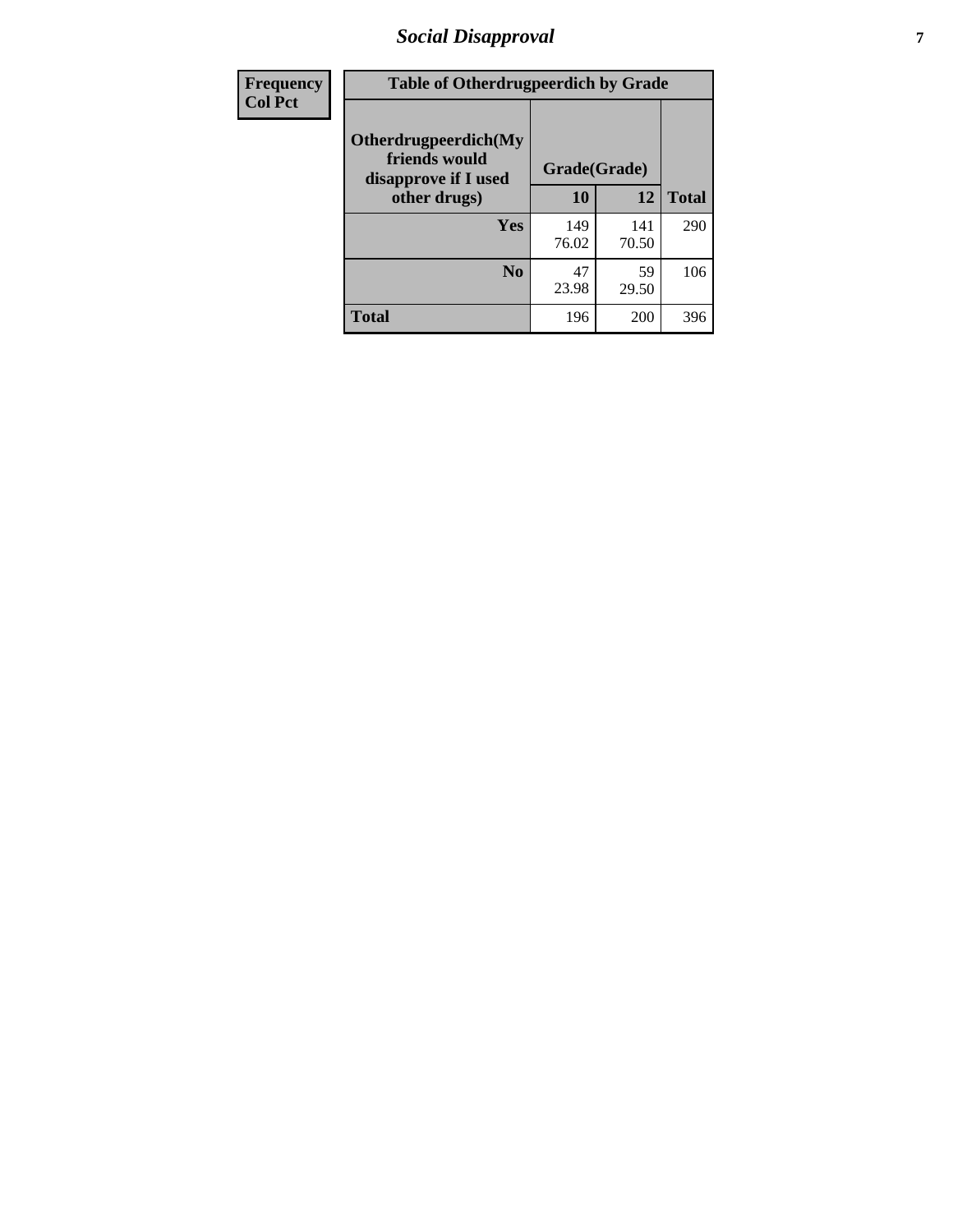| Frequency Col Pct |
| --- |

**Table of Otherdrugpeerdich by Grade**

| Otherdrugpeerdich(My friends would disapprove if I used other drugs) | Grade(Grade) | | |
| --- | --- | --- | --- |
| | 10 | 12 | Total |
| Yes | 149<br>76.02 | 141<br>70.50 | 290 |
| No | 47<br>23.98 | 59<br>29.50 | 106 |
| Total | 196 | 200 | 396 |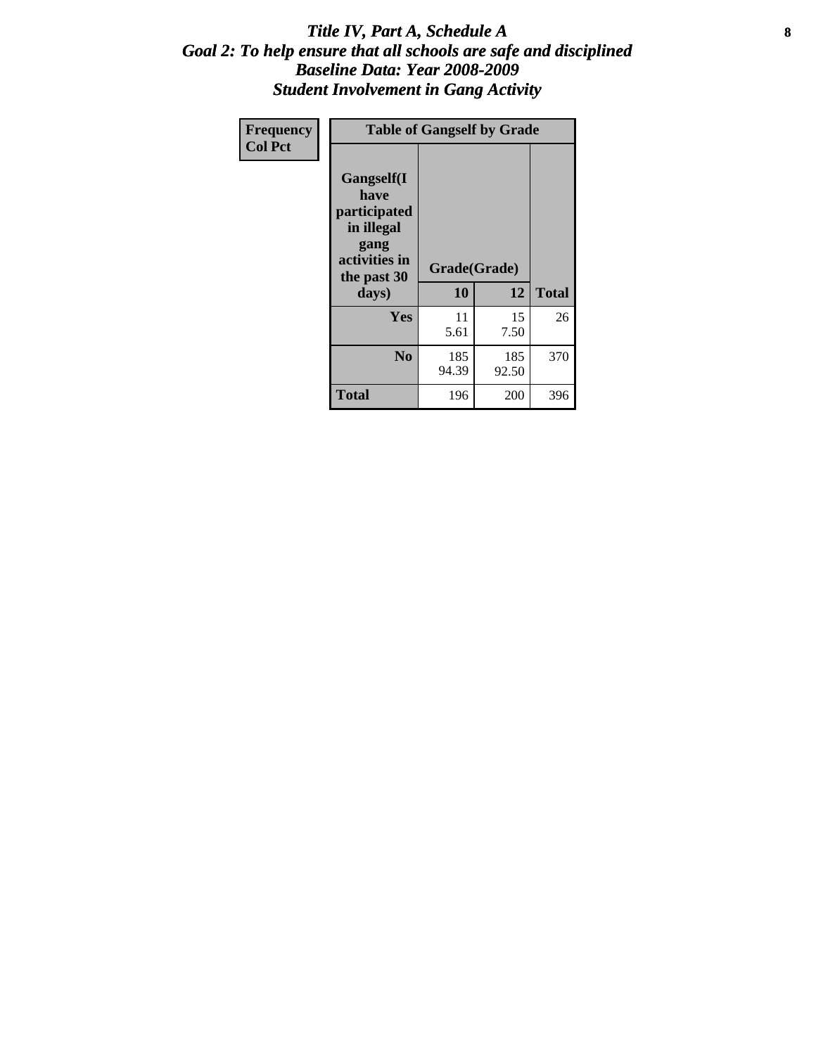# *Title IV, Part A, Schedule A*
## *Goal 2: To help ensure that all schools are safe and disciplined*
## *Baseline Data: Year 2008-2009*
## *Student Involvement in Gang Activity*

| Frequency<br>Col Pct | Table of Gangself by Grade | | |
|---|---|---|---|
| **Gangself(I have participated in illegal gang activities in the past 30 days)** | **Grade(Grade)** | | |
| | **10** | **12** | **Total** |
| **Yes** | 11<br>5.61 | 15<br>7.50 | 26 |
| **No** | 185<br>94.39 | 185<br>92.50 | 370 |
| **Total** | 196 | 200 | 396 |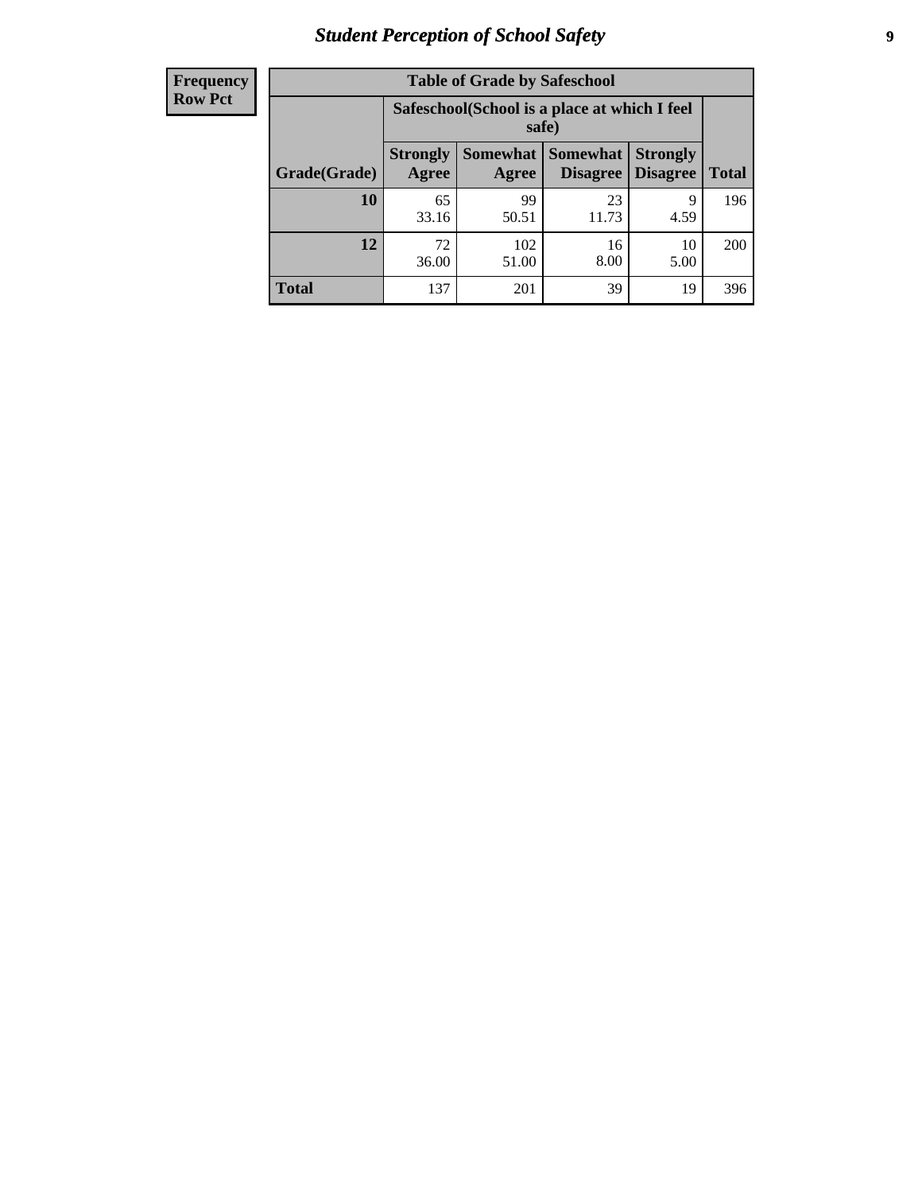# Student Perception of School Safety

| Frequency<br>Row Pct | Table of Grade by Safeschool | | | | |
|---|---|---|---|---|---|
| | Safeschool(School is a place at which I feel safe) | | | | |
| Grade(Grade) | Strongly Agree | Somewhat Agree | Somewhat Disagree | Strongly Disagree | Total |
| 10 | 65<br>33.16 | 99<br>50.51 | 23<br>11.73 | 9<br>4.59 | 196 |
| 12 | 72<br>36.00 | 102<br>51.00 | 16<br>8.00 | 10<br>5.00 | 200 |
| Total | 137 | 201 | 39 | 19 | 396 |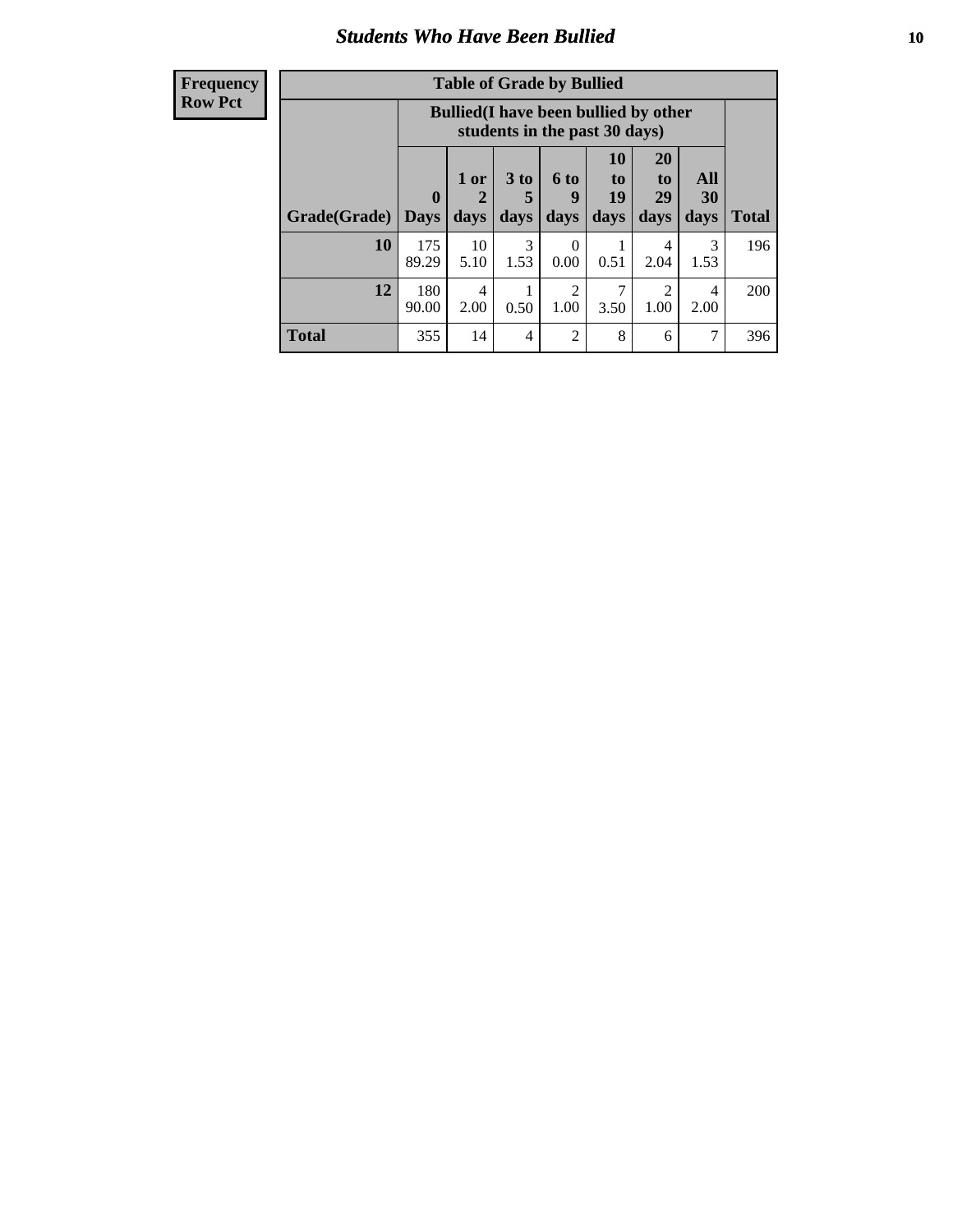## Students Who Have Been Bullied

| Frequency Row Pct |
|---|

**Table of Grade by Bullied**

| | Bullied(I have been bullied by other students in the past 30 days) | | | | | | | |
|---|---|---|---|---|---|---|---|---|
| Grade(Grade) | 0 Days | 1 or 2 days | 3 to 5 days | 6 to 9 days | 10 to 19 days | 20 to 29 days | All 30 days | Total |
| 10 | 175<br>89.29 | 10<br>5.10 | 3<br>1.53 | 0<br>0.00 | 1<br>0.51 | 4<br>2.04 | 3<br>1.53 | 196 |
| 12 | 180<br>90.00 | 4<br>2.00 | 1<br>0.50 | 2<br>1.00 | 7<br>3.50 | 2<br>1.00 | 4<br>2.00 | 200 |
| Total | 355 | 14 | 4 | 2 | 8 | 6 | 7 | 396 |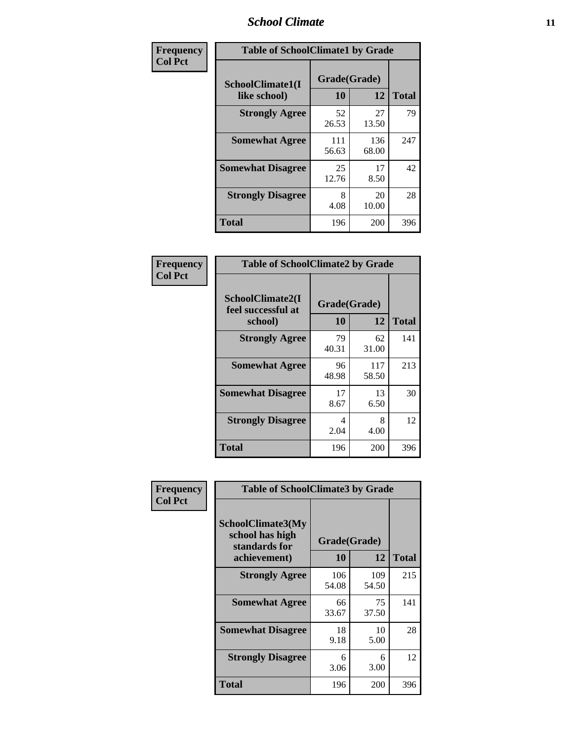| Frequency<br>Col Pct | | | |
|---|---|---|---|

**Table of SchoolClimate1 by Grade**

| SchoolClimate1(I like school) | Grade(Grade) 10 | 12 | Total |
|---|---|---|---|
| Strongly Agree | 52<br>26.53 | 27<br>13.50 | 79 |
| Somewhat Agree | 111<br>56.63 | 136<br>68.00 | 247 |
| Somewhat Disagree | 25<br>12.76 | 17<br>8.50 | 42 |
| Strongly Disagree | 8<br>4.08 | 20<br>10.00 | 28 |
| Total | 196 | 200 | 396 |

| Frequency<br>Col Pct | | | |
|---|---|---|---|

**Table of SchoolClimate2 by Grade**

| SchoolClimate2(I feel successful at school) | Grade(Grade) 10 | 12 | Total |
|---|---|---|---|
| Strongly Agree | 79<br>40.31 | 62<br>31.00 | 141 |
| Somewhat Agree | 96<br>48.98 | 117<br>58.50 | 213 |
| Somewhat Disagree | 17<br>8.67 | 13<br>6.50 | 30 |
| Strongly Disagree | 4<br>2.04 | 8<br>4.00 | 12 |
| Total | 196 | 200 | 396 |

| Frequency<br>Col Pct | | | |
|---|---|---|---|

**Table of SchoolClimate3 by Grade**

| SchoolClimate3(My school has high standards for achievement) | Grade(Grade) 10 | 12 | Total |
|---|---|---|---|
| Strongly Agree | 106<br>54.08 | 109<br>54.50 | 215 |
| Somewhat Agree | 66<br>33.67 | 75<br>37.50 | 141 |
| Somewhat Disagree | 18<br>9.18 | 10<br>5.00 | 28 |
| Strongly Disagree | 6<br>3.06 | 6<br>3.00 | 12 |
| Total | 196 | 200 | 396 |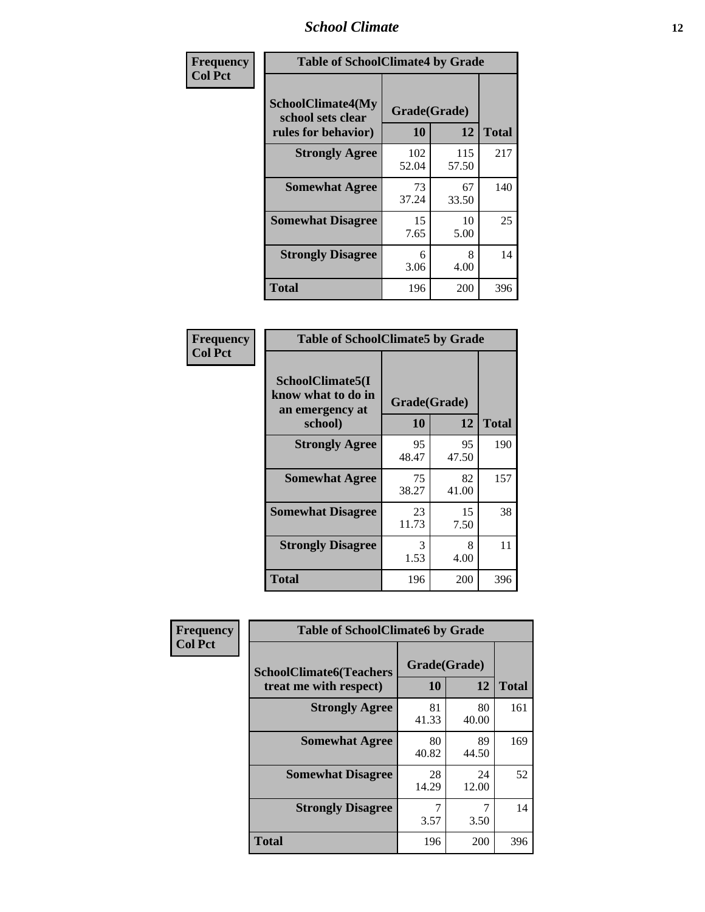## School Climate

**Frequency**
**Col Pct**

| Table of SchoolClimate4 by Grade | | | |
|---|---|---|---|
| SchoolClimate4(My school sets clear rules for behavior) | Grade(Grade) | | |
| | 10 | 12 | Total |
| **Strongly Agree** | 102<br>52.04 | 115<br>57.50 | 217 |
| **Somewhat Agree** | 73<br>37.24 | 67<br>33.50 | 140 |
| **Somewhat Disagree** | 15<br>7.65 | 10<br>5.00 | 25 |
| **Strongly Disagree** | 6<br>3.06 | 8<br>4.00 | 14 |
| **Total** | 196 | 200 | 396 |

**Frequency**
**Col Pct**

| Table of SchoolClimate5 by Grade | | | |
|---|---|---|---|
| SchoolClimate5(I know what to do in an emergency at school) | Grade(Grade) | | |
| | 10 | 12 | Total |
| **Strongly Agree** | 95<br>48.47 | 95<br>47.50 | 190 |
| **Somewhat Agree** | 75<br>38.27 | 82<br>41.00 | 157 |
| **Somewhat Disagree** | 23<br>11.73 | 15<br>7.50 | 38 |
| **Strongly Disagree** | 3<br>1.53 | 8<br>4.00 | 11 |
| **Total** | 196 | 200 | 396 |

**Frequency**
**Col Pct**

| Table of SchoolClimate6 by Grade | | | |
|---|---|---|---|
| SchoolClimate6(Teachers treat me with respect) | Grade(Grade) | | |
| | 10 | 12 | Total |
| **Strongly Agree** | 81<br>41.33 | 80<br>40.00 | 161 |
| **Somewhat Agree** | 80<br>40.82 | 89<br>44.50 | 169 |
| **Somewhat Disagree** | 28<br>14.29 | 24<br>12.00 | 52 |
| **Strongly Disagree** | 7<br>3.57 | 7<br>3.50 | 14 |
| **Total** | 196 | 200 | 396 |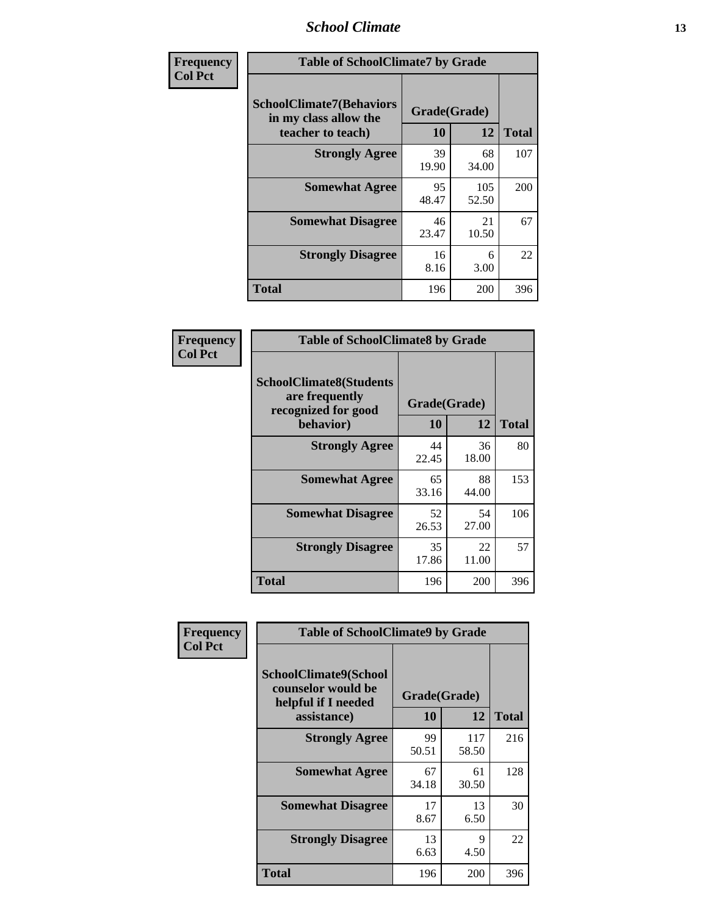| Frequency<br>Col Pct | Table of SchoolClimate7 by Grade | | |
|---|---|---|---|
| **SchoolClimate7(Behaviors in my class allow the teacher to teach)** | **Grade(Grade)** | | |
| | **10** | **12** | **Total** |
| **Strongly Agree** | 39<br>19.90 | 68<br>34.00 | 107 |
| **Somewhat Agree** | 95<br>48.47 | 105<br>52.50 | 200 |
| **Somewhat Disagree** | 46<br>23.47 | 21<br>10.50 | 67 |
| **Strongly Disagree** | 16<br>8.16 | 6<br>3.00 | 22 |
| **Total** | 196 | 200 | 396 |

| Frequency<br>Col Pct | Table of SchoolClimate8 by Grade | | |
|---|---|---|---|
| **SchoolClimate8(Students are frequently recognized for good behavior)** | **Grade(Grade)** | | |
| | **10** | **12** | **Total** |
| **Strongly Agree** | 44<br>22.45 | 36<br>18.00 | 80 |
| **Somewhat Agree** | 65<br>33.16 | 88<br>44.00 | 153 |
| **Somewhat Disagree** | 52<br>26.53 | 54<br>27.00 | 106 |
| **Strongly Disagree** | 35<br>17.86 | 22<br>11.00 | 57 |
| **Total** | 196 | 200 | 396 |

| Frequency<br>Col Pct | Table of SchoolClimate9 by Grade | | |
|---|---|---|---|
| **SchoolClimate9(School counselor would be helpful if I needed assistance)** | **Grade(Grade)** | | |
| | **10** | **12** | **Total** |
| **Strongly Agree** | 99<br>50.51 | 117<br>58.50 | 216 |
| **Somewhat Agree** | 67<br>34.18 | 61<br>30.50 | 128 |
| **Somewhat Disagree** | 17<br>8.67 | 13<br>6.50 | 30 |
| **Strongly Disagree** | 13<br>6.63 | 9<br>4.50 | 22 |
| **Total** | 196 | 200 | 396 |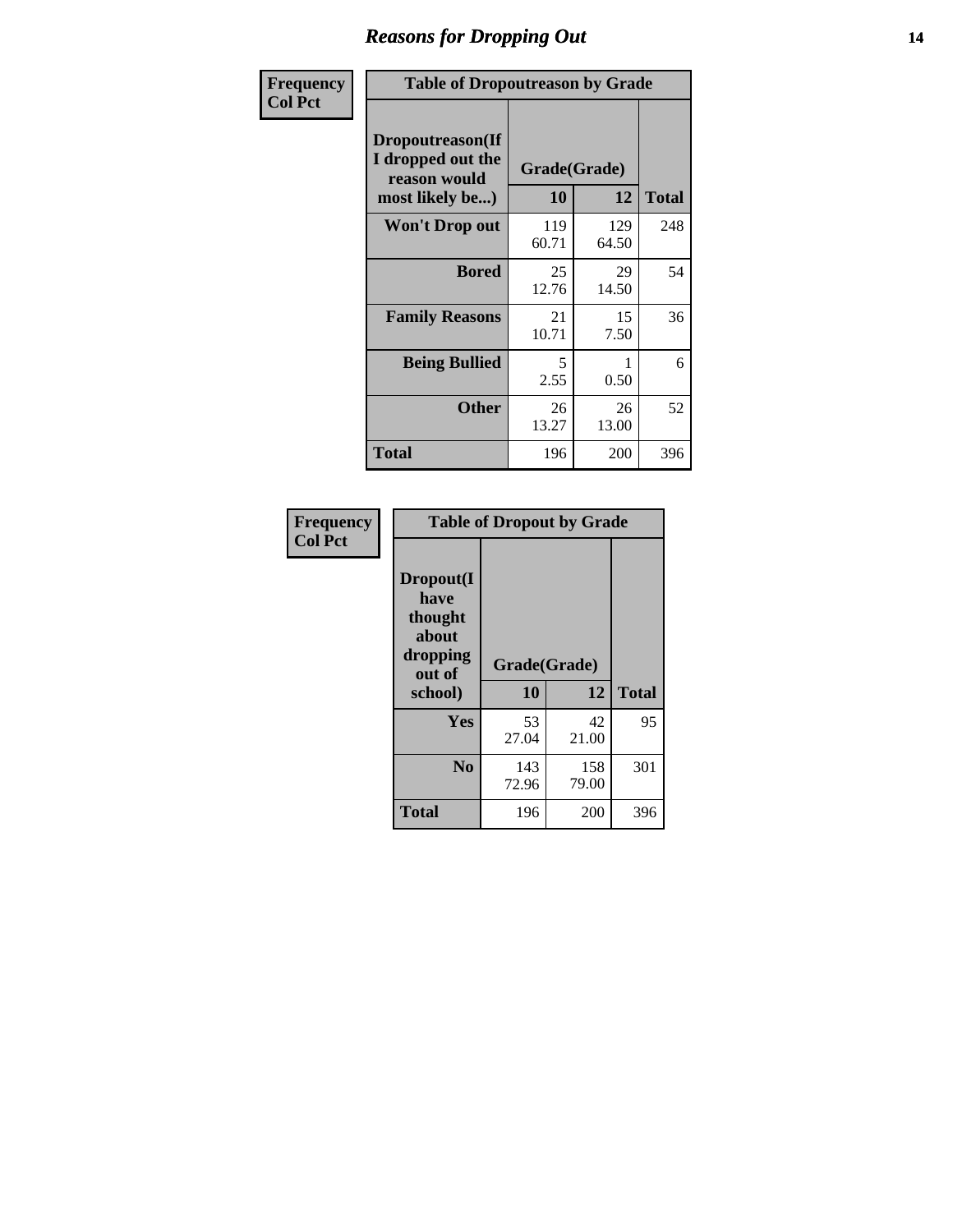## Reasons for Dropping Out

**Frequency**
**Col Pct**

**Table of Dropoutreason by Grade**

| Dropoutreason(If I dropped out the reason would most likely be...) | Grade(Grade) | | Total |
|---|---|---|---|
| | 10 | 12 | |
| **Won't Drop out** | 119<br>60.71 | 129<br>64.50 | 248 |
| **Bored** | 25<br>12.76 | 29<br>14.50 | 54 |
| **Family Reasons** | 21<br>10.71 | 15<br>7.50 | 36 |
| **Being Bullied** | 5<br>2.55 | 1<br>0.50 | 6 |
| **Other** | 26<br>13.27 | 26<br>13.00 | 52 |
| **Total** | 196 | 200 | 396 |

**Frequency**
**Col Pct**

**Table of Dropout by Grade**

| Dropout(I have thought about dropping out of school) | Grade(Grade) | | Total |
|---|---|---|---|
| | 10 | 12 | |
| **Yes** | 53<br>27.04 | 42<br>21.00 | 95 |
| **No** | 143<br>72.96 | 158<br>79.00 | 301 |
| **Total** | 196 | 200 | 396 |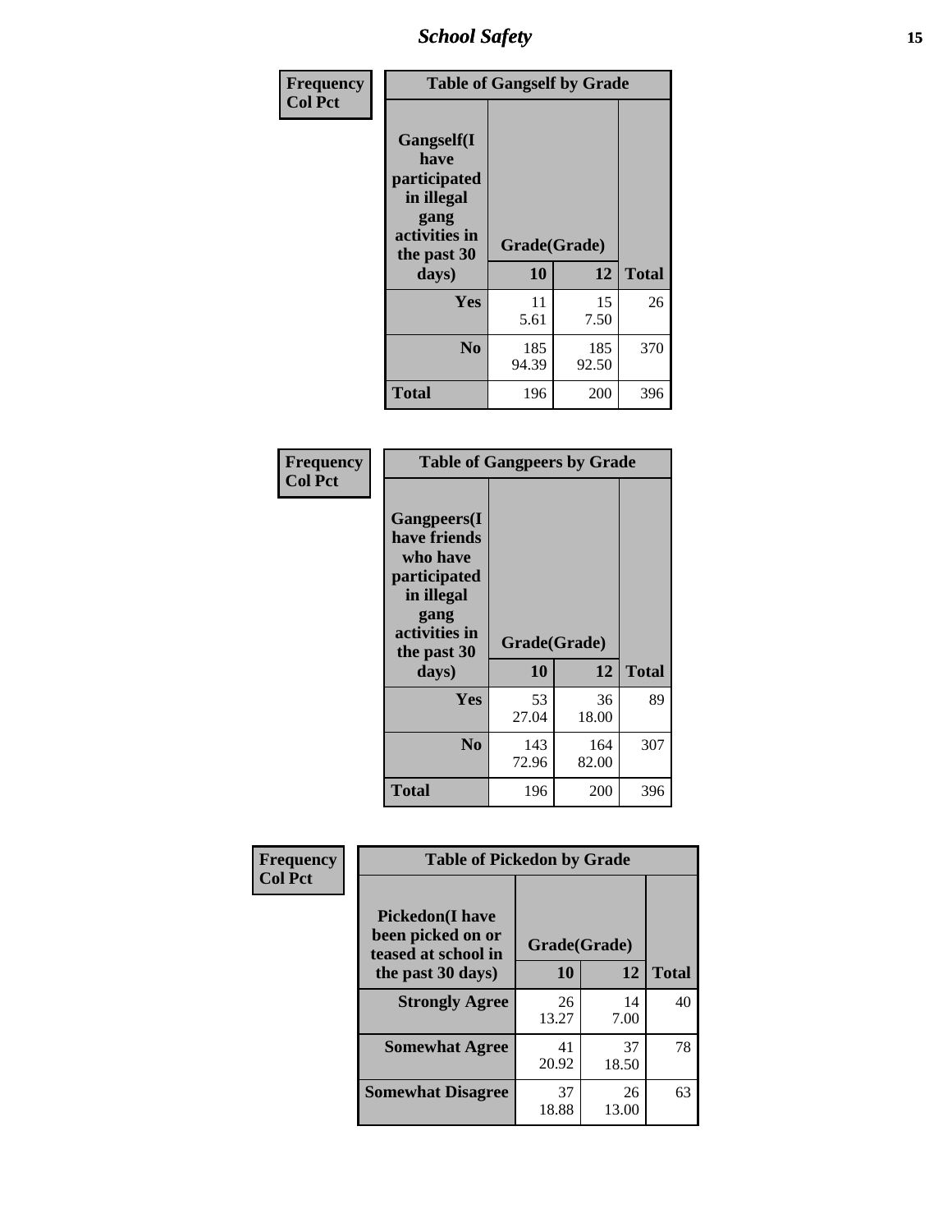| Frequency<br>Col Pct | Table of Gangself by Grade | | |
|---|---|---|---|
| Gangself(I have participated in illegal gang activities in the past 30 days) | Grade(Grade) | | |
| | 10 | 12 | Total |
| Yes | 11<br>5.61 | 15<br>7.50 | 26 |
| No | 185<br>94.39 | 185<br>92.50 | 370 |
| Total | 196 | 200 | 396 |

| Frequency<br>Col Pct | Table of Gangpeers by Grade | | |
|---|---|---|---|
| Gangpeers(I have friends who have participated in illegal gang activities in the past 30 days) | Grade(Grade) | | |
| | 10 | 12 | Total |
| Yes | 53<br>27.04 | 36<br>18.00 | 89 |
| No | 143<br>72.96 | 164<br>82.00 | 307 |
| Total | 196 | 200 | 396 |

| Frequency<br>Col Pct | Table of Pickedon by Grade | | |
|---|---|---|---|
| Pickedon(I have been picked on or teased at school in the past 30 days) | Grade(Grade) | | |
| | 10 | 12 | Total |
| Strongly Agree | 26<br>13.27 | 14<br>7.00 | 40 |
| Somewhat Agree | 41<br>20.92 | 37<br>18.50 | 78 |
| Somewhat Disagree | 37<br>18.88 | 26<br>13.00 | 63 |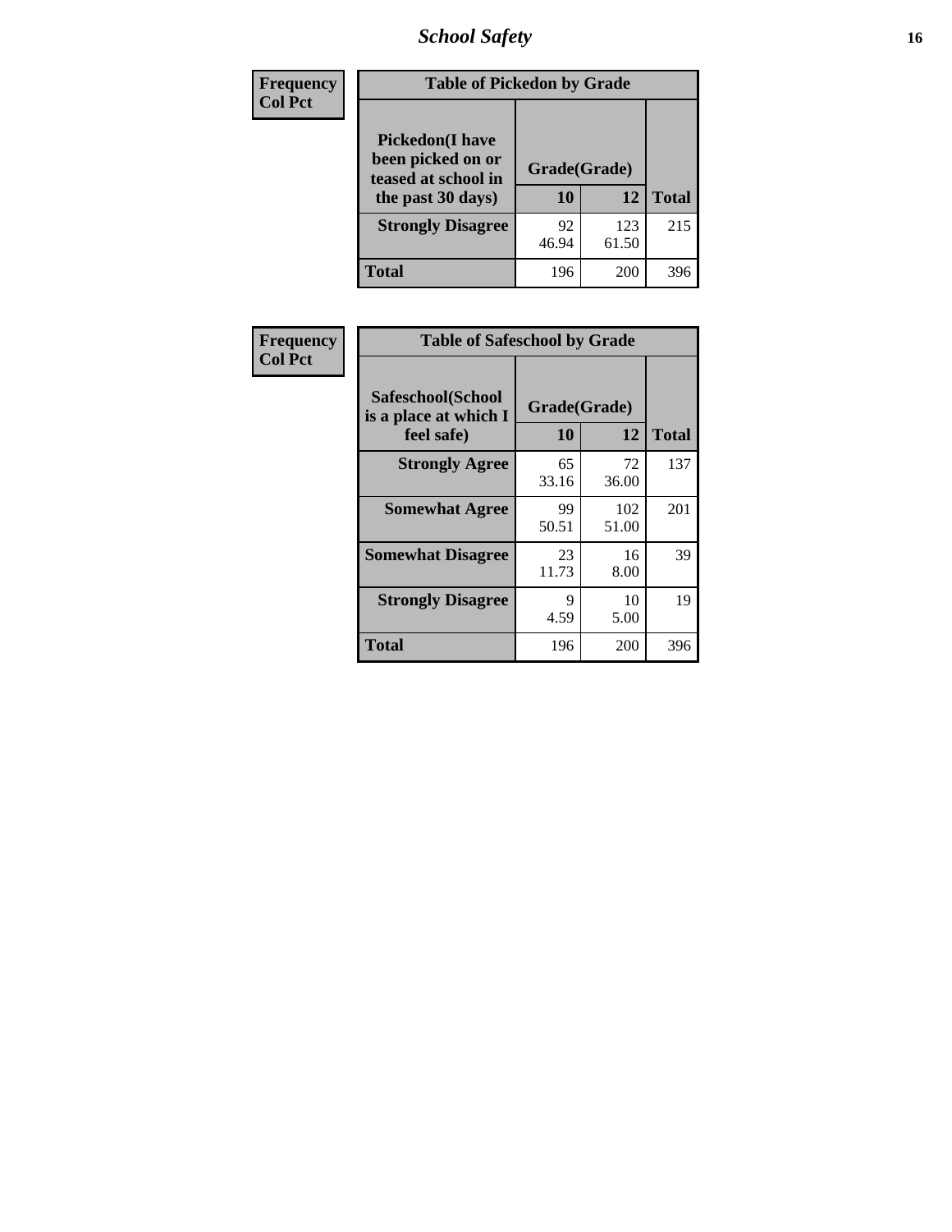**Frequency**
**Col Pct**

| Table of Pickedon by Grade | | | |
|---|---|---|---|
| **Pickedon(I have been picked on or teased at school in the past 30 days)** | **Grade(Grade)** | | |
| | **10** | **12** | **Total** |
| **Strongly Disagree** | 92<br>46.94 | 123<br>61.50 | 215 |
| **Total** | 196 | 200 | 396 |

**Frequency**
**Col Pct**

| Table of Safeschool by Grade | | | |
|---|---|---|---|
| **Safeschool(School is a place at which I feel safe)** | **Grade(Grade)** | | |
| | **10** | **12** | **Total** |
| **Strongly Agree** | 65<br>33.16 | 72<br>36.00 | 137 |
| **Somewhat Agree** | 99<br>50.51 | 102<br>51.00 | 201 |
| **Somewhat Disagree** | 23<br>11.73 | 16<br>8.00 | 39 |
| **Strongly Disagree** | 9<br>4.59 | 10<br>5.00 | 19 |
| **Total** | 196 | 200 | 396 |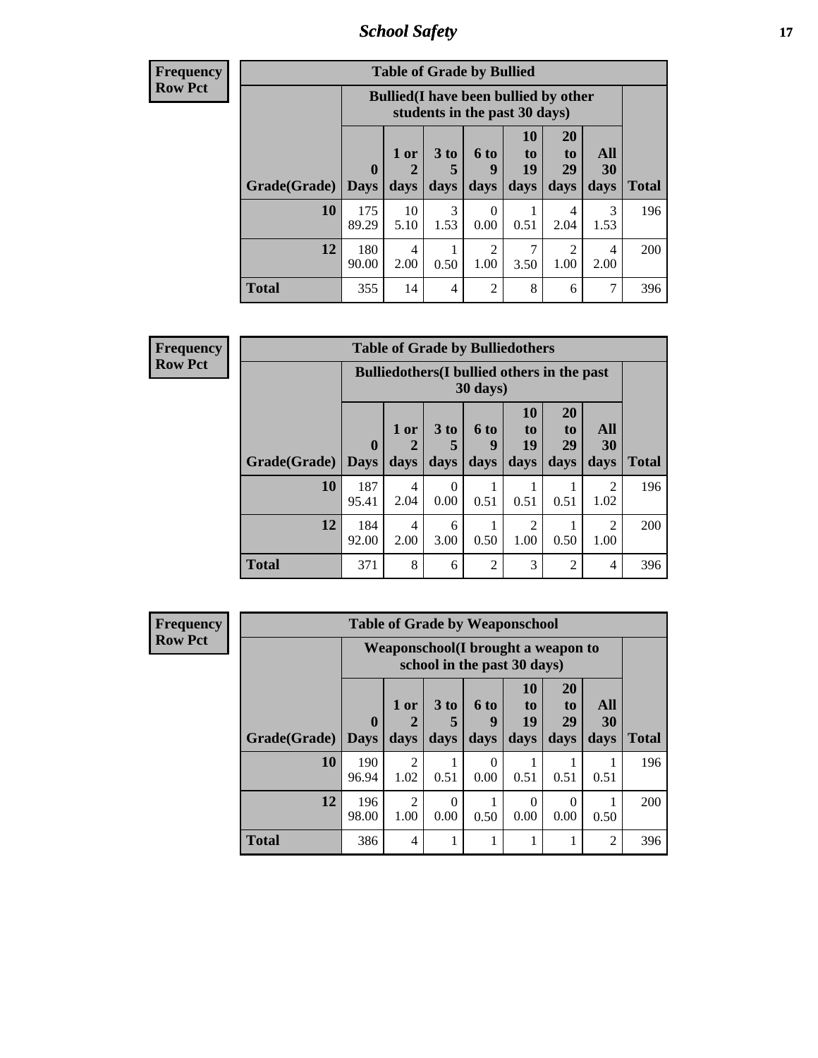# School Safety

**Frequency**
**Row Pct**

| Table of Grade by Bullied | | | | | | | | |
|---|---|---|---|---|---|---|---|---|
| | Bullied(I have been bullied by other students in the past 30 days) | | | | | | | |
| Grade(Grade) | 0 Days | 1 or 2 days | 3 to 5 days | 6 to 9 days | 10 to 19 days | 20 to 29 days | All 30 days | Total |
| **10** | 175<br>89.29 | 10<br>5.10 | 3<br>1.53 | 0<br>0.00 | 1<br>0.51 | 4<br>2.04 | 3<br>1.53 | 196 |
| **12** | 180<br>90.00 | 4<br>2.00 | 1<br>0.50 | 2<br>1.00 | 7<br>3.50 | 2<br>1.00 | 4<br>2.00 | 200 |
| **Total** | 355 | 14 | 4 | 2 | 8 | 6 | 7 | 396 |

**Frequency**
**Row Pct**

| Table of Grade by Bulliedothers | | | | | | | | |
|---|---|---|---|---|---|---|---|---|
| | Bulliedothers(I bullied others in the past 30 days) | | | | | | | |
| Grade(Grade) | 0 Days | 1 or 2 days | 3 to 5 days | 6 to 9 days | 10 to 19 days | 20 to 29 days | All 30 days | Total |
| **10** | 187<br>95.41 | 4<br>2.04 | 0<br>0.00 | 1<br>0.51 | 1<br>0.51 | 1<br>0.51 | 2<br>1.02 | 196 |
| **12** | 184<br>92.00 | 4<br>2.00 | 6<br>3.00 | 1<br>0.50 | 2<br>1.00 | 1<br>0.50 | 2<br>1.00 | 200 |
| **Total** | 371 | 8 | 6 | 2 | 3 | 2 | 4 | 396 |

**Frequency**
**Row Pct**

| Table of Grade by Weaponschool | | | | | | | | |
|---|---|---|---|---|---|---|---|---|
| | Weaponschool(I brought a weapon to school in the past 30 days) | | | | | | | |
| Grade(Grade) | 0 Days | 1 or 2 days | 3 to 5 days | 6 to 9 days | 10 to 19 days | 20 to 29 days | All 30 days | Total |
| **10** | 190<br>96.94 | 2<br>1.02 | 1<br>0.51 | 0<br>0.00 | 1<br>0.51 | 1<br>0.51 | 1<br>0.51 | 196 |
| **12** | 196<br>98.00 | 2<br>1.00 | 0<br>0.00 | 1<br>0.50 | 0<br>0.00 | 0<br>0.00 | 1<br>0.50 | 200 |
| **Total** | 386 | 4 | 1 | 1 | 1 | 1 | 2 | 396 |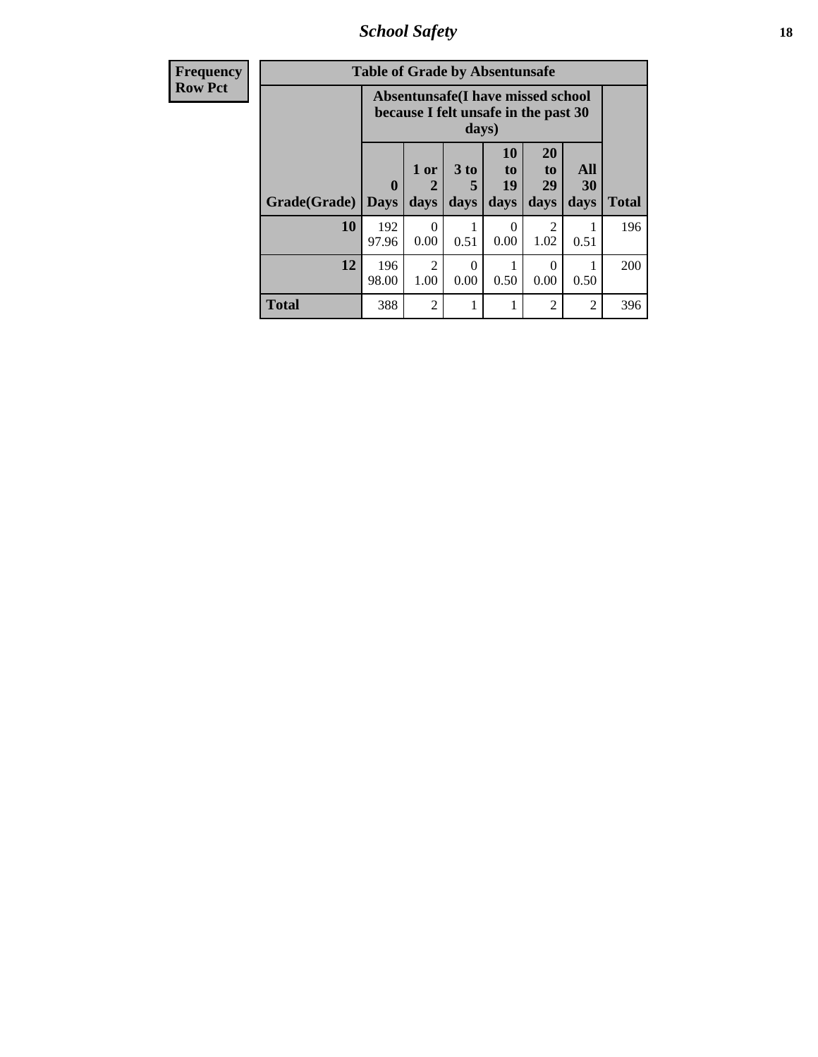| Frequency Row Pct |
|---|

| Table of Grade by Absentunsafe | | | | | | | |
|---|---|---|---|---|---|---|---|
| | Absentunsafe(I have missed school because I felt unsafe in the past 30 days) | | | | | | |
| Grade(Grade) | 0 Days | 1 or 2 days | 3 to 5 days | 10 to 19 days | 20 to 29 days | All 30 days | Total |
| **10** | 192<br>97.96 | 0<br>0.00 | 1<br>0.51 | 0<br>0.00 | 2<br>1.02 | 1<br>0.51 | 196 |
| **12** | 196<br>98.00 | 2<br>1.00 | 0<br>0.00 | 1<br>0.50 | 0<br>0.00 | 1<br>0.50 | 200 |
| **Total** | 388 | 2 | 1 | 1 | 2 | 2 | 396 |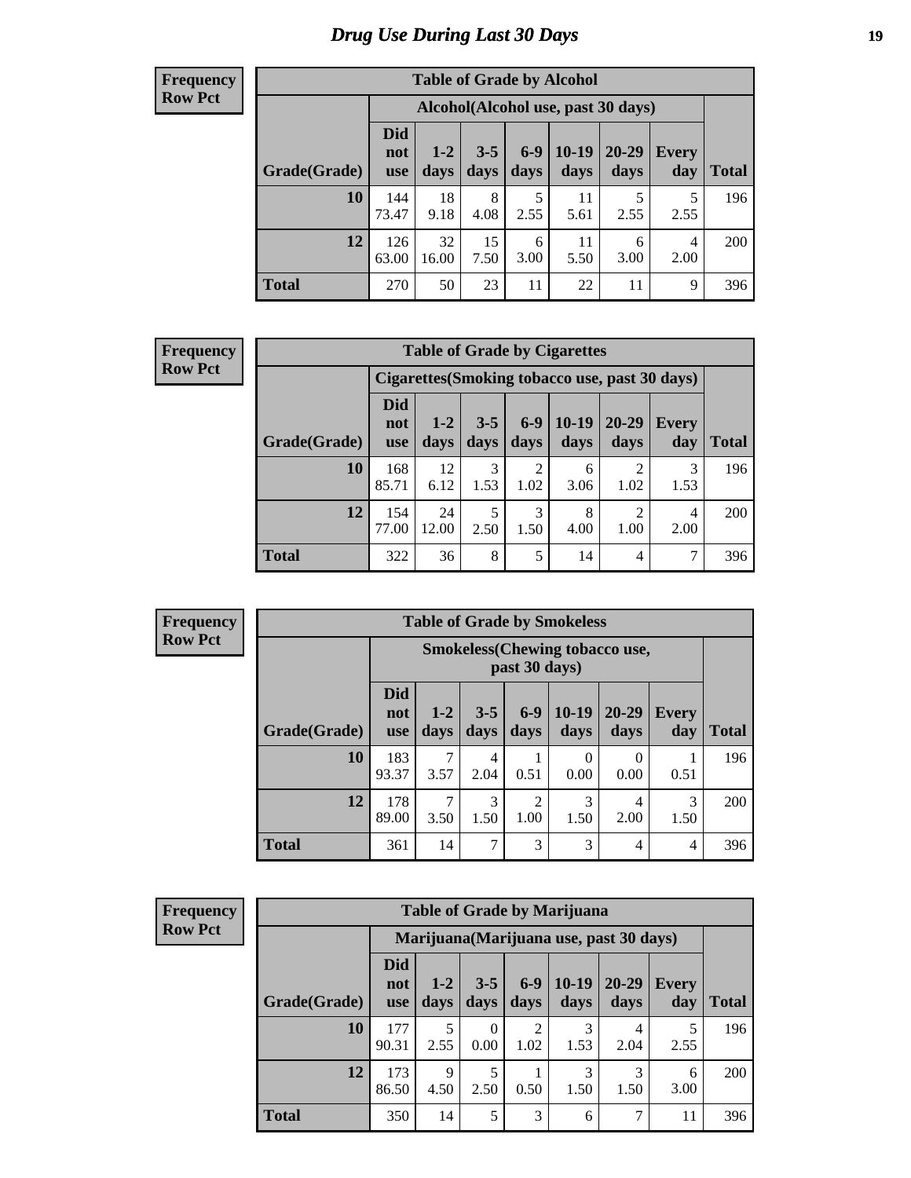# Drug Use During Last 30 Days

**Frequency**
**Row Pct**

| Table of Grade by Alcohol | | | | | | | | |
|---|---|---|---|---|---|---|---|---|
| | Alcohol(Alcohol use, past 30 days) | | | | | | | |
| Grade(Grade) | Did not use | 1-2 days | 3-5 days | 6-9 days | 10-19 days | 20-29 days | Every day | Total |
| 10 | 144<br>73.47 | 18<br>9.18 | 8<br>4.08 | 5<br>2.55 | 11<br>5.61 | 5<br>2.55 | 5<br>2.55 | 196 |
| 12 | 126<br>63.00 | 32<br>16.00 | 15<br>7.50 | 6<br>3.00 | 11<br>5.50 | 6<br>3.00 | 4<br>2.00 | 200 |
| Total | 270 | 50 | 23 | 11 | 22 | 11 | 9 | 396 |

**Frequency**
**Row Pct**

| Table of Grade by Cigarettes | | | | | | | | |
|---|---|---|---|---|---|---|---|---|
| | Cigarettes(Smoking tobacco use, past 30 days) | | | | | | | |
| Grade(Grade) | Did not use | 1-2 days | 3-5 days | 6-9 days | 10-19 days | 20-29 days | Every day | Total |
| 10 | 168<br>85.71 | 12<br>6.12 | 3<br>1.53 | 2<br>1.02 | 6<br>3.06 | 2<br>1.02 | 3<br>1.53 | 196 |
| 12 | 154<br>77.00 | 24<br>12.00 | 5<br>2.50 | 3<br>1.50 | 8<br>4.00 | 2<br>1.00 | 4<br>2.00 | 200 |
| Total | 322 | 36 | 8 | 5 | 14 | 4 | 7 | 396 |

**Frequency**
**Row Pct**

| Table of Grade by Smokeless | | | | | | | | |
|---|---|---|---|---|---|---|---|---|
| | Smokeless(Chewing tobacco use, past 30 days) | | | | | | | |
| Grade(Grade) | Did not use | 1-2 days | 3-5 days | 6-9 days | 10-19 days | 20-29 days | Every day | Total |
| 10 | 183<br>93.37 | 7<br>3.57 | 4<br>2.04 | 1<br>0.51 | 0<br>0.00 | 0<br>0.00 | 1<br>0.51 | 196 |
| 12 | 178<br>89.00 | 7<br>3.50 | 3<br>1.50 | 2<br>1.00 | 3<br>1.50 | 4<br>2.00 | 3<br>1.50 | 200 |
| Total | 361 | 14 | 7 | 3 | 3 | 4 | 4 | 396 |

**Frequency**
**Row Pct**

| Table of Grade by Marijuana | | | | | | | | |
|---|---|---|---|---|---|---|---|---|
| | Marijuana(Marijuana use, past 30 days) | | | | | | | |
| Grade(Grade) | Did not use | 1-2 days | 3-5 days | 6-9 days | 10-19 days | 20-29 days | Every day | Total |
| 10 | 177<br>90.31 | 5<br>2.55 | 0<br>0.00 | 2<br>1.02 | 3<br>1.53 | 4<br>2.04 | 5<br>2.55 | 196 |
| 12 | 173<br>86.50 | 9<br>4.50 | 5<br>2.50 | 1<br>0.50 | 3<br>1.50 | 3<br>1.50 | 6<br>3.00 | 200 |
| Total | 350 | 14 | 5 | 3 | 6 | 7 | 11 | 396 |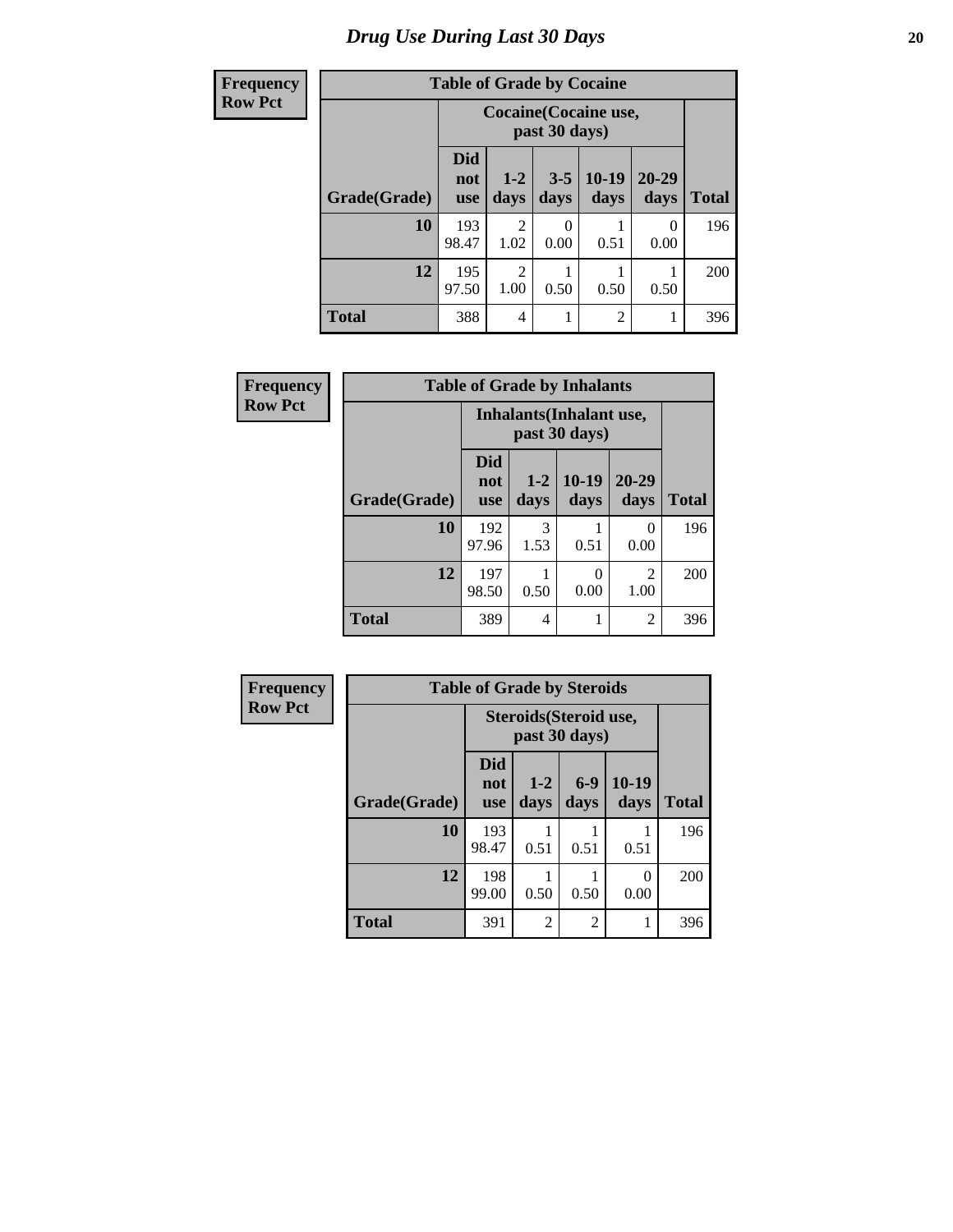# Drug Use During Last 30 Days

| Frequency Row Pct |
|---|

**Table of Grade by Cocaine**

| | Cocaine(Cocaine use, past 30 days) | | | | | |
|---|---|---|---|---|---|---|
| Grade(Grade) | Did not use | 1-2 days | 3-5 days | 10-19 days | 20-29 days | Total |
| 10 | 193<br>98.47 | 2<br>1.02 | 0<br>0.00 | 1<br>0.51 | 0<br>0.00 | 196 |
| 12 | 195<br>97.50 | 2<br>1.00 | 1<br>0.50 | 1<br>0.50 | 1<br>0.50 | 200 |
| Total | 388 | 4 | 1 | 2 | 1 | 396 |

| Frequency Row Pct |
|---|

**Table of Grade by Inhalants**

| | Inhalants(Inhalant use, past 30 days) | | | | |
|---|---|---|---|---|---|
| Grade(Grade) | Did not use | 1-2 days | 10-19 days | 20-29 days | Total |
| 10 | 192<br>97.96 | 3<br>1.53 | 1<br>0.51 | 0<br>0.00 | 196 |
| 12 | 197<br>98.50 | 1<br>0.50 | 0<br>0.00 | 2<br>1.00 | 200 |
| Total | 389 | 4 | 1 | 2 | 396 |

| Frequency Row Pct |
|---|

**Table of Grade by Steroids**

| | Steroids(Steroid use, past 30 days) | | | | |
|---|---|---|---|---|---|
| Grade(Grade) | Did not use | 1-2 days | 6-9 days | 10-19 days | Total |
| 10 | 193<br>98.47 | 1<br>0.51 | 1<br>0.51 | 1<br>0.51 | 196 |
| 12 | 198<br>99.00 | 1<br>0.50 | 1<br>0.50 | 0<br>0.00 | 200 |
| Total | 391 | 2 | 2 | 1 | 396 |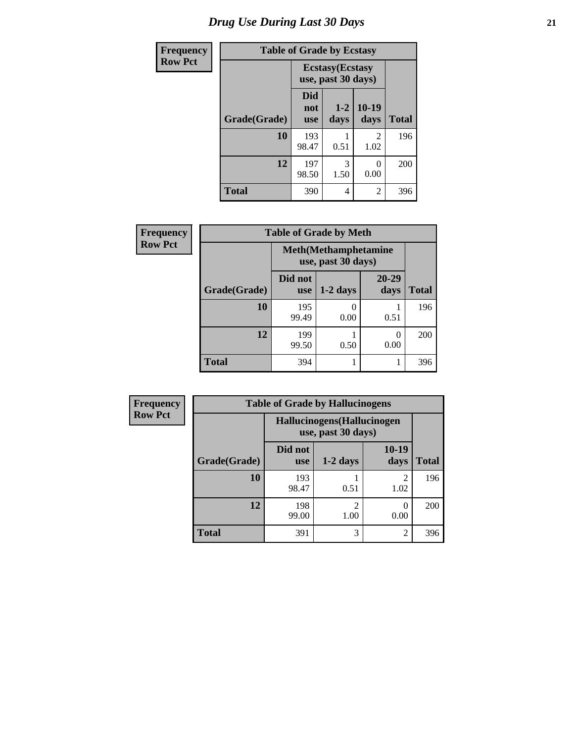# Drug Use During Last 30 Days

| Frequency<br>Row Pct | | | | |
|---|---|---|---|---|
| **Table of Grade by Ecstasy** | | | | |
| | **Ecstasy(Ecstasy use, past 30 days)** | | | |
| **Grade(Grade)** | **Did not use** | **1-2 days** | **10-19 days** | **Total** |
| **10** | 193<br>98.47 | 1<br>0.51 | 2<br>1.02 | 196 |
| **12** | 197<br>98.50 | 3<br>1.50 | 0<br>0.00 | 200 |
| **Total** | 390 | 4 | 2 | 396 |

| Frequency<br>Row Pct | | | | |
|---|---|---|---|---|
| **Table of Grade by Meth** | | | | |
| | **Meth(Methamphetamine use, past 30 days)** | | | |
| **Grade(Grade)** | **Did not use** | **1-2 days** | **20-29 days** | **Total** |
| **10** | 195<br>99.49 | 0<br>0.00 | 1<br>0.51 | 196 |
| **12** | 199<br>99.50 | 1<br>0.50 | 0<br>0.00 | 200 |
| **Total** | 394 | 1 | 1 | 396 |

| Frequency<br>Row Pct | | | | |
|---|---|---|---|---|
| **Table of Grade by Hallucinogens** | | | | |
| | **Hallucinogens(Hallucinogen use, past 30 days)** | | | |
| **Grade(Grade)** | **Did not use** | **1-2 days** | **10-19 days** | **Total** |
| **10** | 193<br>98.47 | 1<br>0.51 | 2<br>1.02 | 196 |
| **12** | 198<br>99.00 | 2<br>1.00 | 0<br>0.00 | 200 |
| **Total** | 391 | 3 | 2 | 396 |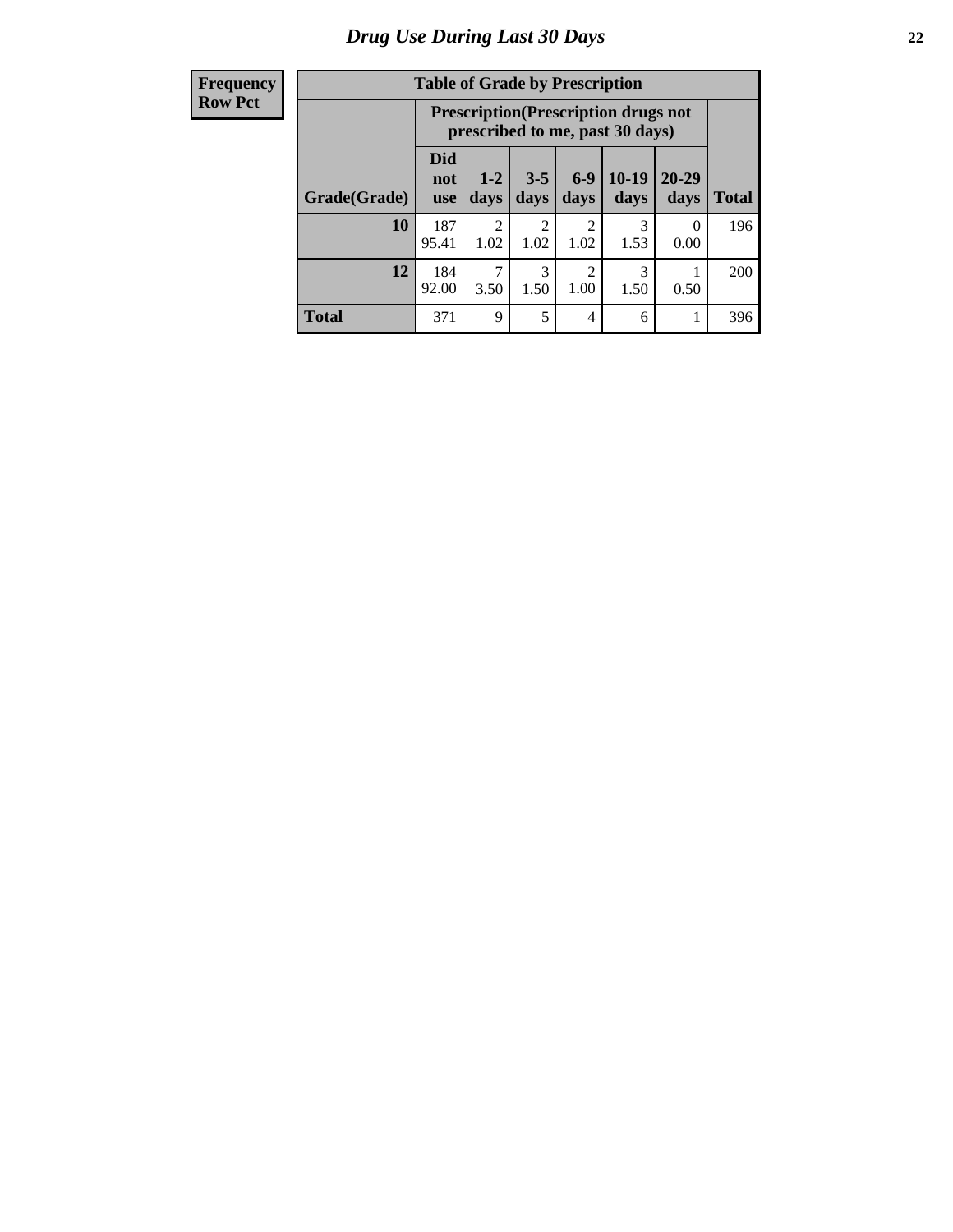# Drug Use During Last 30 Days

| Frequency<br>Row Pct | | | | | | | |
|---|---|---|---|---|---|---|---|

| Table of Grade by Prescription | | | | | | | |
|---|---|---|---|---|---|---|---|
| | Prescription(Prescription drugs not prescribed to me, past 30 days) | | | | | | |
| Grade(Grade) | Did not use | 1-2 days | 3-5 days | 6-9 days | 10-19 days | 20-29 days | Total |
| **10** | 187<br>95.41 | 2<br>1.02 | 2<br>1.02 | 2<br>1.02 | 3<br>1.53 | 0<br>0.00 | 196 |
| **12** | 184<br>92.00 | 7<br>3.50 | 3<br>1.50 | 2<br>1.00 | 3<br>1.50 | 1<br>0.50 | 200 |
| **Total** | 371 | 9 | 5 | 4 | 6 | 1 | 396 |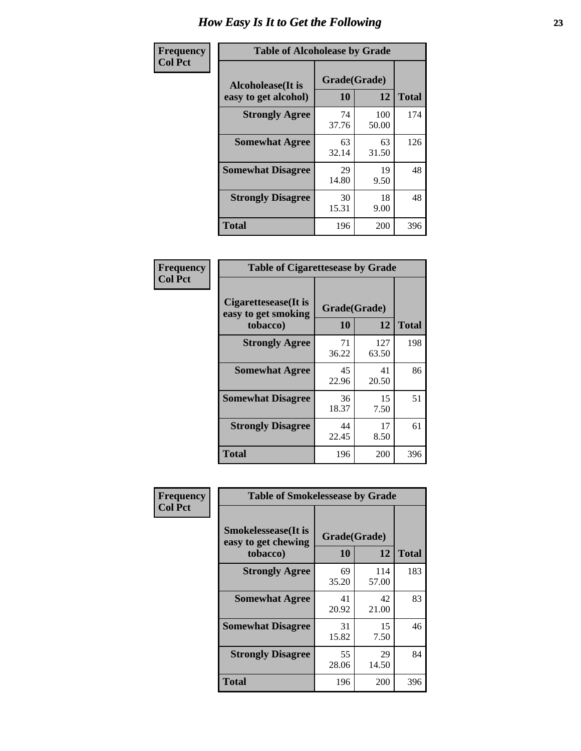# How Easy Is It to Get the Following

**Frequency**
**Col Pct**

**Table of Alcoholease by Grade**

| Alcoholease(It is easy to get alcohol) | Grade(Grade) | | Total |
|---|---|---|---|
| | 10 | 12 | |
| **Strongly Agree** | 74<br>37.76 | 100<br>50.00 | 174 |
| **Somewhat Agree** | 63<br>32.14 | 63<br>31.50 | 126 |
| **Somewhat Disagree** | 29<br>14.80 | 19<br>9.50 | 48 |
| **Strongly Disagree** | 30<br>15.31 | 18<br>9.00 | 48 |
| **Total** | 196 | 200 | 396 |

**Frequency**
**Col Pct**

**Table of Cigarettesease by Grade**

| Cigarettesease(It is easy to get smoking tobacco) | Grade(Grade) | | Total |
|---|---|---|---|
| | 10 | 12 | |
| **Strongly Agree** | 71<br>36.22 | 127<br>63.50 | 198 |
| **Somewhat Agree** | 45<br>22.96 | 41<br>20.50 | 86 |
| **Somewhat Disagree** | 36<br>18.37 | 15<br>7.50 | 51 |
| **Strongly Disagree** | 44<br>22.45 | 17<br>8.50 | 61 |
| **Total** | 196 | 200 | 396 |

**Frequency**
**Col Pct**

**Table of Smokelessease by Grade**

| Smokelessease(It is easy to get chewing tobacco) | Grade(Grade) | | Total |
|---|---|---|---|
| | 10 | 12 | |
| **Strongly Agree** | 69<br>35.20 | 114<br>57.00 | 183 |
| **Somewhat Agree** | 41<br>20.92 | 42<br>21.00 | 83 |
| **Somewhat Disagree** | 31<br>15.82 | 15<br>7.50 | 46 |
| **Strongly Disagree** | 55<br>28.06 | 29<br>14.50 | 84 |
| **Total** | 196 | 200 | 396 |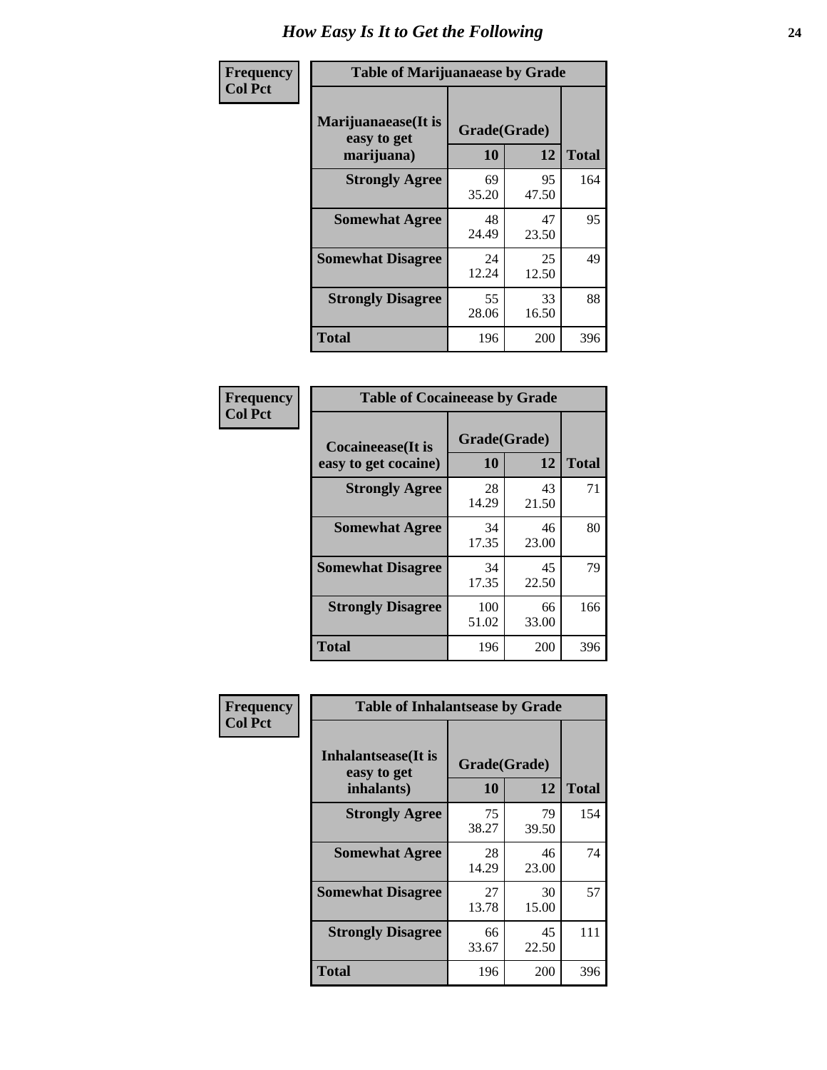# How Easy Is It to Get the Following

**Frequency / Col Pct**

**Table of Marijuanaease by Grade**

| Marijuanaease(It is easy to get marijuana) | Grade(Grade) 10 | 12 | Total |
|---|---|---|---|
| **Strongly Agree** | 69<br>35.20 | 95<br>47.50 | 164 |
| **Somewhat Agree** | 48<br>24.49 | 47<br>23.50 | 95 |
| **Somewhat Disagree** | 24<br>12.24 | 25<br>12.50 | 49 |
| **Strongly Disagree** | 55<br>28.06 | 33<br>16.50 | 88 |
| **Total** | 196 | 200 | 396 |

**Frequency / Col Pct**

**Table of Cocaineease by Grade**

| Cocaineease(It is easy to get cocaine) | Grade(Grade) 10 | 12 | Total |
|---|---|---|---|
| **Strongly Agree** | 28<br>14.29 | 43<br>21.50 | 71 |
| **Somewhat Agree** | 34<br>17.35 | 46<br>23.00 | 80 |
| **Somewhat Disagree** | 34<br>17.35 | 45<br>22.50 | 79 |
| **Strongly Disagree** | 100<br>51.02 | 66<br>33.00 | 166 |
| **Total** | 196 | 200 | 396 |

**Frequency / Col Pct**

**Table of Inhalantsease by Grade**

| Inhalantsease(It is easy to get inhalants) | Grade(Grade) 10 | 12 | Total |
|---|---|---|---|
| **Strongly Agree** | 75<br>38.27 | 79<br>39.50 | 154 |
| **Somewhat Agree** | 28<br>14.29 | 46<br>23.00 | 74 |
| **Somewhat Disagree** | 27<br>13.78 | 30<br>15.00 | 57 |
| **Strongly Disagree** | 66<br>33.67 | 45<br>22.50 | 111 |
| **Total** | 196 | 200 | 396 |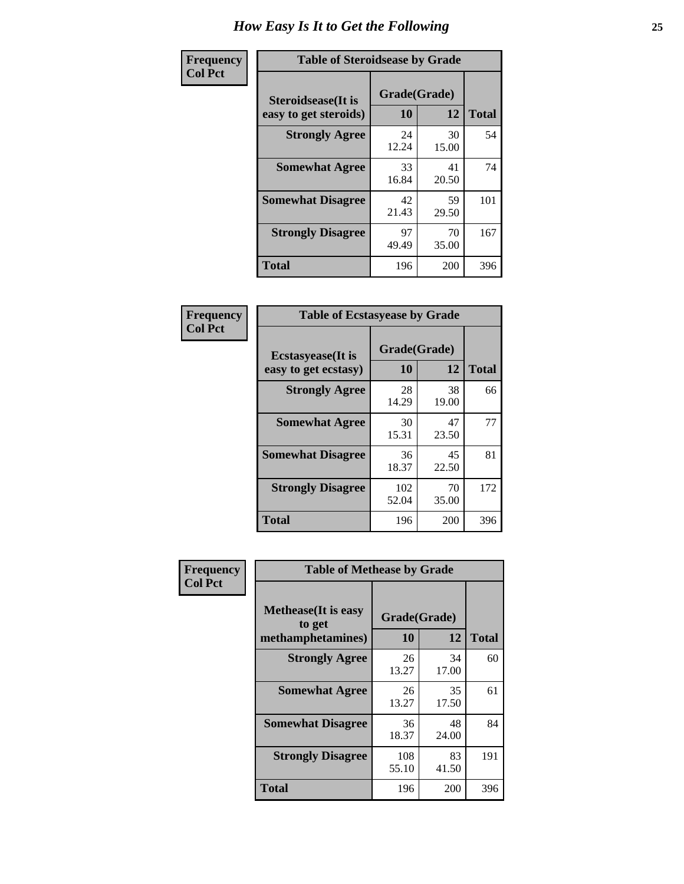# How Easy Is It to Get the Following

**Frequency**
**Col Pct**

**Table of Steroidsease by Grade**

| Steroidsease(It is easy to get steroids) | Grade(Grade) 10 | 12 | Total |
|---|---|---|---|
| **Strongly Agree** | 24<br>12.24 | 30<br>15.00 | 54 |
| **Somewhat Agree** | 33<br>16.84 | 41<br>20.50 | 74 |
| **Somewhat Disagree** | 42<br>21.43 | 59<br>29.50 | 101 |
| **Strongly Disagree** | 97<br>49.49 | 70<br>35.00 | 167 |
| **Total** | 196 | 200 | 396 |

**Frequency**
**Col Pct**

**Table of Ecstasyease by Grade**

| Ecstasyease(It is easy to get ecstasy) | Grade(Grade) 10 | 12 | Total |
|---|---|---|---|
| **Strongly Agree** | 28<br>14.29 | 38<br>19.00 | 66 |
| **Somewhat Agree** | 30<br>15.31 | 47<br>23.50 | 77 |
| **Somewhat Disagree** | 36<br>18.37 | 45<br>22.50 | 81 |
| **Strongly Disagree** | 102<br>52.04 | 70<br>35.00 | 172 |
| **Total** | 196 | 200 | 396 |

**Frequency**
**Col Pct**

**Table of Methease by Grade**

| Methease(It is easy to get methamphetamines) | Grade(Grade) 10 | 12 | Total |
|---|---|---|---|
| **Strongly Agree** | 26<br>13.27 | 34<br>17.00 | 60 |
| **Somewhat Agree** | 26<br>13.27 | 35<br>17.50 | 61 |
| **Somewhat Disagree** | 36<br>18.37 | 48<br>24.00 | 84 |
| **Strongly Disagree** | 108<br>55.10 | 83<br>41.50 | 191 |
| **Total** | 196 | 200 | 396 |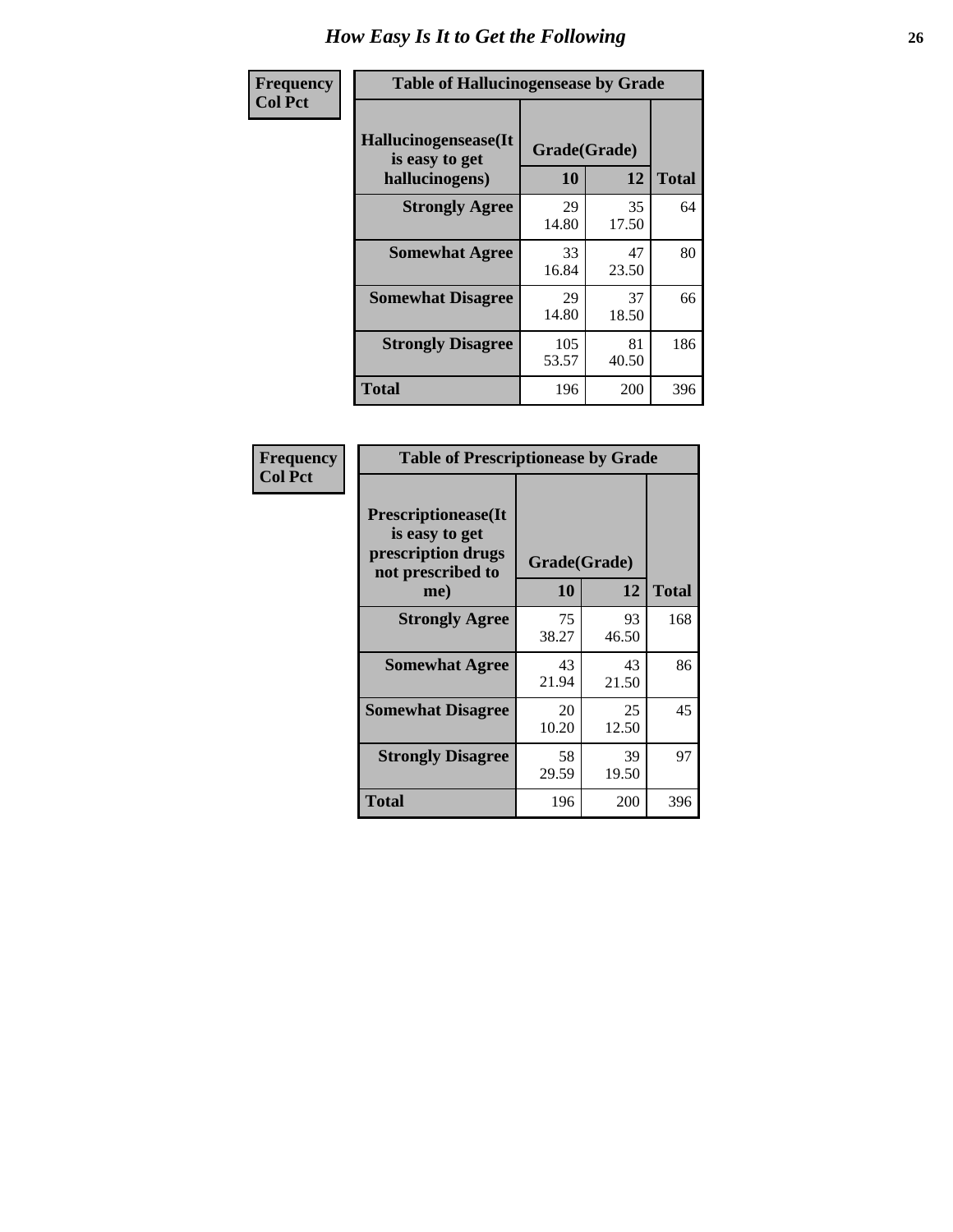# How Easy Is It to Get the Following

**Frequency**
**Col Pct**

**Table of Hallucinogensease by Grade**

| Hallucinogensease(It is easy to get hallucinogens) | Grade(Grade) 10 | 12 | Total |
|---|---|---|---|
| **Strongly Agree** | 29<br>14.80 | 35<br>17.50 | 64 |
| **Somewhat Agree** | 33<br>16.84 | 47<br>23.50 | 80 |
| **Somewhat Disagree** | 29<br>14.80 | 37<br>18.50 | 66 |
| **Strongly Disagree** | 105<br>53.57 | 81<br>40.50 | 186 |
| **Total** | 196 | 200 | 396 |

**Frequency**
**Col Pct**

**Table of Prescriptionease by Grade**

| Prescriptionease(It is easy to get prescription drugs not prescribed to me) | Grade(Grade) 10 | 12 | Total |
|---|---|---|---|
| **Strongly Agree** | 75<br>38.27 | 93<br>46.50 | 168 |
| **Somewhat Agree** | 43<br>21.94 | 43<br>21.50 | 86 |
| **Somewhat Disagree** | 20<br>10.20 | 25<br>12.50 | 45 |
| **Strongly Disagree** | 58<br>29.59 | 39<br>19.50 | 97 |
| **Total** | 196 | 200 | 396 |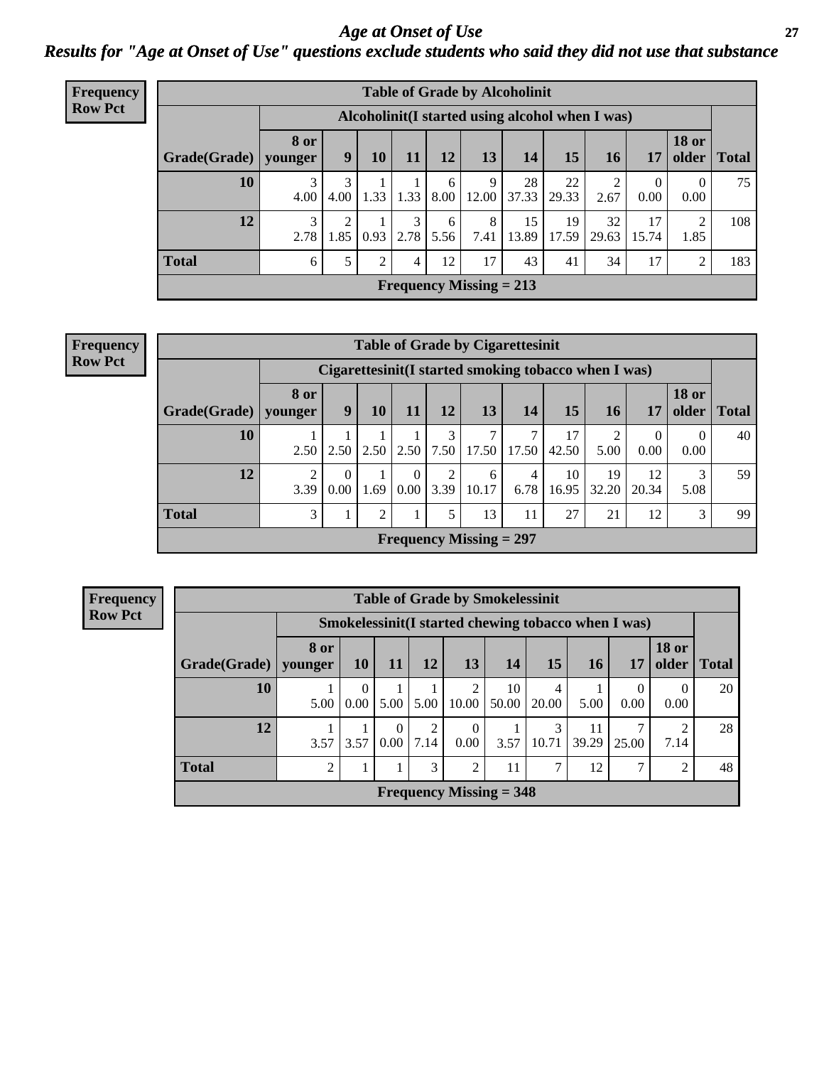# *Age at Onset of Use*

## *Results for "Age at Onset of Use" questions exclude students who said they did not use that substance*

**Frequency**
**Row Pct**

**Table of Grade by Alcoholinit**

| Grade(Grade) | Alcoholinit(I started using alcohol when I was) | | | | | | | | | | | Total |
|---|---|---|---|---|---|---|---|---|---|---|---|---|
| | 8 or younger | 9 | 10 | 11 | 12 | 13 | 14 | 15 | 16 | 17 | 18 or older | |
| **10** | 3<br>4.00 | 3<br>4.00 | 1<br>1.33 | 1<br>1.33 | 6<br>8.00 | 9<br>12.00 | 28<br>37.33 | 22<br>29.33 | 2<br>2.67 | 0<br>0.00 | 0<br>0.00 | 75 |
| **12** | 3<br>2.78 | 2<br>1.85 | 1<br>0.93 | 3<br>2.78 | 6<br>5.56 | 8<br>7.41 | 15<br>13.89 | 19<br>17.59 | 32<br>29.63 | 17<br>15.74 | 2<br>1.85 | 108 |
| **Total** | 6 | 5 | 2 | 4 | 12 | 17 | 43 | 41 | 34 | 17 | 2 | 183 |

**Frequency Missing = 213**

**Frequency**
**Row Pct**

**Table of Grade by Cigarettesinit**

| Grade(Grade) | Cigarettesinit(I started smoking tobacco when I was) | | | | | | | | | | | Total |
|---|---|---|---|---|---|---|---|---|---|---|---|---|
| | 8 or younger | 9 | 10 | 11 | 12 | 13 | 14 | 15 | 16 | 17 | 18 or older | |
| **10** | 1<br>2.50 | 1<br>2.50 | 1<br>2.50 | 1<br>2.50 | 3<br>7.50 | 7<br>17.50 | 7<br>17.50 | 17<br>42.50 | 2<br>5.00 | 0<br>0.00 | 0<br>0.00 | 40 |
| **12** | 2<br>3.39 | 0<br>0.00 | 1<br>1.69 | 0<br>0.00 | 2<br>3.39 | 6<br>10.17 | 4<br>6.78 | 10<br>16.95 | 19<br>32.20 | 12<br>20.34 | 3<br>5.08 | 59 |
| **Total** | 3 | 1 | 2 | 1 | 5 | 13 | 11 | 27 | 21 | 12 | 3 | 99 |

**Frequency Missing = 297**

**Frequency**
**Row Pct**

**Table of Grade by Smokelessinit**

| Grade(Grade) | Smokelessinit(I started chewing tobacco when I was) | | | | | | | | | | Total |
|---|---|---|---|---|---|---|---|---|---|---|---|
| | 8 or younger | 10 | 11 | 12 | 13 | 14 | 15 | 16 | 17 | 18 or older | |
| **10** | 1<br>5.00 | 0<br>0.00 | 1<br>5.00 | 1<br>5.00 | 2<br>10.00 | 10<br>50.00 | 4<br>20.00 | 1<br>5.00 | 0<br>0.00 | 0<br>0.00 | 20 |
| **12** | 1<br>3.57 | 1<br>3.57 | 0<br>0.00 | 2<br>7.14 | 0<br>0.00 | 1<br>3.57 | 3<br>10.71 | 11<br>39.29 | 7<br>25.00 | 2<br>7.14 | 28 |
| **Total** | 2 | 1 | 1 | 3 | 2 | 11 | 7 | 12 | 7 | 2 | 48 |

**Frequency Missing = 348**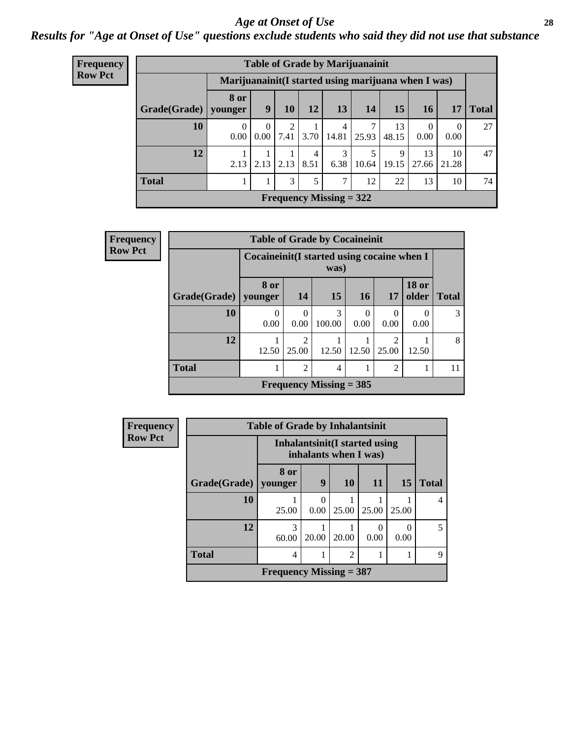# Age at Onset of Use

## Results for "Age at Onset of Use" questions exclude students who said they did not use that substance

**Frequency**
**Row Pct**

**Table of Grade by Marijuanainit**

| Grade(Grade) | Marijuanainit(I started using marijuana when I was) | | | | | | | | | Total |
|---|---|---|---|---|---|---|---|---|---|---|
| | 8 or younger | 9 | 10 | 12 | 13 | 14 | 15 | 16 | 17 | |
| 10 | 0<br>0.00 | 0<br>0.00 | 2<br>7.41 | 1<br>3.70 | 4<br>14.81 | 7<br>25.93 | 13<br>48.15 | 0<br>0.00 | 0<br>0.00 | 27 |
| 12 | 1<br>2.13 | 1<br>2.13 | 1<br>2.13 | 4<br>8.51 | 3<br>6.38 | 5<br>10.64 | 9<br>19.15 | 13<br>27.66 | 10<br>21.28 | 47 |
| Total | 1 | 1 | 3 | 5 | 7 | 12 | 22 | 13 | 10 | 74 |

**Frequency Missing = 322**

**Frequency**
**Row Pct**

**Table of Grade by Cocaineinit**

| Grade(Grade) | Cocaineinit(I started using cocaine when I was) | | | | | | Total |
|---|---|---|---|---|---|---|---|
| | 8 or younger | 14 | 15 | 16 | 17 | 18 or older | |
| 10 | 0<br>0.00 | 0<br>0.00 | 3<br>100.00 | 0<br>0.00 | 0<br>0.00 | 0<br>0.00 | 3 |
| 12 | 1<br>12.50 | 2<br>25.00 | 1<br>12.50 | 1<br>12.50 | 2<br>25.00 | 1<br>12.50 | 8 |
| Total | 1 | 2 | 4 | 1 | 2 | 1 | 11 |

**Frequency Missing = 385**

**Frequency**
**Row Pct**

**Table of Grade by Inhalantsinit**

| Grade(Grade) | Inhalantsinit(I started using inhalants when I was) | | | | | Total |
|---|---|---|---|---|---|---|
| | 8 or younger | 9 | 10 | 11 | 15 | |
| 10 | 1<br>25.00 | 0<br>0.00 | 1<br>25.00 | 1<br>25.00 | 1<br>25.00 | 4 |
| 12 | 3<br>60.00 | 1<br>20.00 | 1<br>20.00 | 0<br>0.00 | 0<br>0.00 | 5 |
| Total | 4 | 1 | 2 | 1 | 1 | 9 |

**Frequency Missing = 387**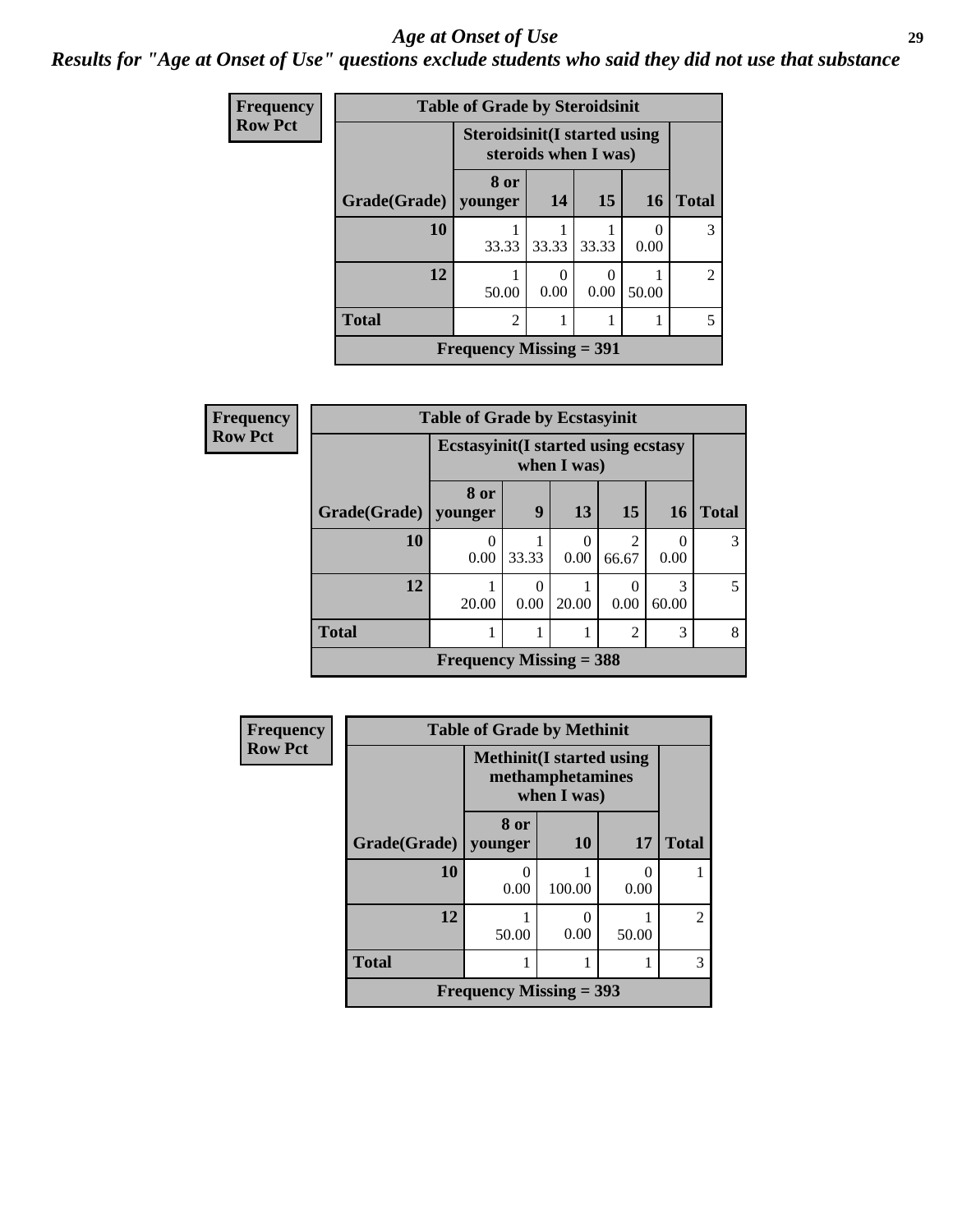# Age at Onset of Use

## Results for "Age at Onset of Use" questions exclude students who said they did not use that substance

**Frequency**
**Row Pct**

**Table of Grade by Steroidsinit**

| | Steroidsinit(I started using steroids when I was) | | | | |
|---|---|---|---|---|---|
| Grade(Grade) | 8 or younger | 14 | 15 | 16 | Total |
| 10 | 1<br>33.33 | 1<br>33.33 | 1<br>33.33 | 0<br>0.00 | 3 |
| 12 | 1<br>50.00 | 0<br>0.00 | 0<br>0.00 | 1<br>50.00 | 2 |
| Total | 2 | 1 | 1 | 1 | 5 |

Frequency Missing = 391

**Frequency**
**Row Pct**

**Table of Grade by Ecstasyinit**

| | Ecstasyinit(I started using ecstasy when I was) | | | | | |
|---|---|---|---|---|---|---|
| Grade(Grade) | 8 or younger | 9 | 13 | 15 | 16 | Total |
| 10 | 0<br>0.00 | 1<br>33.33 | 0<br>0.00 | 2<br>66.67 | 0<br>0.00 | 3 |
| 12 | 1<br>20.00 | 0<br>0.00 | 1<br>20.00 | 0<br>0.00 | 3<br>60.00 | 5 |
| Total | 1 | 1 | 1 | 2 | 3 | 8 |

Frequency Missing = 388

**Frequency**
**Row Pct**

**Table of Grade by Methinit**

| | Methinit(I started using methamphetamines when I was) | | | |
|---|---|---|---|---|
| Grade(Grade) | 8 or younger | 10 | 17 | Total |
| 10 | 0<br>0.00 | 1<br>100.00 | 0<br>0.00 | 1 |
| 12 | 1<br>50.00 | 0<br>0.00 | 1<br>50.00 | 2 |
| Total | 1 | 1 | 1 | 3 |

Frequency Missing = 393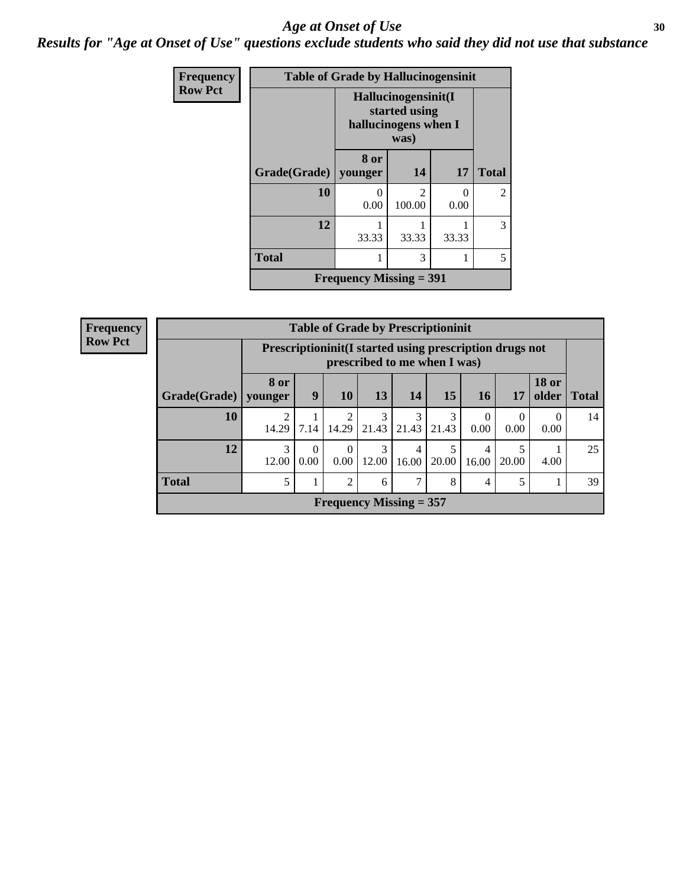# Age at Onset of Use

## Results for "Age at Onset of Use" questions exclude students who said they did not use that substance

**Frequency**
**Row Pct**

| Table of Grade by Hallucinogensinit | | | | |
|---|---|---|---|---|
| | Hallucinogensinit(I started using hallucinogens when I was) | | | |
| Grade(Grade) | 8 or younger | 14 | 17 | Total |
| **10** | 0<br>0.00 | 2<br>100.00 | 0<br>0.00 | 2 |
| **12** | 1<br>33.33 | 1<br>33.33 | 1<br>33.33 | 3 |
| **Total** | 1 | 3 | 1 | 5 |
| **Frequency Missing = 391** | | | | |

**Frequency**
**Row Pct**

| Table of Grade by Prescriptioninit | | | | | | | | | | |
|---|---|---|---|---|---|---|---|---|---|---|
| | Prescriptioninit(I started using prescription drugs not prescribed to me when I was) | | | | | | | | | |
| Grade(Grade) | 8 or younger | 9 | 10 | 13 | 14 | 15 | 16 | 17 | 18 or older | Total |
| **10** | 2<br>14.29 | 1<br>7.14 | 2<br>14.29 | 3<br>21.43 | 3<br>21.43 | 3<br>21.43 | 0<br>0.00 | 0<br>0.00 | 0<br>0.00 | 14 |
| **12** | 3<br>12.00 | 0<br>0.00 | 0<br>0.00 | 3<br>12.00 | 4<br>16.00 | 5<br>20.00 | 4<br>16.00 | 5<br>20.00 | 1<br>4.00 | 25 |
| **Total** | 5 | 1 | 2 | 6 | 7 | 8 | 4 | 5 | 1 | 39 |
| **Frequency Missing = 357** | | | | | | | | | | |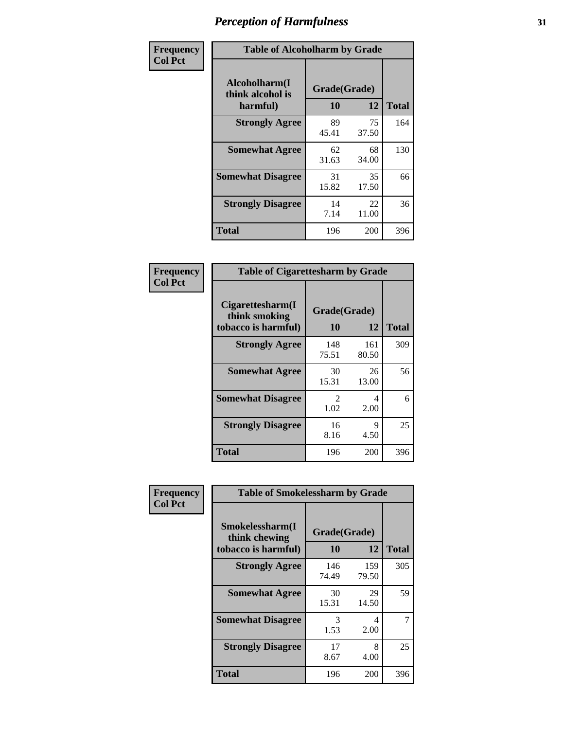# Perception of Harmfulness

**Frequency**
**Col Pct**

**Table of Alcoholharm by Grade**

| Alcoholharm(I think alcohol is harmful) | Grade(Grade) | | Total |
|---|---|---|---|
| | 10 | 12 | |
| Strongly Agree | 89<br>45.41 | 75<br>37.50 | 164 |
| Somewhat Agree | 62<br>31.63 | 68<br>34.00 | 130 |
| Somewhat Disagree | 31<br>15.82 | 35<br>17.50 | 66 |
| Strongly Disagree | 14<br>7.14 | 22<br>11.00 | 36 |
| Total | 196 | 200 | 396 |

**Frequency**
**Col Pct**

**Table of Cigarettesharm by Grade**

| Cigarettesharm(I think smoking tobacco is harmful) | Grade(Grade) | | Total |
|---|---|---|---|
| | 10 | 12 | |
| Strongly Agree | 148<br>75.51 | 161<br>80.50 | 309 |
| Somewhat Agree | 30<br>15.31 | 26<br>13.00 | 56 |
| Somewhat Disagree | 2<br>1.02 | 4<br>2.00 | 6 |
| Strongly Disagree | 16<br>8.16 | 9<br>4.50 | 25 |
| Total | 196 | 200 | 396 |

**Frequency**
**Col Pct**

**Table of Smokelessharm by Grade**

| Smokelessharm(I think chewing tobacco is harmful) | Grade(Grade) | | Total |
|---|---|---|---|
| | 10 | 12 | |
| Strongly Agree | 146<br>74.49 | 159<br>79.50 | 305 |
| Somewhat Agree | 30<br>15.31 | 29<br>14.50 | 59 |
| Somewhat Disagree | 3<br>1.53 | 4<br>2.00 | 7 |
| Strongly Disagree | 17<br>8.67 | 8<br>4.00 | 25 |
| Total | 196 | 200 | 396 |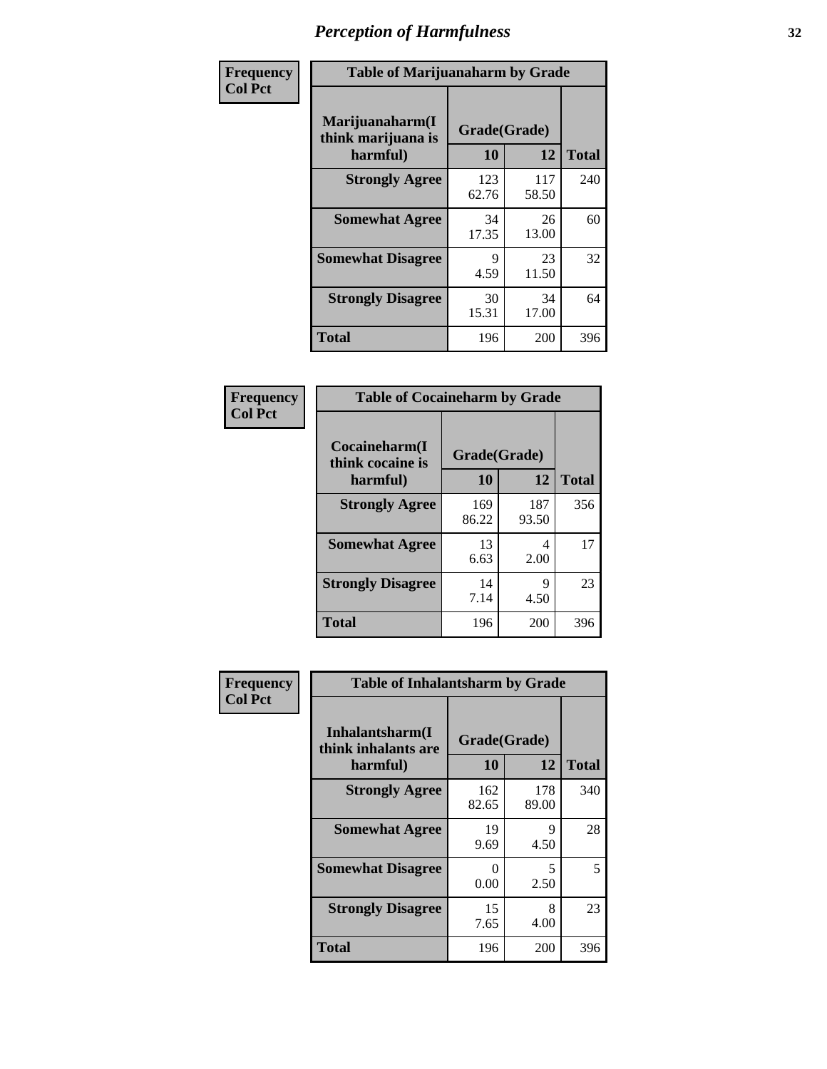# Perception of Harmfulness

**Frequency**
**Col Pct**

| Table of Marijuanaharm by Grade | | | |
|---|---|---|---|
| Marijuanaharm(I think marijuana is harmful) | Grade(Grade) | | Total |
| | 10 | 12 | |
| Strongly Agree | 123<br>62.76 | 117<br>58.50 | 240 |
| Somewhat Agree | 34<br>17.35 | 26<br>13.00 | 60 |
| Somewhat Disagree | 9<br>4.59 | 23<br>11.50 | 32 |
| Strongly Disagree | 30<br>15.31 | 34<br>17.00 | 64 |
| Total | 196 | 200 | 396 |

**Frequency**
**Col Pct**

| Table of Cocaineharm by Grade | | | |
|---|---|---|---|
| Cocaineharm(I think cocaine is harmful) | Grade(Grade) | | Total |
| | 10 | 12 | |
| Strongly Agree | 169<br>86.22 | 187<br>93.50 | 356 |
| Somewhat Agree | 13<br>6.63 | 4<br>2.00 | 17 |
| Strongly Disagree | 14<br>7.14 | 9<br>4.50 | 23 |
| Total | 196 | 200 | 396 |

**Frequency**
**Col Pct**

| Table of Inhalantsharm by Grade | | | |
|---|---|---|---|
| Inhalantsharm(I think inhalants are harmful) | Grade(Grade) | | Total |
| | 10 | 12 | |
| Strongly Agree | 162<br>82.65 | 178<br>89.00 | 340 |
| Somewhat Agree | 19<br>9.69 | 9<br>4.50 | 28 |
| Somewhat Disagree | 0<br>0.00 | 5<br>2.50 | 5 |
| Strongly Disagree | 15<br>7.65 | 8<br>4.00 | 23 |
| Total | 196 | 200 | 396 |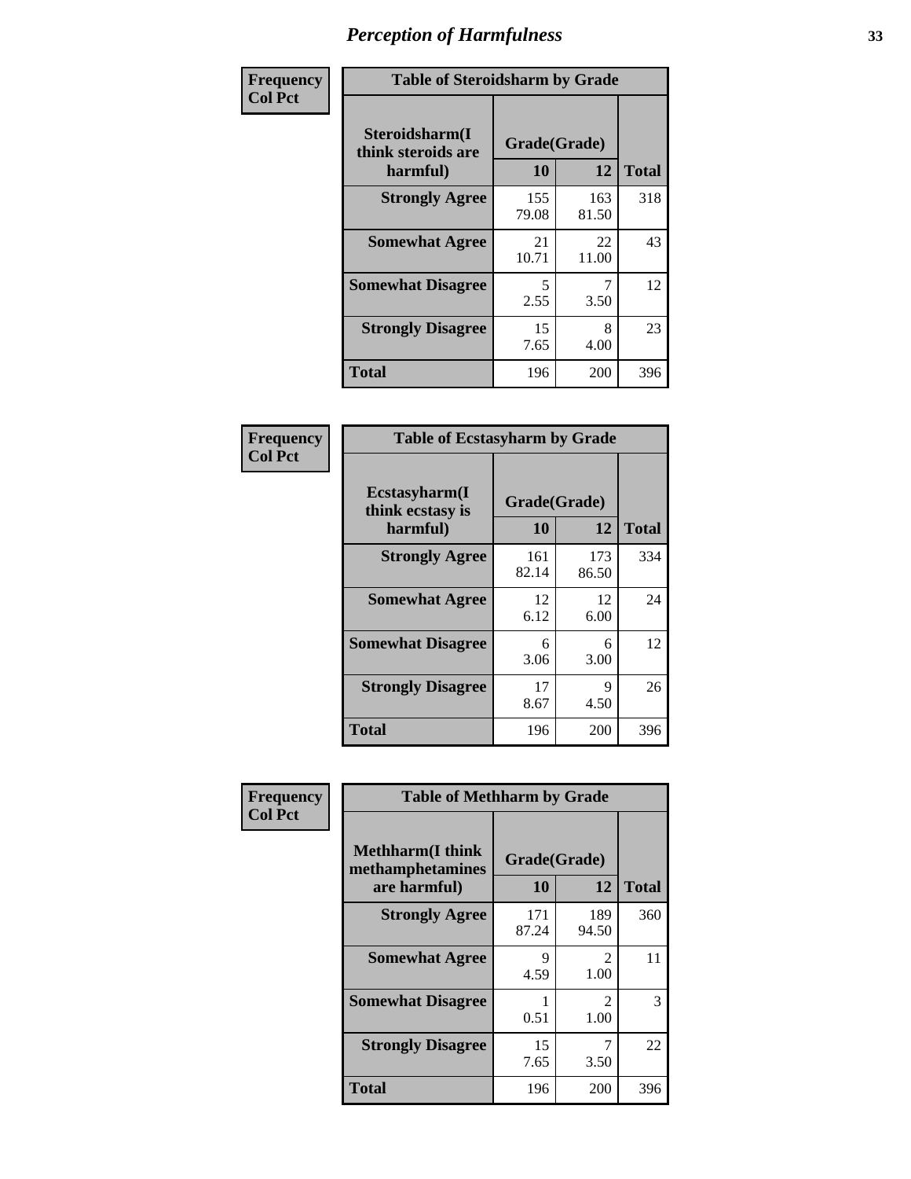# Perception of Harmfulness

**Frequency**
**Col Pct**

| Table of Steroidsharm by Grade | | | |
|---|---|---|---|
| **Steroidsharm(I think steroids are harmful)** | **Grade(Grade)** | | **Total** |
| | **10** | **12** | |
| **Strongly Agree** | 155<br>79.08 | 163<br>81.50 | 318 |
| **Somewhat Agree** | 21<br>10.71 | 22<br>11.00 | 43 |
| **Somewhat Disagree** | 5<br>2.55 | 7<br>3.50 | 12 |
| **Strongly Disagree** | 15<br>7.65 | 8<br>4.00 | 23 |
| **Total** | 196 | 200 | 396 |

**Frequency**
**Col Pct**

| Table of Ecstasyharm by Grade | | | |
|---|---|---|---|
| **Ecstasyharm(I think ecstasy is harmful)** | **Grade(Grade)** | | **Total** |
| | **10** | **12** | |
| **Strongly Agree** | 161<br>82.14 | 173<br>86.50 | 334 |
| **Somewhat Agree** | 12<br>6.12 | 12<br>6.00 | 24 |
| **Somewhat Disagree** | 6<br>3.06 | 6<br>3.00 | 12 |
| **Strongly Disagree** | 17<br>8.67 | 9<br>4.50 | 26 |
| **Total** | 196 | 200 | 396 |

**Frequency**
**Col Pct**

| Table of Methharm by Grade | | | |
|---|---|---|---|
| **Methharm(I think methamphetamines are harmful)** | **Grade(Grade)** | | **Total** |
| | **10** | **12** | |
| **Strongly Agree** | 171<br>87.24 | 189<br>94.50 | 360 |
| **Somewhat Agree** | 9<br>4.59 | 2<br>1.00 | 11 |
| **Somewhat Disagree** | 1<br>0.51 | 2<br>1.00 | 3 |
| **Strongly Disagree** | 15<br>7.65 | 7<br>3.50 | 22 |
| **Total** | 196 | 200 | 396 |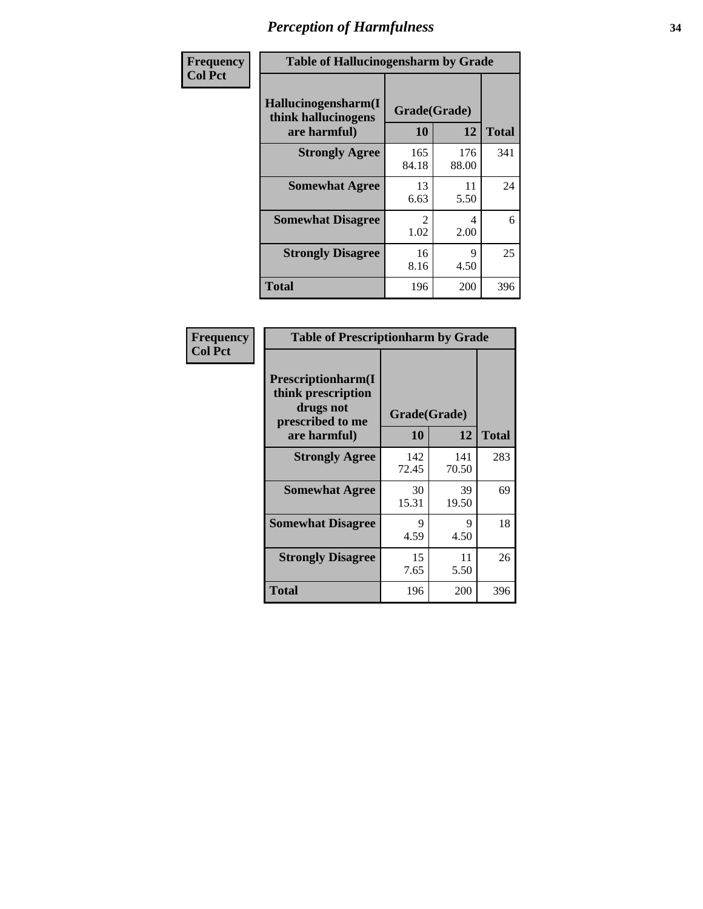# Perception of Harmfulness

**Frequency**
**Col Pct**

**Table of Hallucinogensharm by Grade**

| Hallucinogensharm(I think hallucinogens are harmful) | Grade(Grade) 10 | 12 | Total |
|---|---|---|---|
| **Strongly Agree** | 165<br>84.18 | 176<br>88.00 | 341 |
| **Somewhat Agree** | 13<br>6.63 | 11<br>5.50 | 24 |
| **Somewhat Disagree** | 2<br>1.02 | 4<br>2.00 | 6 |
| **Strongly Disagree** | 16<br>8.16 | 9<br>4.50 | 25 |
| **Total** | 196 | 200 | 396 |

**Frequency**
**Col Pct**

**Table of Prescriptionharm by Grade**

| Prescriptionharm(I think prescription drugs not prescribed to me are harmful) | Grade(Grade) 10 | 12 | Total |
|---|---|---|---|
| **Strongly Agree** | 142<br>72.45 | 141<br>70.50 | 283 |
| **Somewhat Agree** | 30<br>15.31 | 39<br>19.50 | 69 |
| **Somewhat Disagree** | 9<br>4.59 | 9<br>4.50 | 18 |
| **Strongly Disagree** | 15<br>7.65 | 11<br>5.50 | 26 |
| **Total** | 196 | 200 | 396 |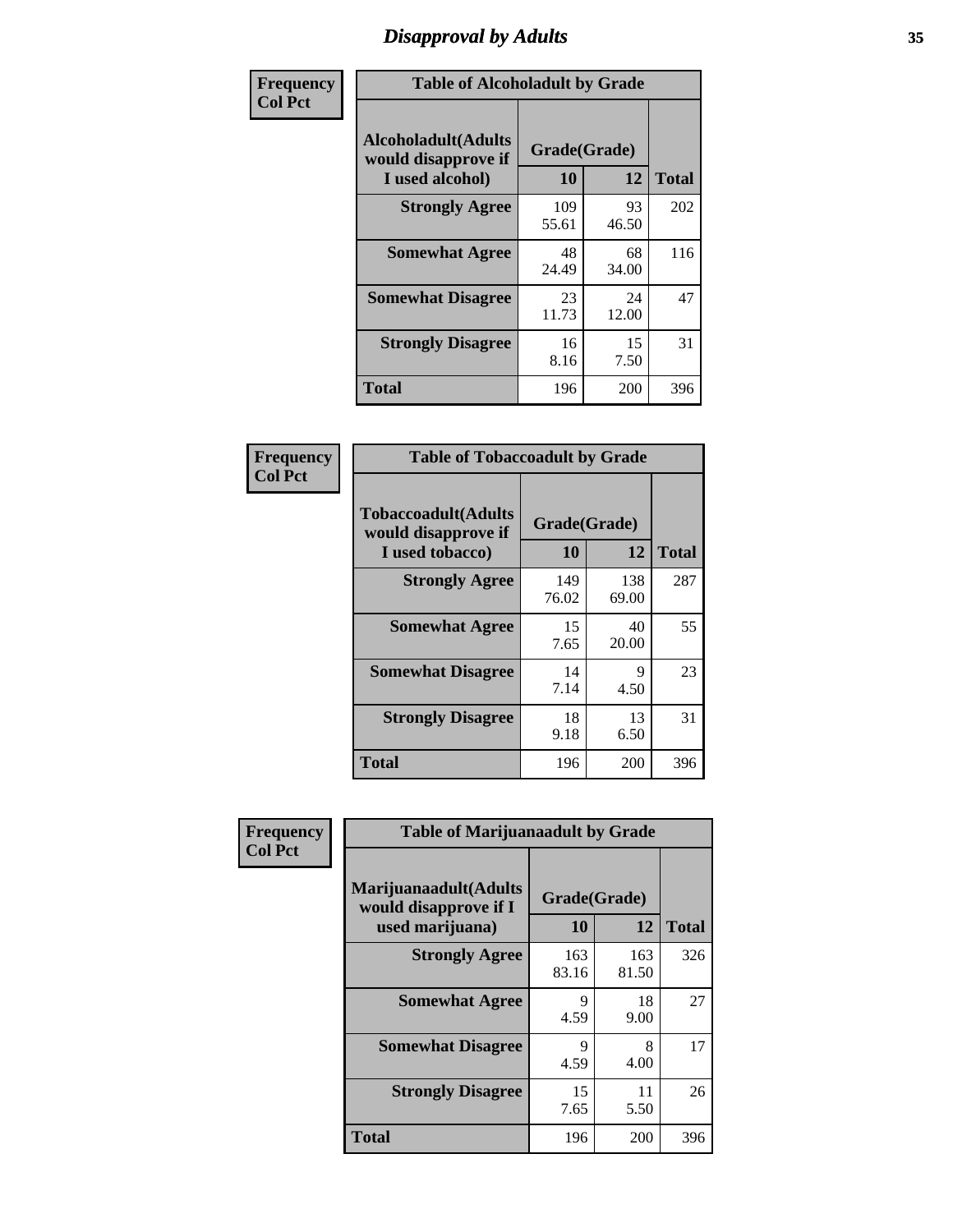# Disapproval by Adults

**Frequency**
**Col Pct**

| Table of Alcoholadult by Grade | | | |
|---|---|---|---|
| **Alcoholadult(Adults would disapprove if I used alcohol)** | **Grade(Grade)** | | **Total** |
| | **10** | **12** | |
| **Strongly Agree** | 109<br>55.61 | 93<br>46.50 | 202 |
| **Somewhat Agree** | 48<br>24.49 | 68<br>34.00 | 116 |
| **Somewhat Disagree** | 23<br>11.73 | 24<br>12.00 | 47 |
| **Strongly Disagree** | 16<br>8.16 | 15<br>7.50 | 31 |
| **Total** | 196 | 200 | 396 |

**Frequency**
**Col Pct**

| Table of Tobaccoadult by Grade | | | |
|---|---|---|---|
| **Tobaccoadult(Adults would disapprove if I used tobacco)** | **Grade(Grade)** | | **Total** |
| | **10** | **12** | |
| **Strongly Agree** | 149<br>76.02 | 138<br>69.00 | 287 |
| **Somewhat Agree** | 15<br>7.65 | 40<br>20.00 | 55 |
| **Somewhat Disagree** | 14<br>7.14 | 9<br>4.50 | 23 |
| **Strongly Disagree** | 18<br>9.18 | 13<br>6.50 | 31 |
| **Total** | 196 | 200 | 396 |

**Frequency**
**Col Pct**

| Table of Marijuanaadult by Grade | | | |
|---|---|---|---|
| **Marijuanaadult(Adults would disapprove if I used marijuana)** | **Grade(Grade)** | | **Total** |
| | **10** | **12** | |
| **Strongly Agree** | 163<br>83.16 | 163<br>81.50 | 326 |
| **Somewhat Agree** | 9<br>4.59 | 18<br>9.00 | 27 |
| **Somewhat Disagree** | 9<br>4.59 | 8<br>4.00 | 17 |
| **Strongly Disagree** | 15<br>7.65 | 11<br>5.50 | 26 |
| **Total** | 196 | 200 | 396 |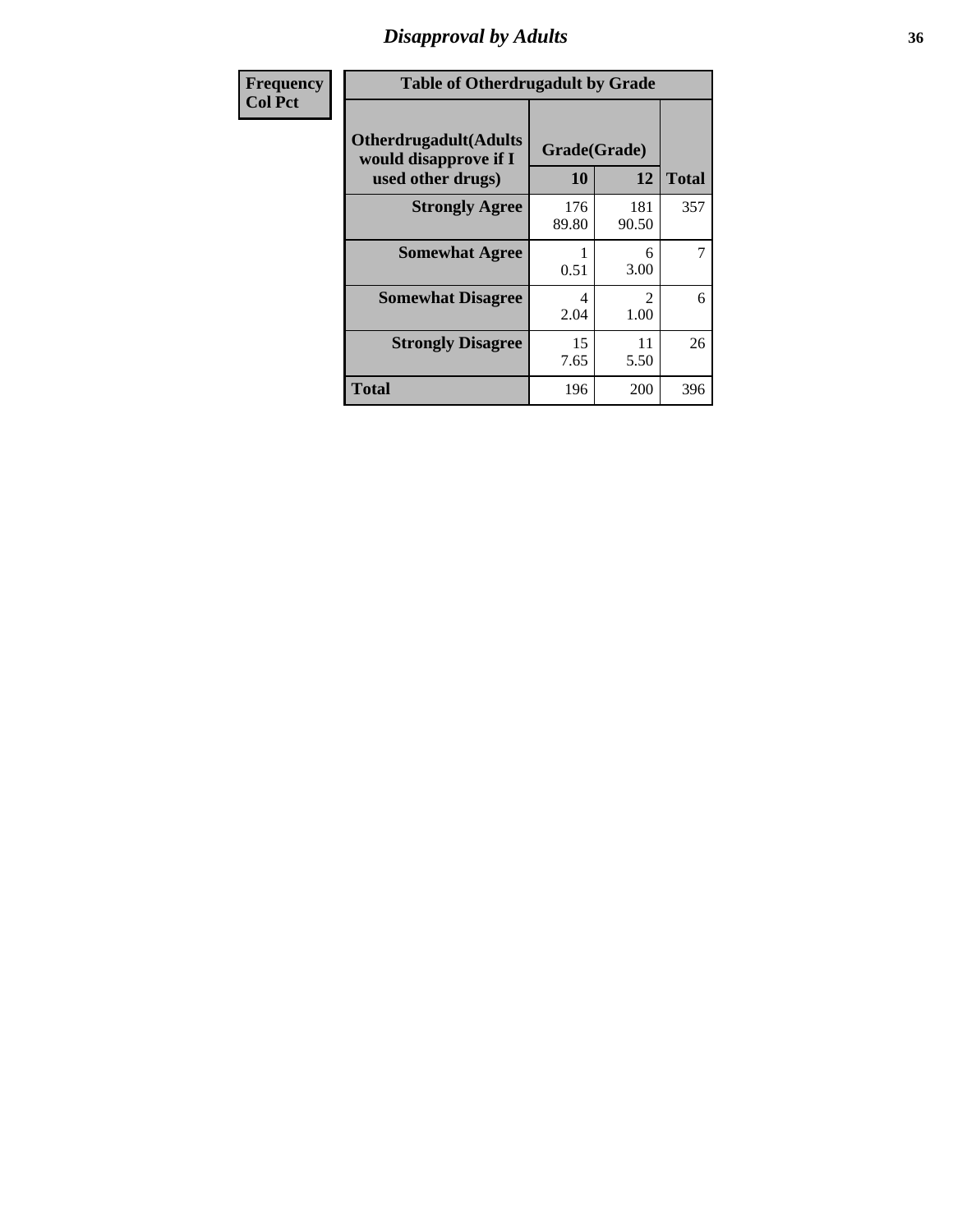## Disapproval by Adults

| Frequency<br>Col Pct |
|---|

**Table of Otherdrugadult by Grade**

| Otherdrugadult(Adults would disapprove if I used other drugs) | Grade(Grade) | | |
|---|---|---|---|
| | 10 | 12 | Total |
| Strongly Agree | 176<br>89.80 | 181<br>90.50 | 357 |
| Somewhat Agree | 1<br>0.51 | 6<br>3.00 | 7 |
| Somewhat Disagree | 4<br>2.04 | 2<br>1.00 | 6 |
| Strongly Disagree | 15<br>7.65 | 11<br>5.50 | 26 |
| Total | 196 | 200 | 396 |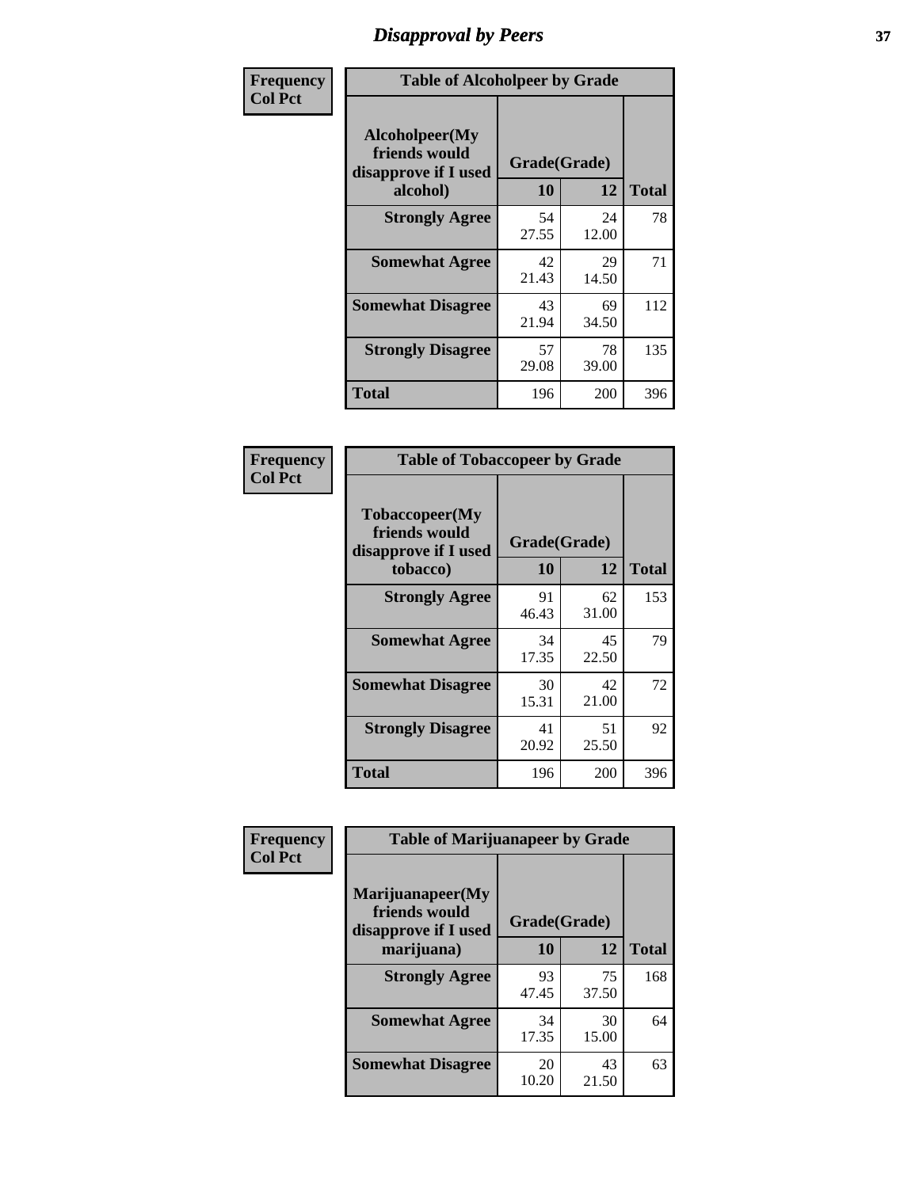## Disapproval by Peers

**Frequency**
**Col Pct**

| Table of Alcoholpeer by Grade | | | |
|---|---|---|---|
| Alcoholpeer(My friends would disapprove if I used alcohol) | Grade(Grade) | | |
| | 10 | 12 | Total |
| Strongly Agree | 54<br>27.55 | 24<br>12.00 | 78 |
| Somewhat Agree | 42<br>21.43 | 29<br>14.50 | 71 |
| Somewhat Disagree | 43<br>21.94 | 69<br>34.50 | 112 |
| Strongly Disagree | 57<br>29.08 | 78<br>39.00 | 135 |
| Total | 196 | 200 | 396 |

**Frequency**
**Col Pct**

| Table of Tobaccopeer by Grade | | | |
|---|---|---|---|
| Tobaccopeer(My friends would disapprove if I used tobacco) | Grade(Grade) | | |
| | 10 | 12 | Total |
| Strongly Agree | 91<br>46.43 | 62<br>31.00 | 153 |
| Somewhat Agree | 34<br>17.35 | 45<br>22.50 | 79 |
| Somewhat Disagree | 30<br>15.31 | 42<br>21.00 | 72 |
| Strongly Disagree | 41<br>20.92 | 51<br>25.50 | 92 |
| Total | 196 | 200 | 396 |

**Frequency**
**Col Pct**

| Table of Marijuanapeer by Grade | | | |
|---|---|---|---|
| Marijuanapeer(My friends would disapprove if I used marijuana) | Grade(Grade) | | |
| | 10 | 12 | Total |
| Strongly Agree | 93<br>47.45 | 75<br>37.50 | 168 |
| Somewhat Agree | 34<br>17.35 | 30<br>15.00 | 64 |
| Somewhat Disagree | 20<br>10.20 | 43<br>21.50 | 63 |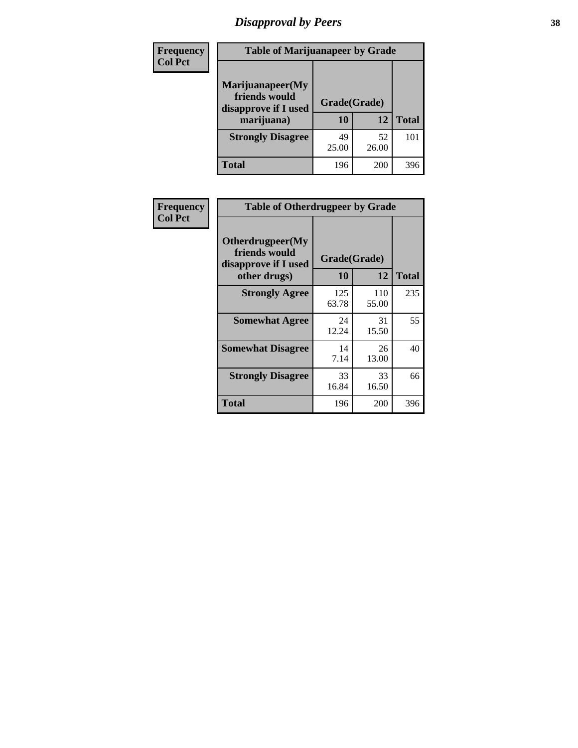# Disapproval by Peers

**Frequency**
**Col Pct**

| Table of Marijuanapeer by Grade | | | |
|---|---|---|---|
| Marijuanapeer(My friends would disapprove if I used marijuana) | Grade(Grade) | | |
| | 10 | 12 | Total |
| **Strongly Disagree** | 49<br>25.00 | 52<br>26.00 | 101 |
| **Total** | 196 | 200 | 396 |

**Frequency**
**Col Pct**

| Table of Otherdrugpeer by Grade | | | |
|---|---|---|---|
| Otherdrugpeer(My friends would disapprove if I used other drugs) | Grade(Grade) | | |
| | 10 | 12 | Total |
| **Strongly Agree** | 125<br>63.78 | 110<br>55.00 | 235 |
| **Somewhat Agree** | 24<br>12.24 | 31<br>15.50 | 55 |
| **Somewhat Disagree** | 14<br>7.14 | 26<br>13.00 | 40 |
| **Strongly Disagree** | 33<br>16.84 | 33<br>16.50 | 66 |
| **Total** | 196 | 200 | 396 |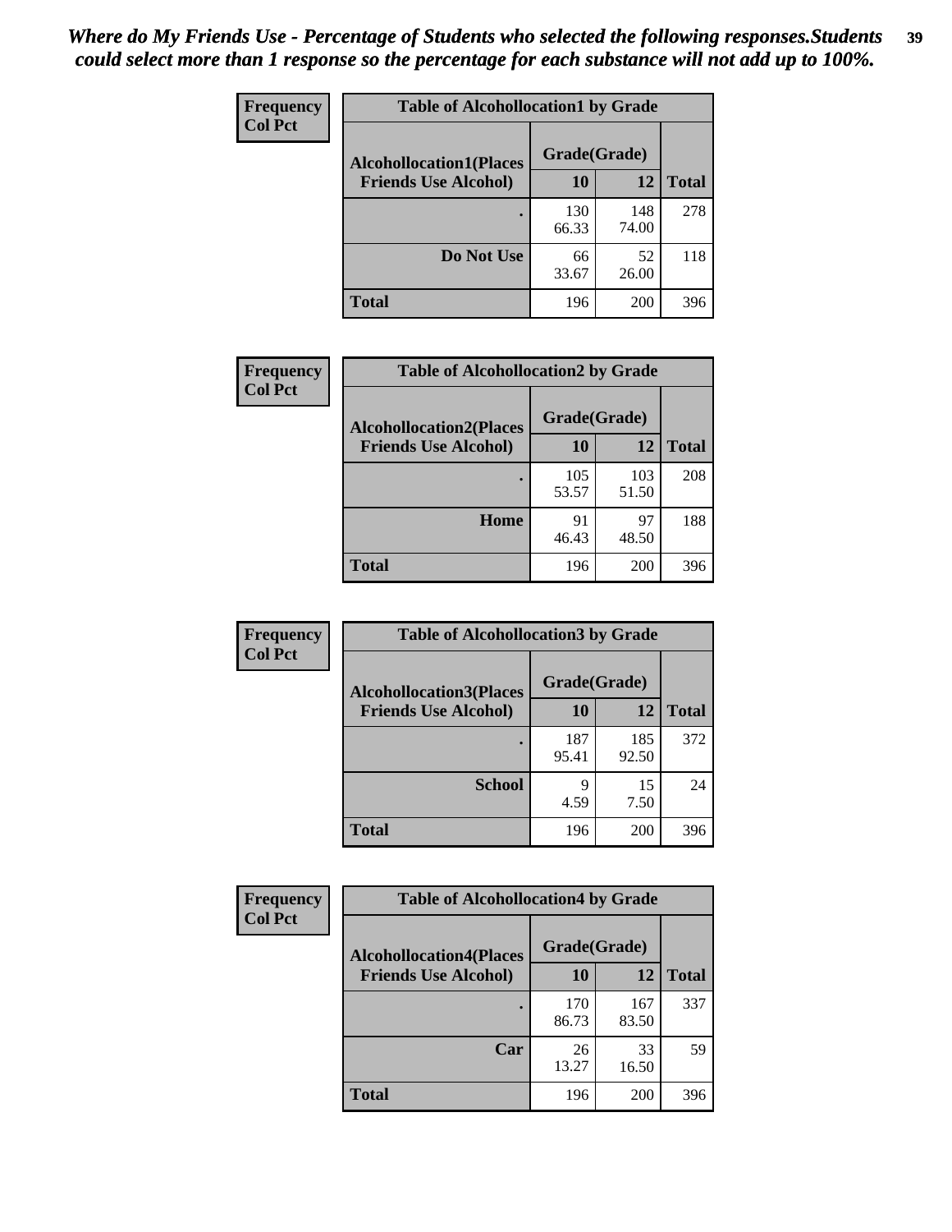*Where do My Friends Use - Percentage of Students who selected the following responses.Students could select more than 1 response so the percentage for each substance will not add up to 100%.*

**Frequency**
**Col Pct**

| Table of Alcohollocation1 by Grade | | | |
|---|---|---|---|
| **Alcohollocation1(Places Friends Use Alcohol)** | **Grade(Grade)** | | **Total** |
| | **10** | **12** | |
| **.** | 130<br>66.33 | 148<br>74.00 | 278 |
| **Do Not Use** | 66<br>33.67 | 52<br>26.00 | 118 |
| **Total** | 196 | 200 | 396 |

**Frequency**
**Col Pct**

| Table of Alcohollocation2 by Grade | | | |
|---|---|---|---|
| **Alcohollocation2(Places Friends Use Alcohol)** | **Grade(Grade)** | | **Total** |
| | **10** | **12** | |
| **.** | 105<br>53.57 | 103<br>51.50 | 208 |
| **Home** | 91<br>46.43 | 97<br>48.50 | 188 |
| **Total** | 196 | 200 | 396 |

**Frequency**
**Col Pct**

| Table of Alcohollocation3 by Grade | | | |
|---|---|---|---|
| **Alcohollocation3(Places Friends Use Alcohol)** | **Grade(Grade)** | | **Total** |
| | **10** | **12** | |
| **.** | 187<br>95.41 | 185<br>92.50 | 372 |
| **School** | 9<br>4.59 | 15<br>7.50 | 24 |
| **Total** | 196 | 200 | 396 |

**Frequency**
**Col Pct**

| Table of Alcohollocation4 by Grade | | | |
|---|---|---|---|
| **Alcohollocation4(Places Friends Use Alcohol)** | **Grade(Grade)** | | **Total** |
| | **10** | **12** | |
| **.** | 170<br>86.73 | 167<br>83.50 | 337 |
| **Car** | 26<br>13.27 | 33<br>16.50 | 59 |
| **Total** | 196 | 200 | 396 |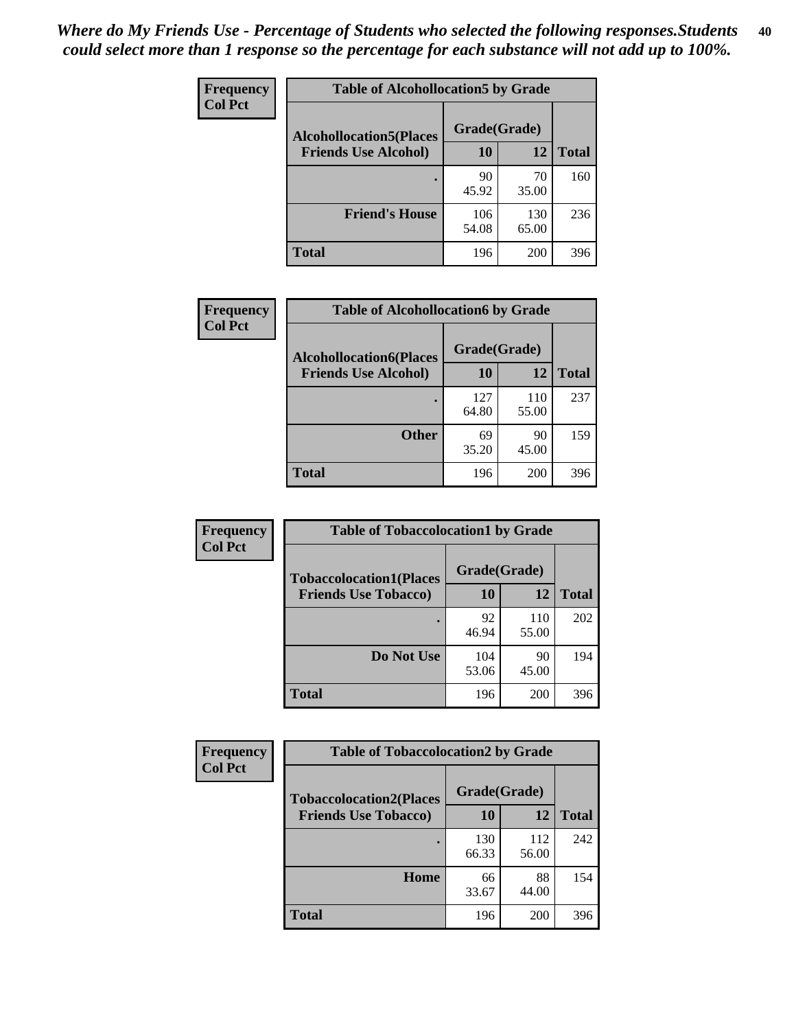*Where do My Friends Use - Percentage of Students who selected the following responses.Students could select more than 1 response so the percentage for each substance will not add up to 100%.*

**Frequency**
**Col Pct**

| Table of Alcohollocation5 by Grade | | | |
|---|---|---|---|
| **Alcohollocation5(Places Friends Use Alcohol)** | **Grade(Grade)** | | |
| | **10** | **12** | **Total** |
| **.** | 90<br>45.92 | 70<br>35.00 | 160 |
| **Friend's House** | 106<br>54.08 | 130<br>65.00 | 236 |
| **Total** | 196 | 200 | 396 |

**Frequency**
**Col Pct**

| Table of Alcohollocation6 by Grade | | | |
|---|---|---|---|
| **Alcohollocation6(Places Friends Use Alcohol)** | **Grade(Grade)** | | |
| | **10** | **12** | **Total** |
| **.** | 127<br>64.80 | 110<br>55.00 | 237 |
| **Other** | 69<br>35.20 | 90<br>45.00 | 159 |
| **Total** | 196 | 200 | 396 |

**Frequency**
**Col Pct**

| Table of Tobaccolocation1 by Grade | | | |
|---|---|---|---|
| **Tobaccolocation1(Places Friends Use Tobacco)** | **Grade(Grade)** | | |
| | **10** | **12** | **Total** |
| **.** | 92<br>46.94 | 110<br>55.00 | 202 |
| **Do Not Use** | 104<br>53.06 | 90<br>45.00 | 194 |
| **Total** | 196 | 200 | 396 |

**Frequency**
**Col Pct**

| Table of Tobaccolocation2 by Grade | | | |
|---|---|---|---|
| **Tobaccolocation2(Places Friends Use Tobacco)** | **Grade(Grade)** | | |
| | **10** | **12** | **Total** |
| **.** | 130<br>66.33 | 112<br>56.00 | 242 |
| **Home** | 66<br>33.67 | 88<br>44.00 | 154 |
| **Total** | 196 | 200 | 396 |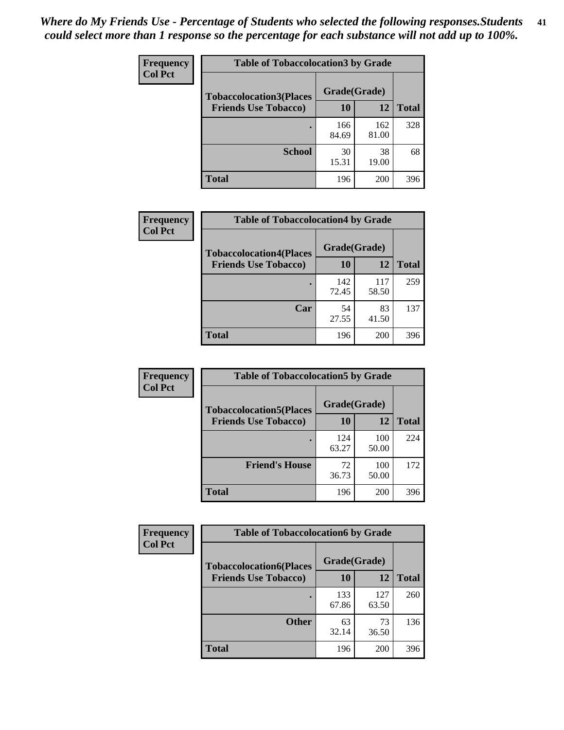*Where do My Friends Use - Percentage of Students who selected the following responses.Students could select more than 1 response so the percentage for each substance will not add up to 100%.*

**Frequency**
**Col Pct**

| Table of Tobaccolocation3 by Grade | | | |
|---|---|---|---|
| **Tobaccolocation3(Places Friends Use Tobacco)** | **Grade(Grade)** | | **Total** |
| | **10** | **12** | |
| **.** | 166<br>84.69 | 162<br>81.00 | 328 |
| **School** | 30<br>15.31 | 38<br>19.00 | 68 |
| **Total** | 196 | 200 | 396 |

**Frequency**
**Col Pct**

| Table of Tobaccolocation4 by Grade | | | |
|---|---|---|---|
| **Tobaccolocation4(Places Friends Use Tobacco)** | **Grade(Grade)** | | **Total** |
| | **10** | **12** | |
| **.** | 142<br>72.45 | 117<br>58.50 | 259 |
| **Car** | 54<br>27.55 | 83<br>41.50 | 137 |
| **Total** | 196 | 200 | 396 |

**Frequency**
**Col Pct**

| Table of Tobaccolocation5 by Grade | | | |
|---|---|---|---|
| **Tobaccolocation5(Places Friends Use Tobacco)** | **Grade(Grade)** | | **Total** |
| | **10** | **12** | |
| **.** | 124<br>63.27 | 100<br>50.00 | 224 |
| **Friend's House** | 72<br>36.73 | 100<br>50.00 | 172 |
| **Total** | 196 | 200 | 396 |

**Frequency**
**Col Pct**

| Table of Tobaccolocation6 by Grade | | | |
|---|---|---|---|
| **Tobaccolocation6(Places Friends Use Tobacco)** | **Grade(Grade)** | | **Total** |
| | **10** | **12** | |
| **.** | 133<br>67.86 | 127<br>63.50 | 260 |
| **Other** | 63<br>32.14 | 73<br>36.50 | 136 |
| **Total** | 196 | 200 | 396 |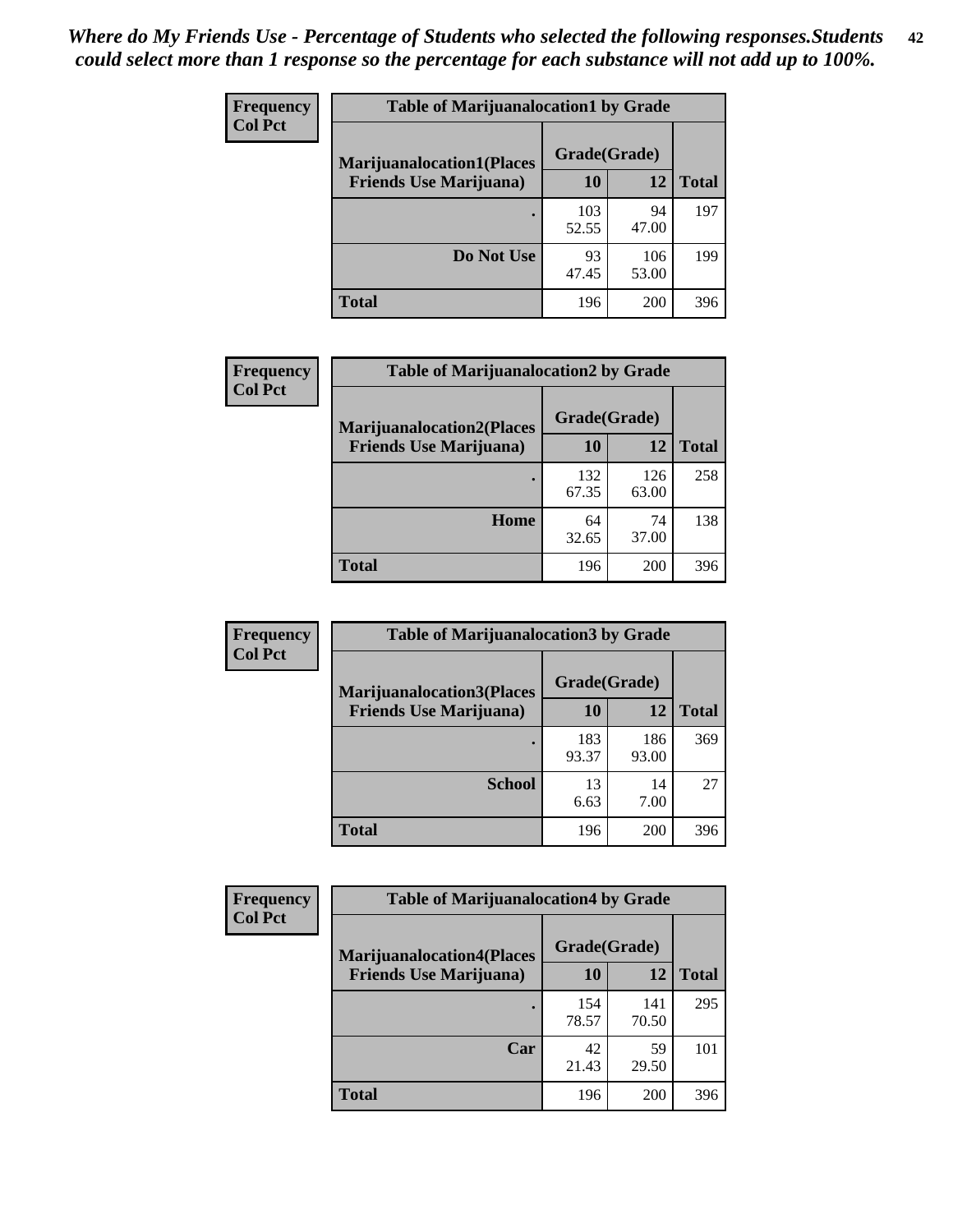*Where do My Friends Use - Percentage of Students who selected the following responses.Students could select more than 1 response so the percentage for each substance will not add up to 100%.*

**Frequency**
**Col Pct**

| Table of Marijuanalocation1 by Grade | | | |
|---|---|---|---|
| **Marijuanalocation1(Places Friends Use Marijuana)** | **Grade(Grade)** | | **Total** |
| | **10** | **12** | |
| **.** | 103<br>52.55 | 94<br>47.00 | 197 |
| **Do Not Use** | 93<br>47.45 | 106<br>53.00 | 199 |
| **Total** | 196 | 200 | 396 |

**Frequency**
**Col Pct**

| Table of Marijuanalocation2 by Grade | | | |
|---|---|---|---|
| **Marijuanalocation2(Places Friends Use Marijuana)** | **Grade(Grade)** | | **Total** |
| | **10** | **12** | |
| **.** | 132<br>67.35 | 126<br>63.00 | 258 |
| **Home** | 64<br>32.65 | 74<br>37.00 | 138 |
| **Total** | 196 | 200 | 396 |

**Frequency**
**Col Pct**

| Table of Marijuanalocation3 by Grade | | | |
|---|---|---|---|
| **Marijuanalocation3(Places Friends Use Marijuana)** | **Grade(Grade)** | | **Total** |
| | **10** | **12** | |
| **.** | 183<br>93.37 | 186<br>93.00 | 369 |
| **School** | 13<br>6.63 | 14<br>7.00 | 27 |
| **Total** | 196 | 200 | 396 |

**Frequency**
**Col Pct**

| Table of Marijuanalocation4 by Grade | | | |
|---|---|---|---|
| **Marijuanalocation4(Places Friends Use Marijuana)** | **Grade(Grade)** | | **Total** |
| | **10** | **12** | |
| **.** | 154<br>78.57 | 141<br>70.50 | 295 |
| **Car** | 42<br>21.43 | 59<br>29.50 | 101 |
| **Total** | 196 | 200 | 396 |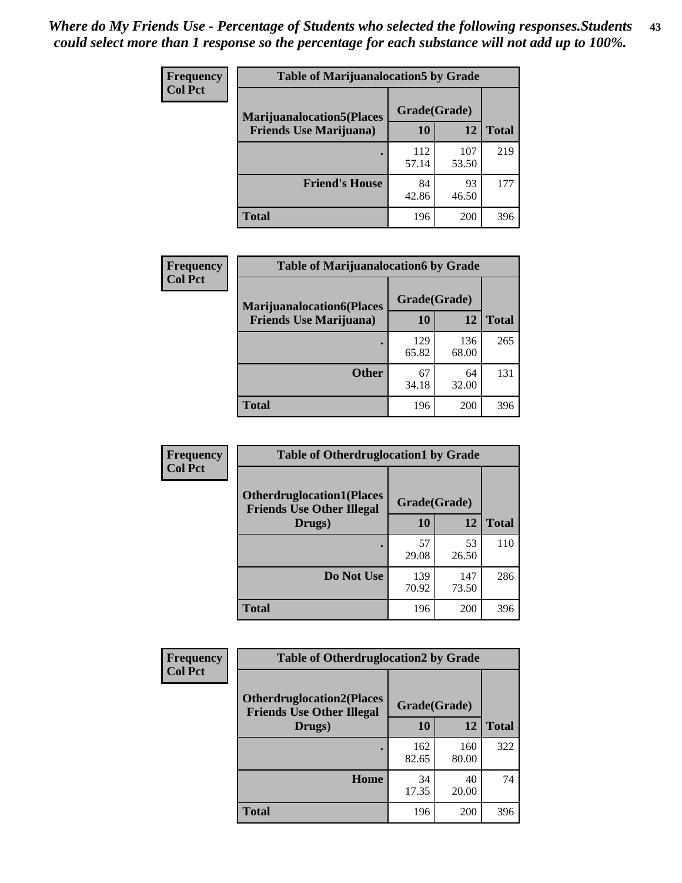*Where do My Friends Use - Percentage of Students who selected the following responses.Students could select more than 1 response so the percentage for each substance will not add up to 100%.*

**Frequency**
**Col Pct**

| Table of Marijuanalocation5 by Grade | | | |
|---|---|---|---|
| Marijuanalocation5(Places Friends Use Marijuana) | Grade(Grade) | | Total |
| | 10 | 12 | |
| . | 112<br>57.14 | 107<br>53.50 | 219 |
| Friend's House | 84<br>42.86 | 93<br>46.50 | 177 |
| Total | 196 | 200 | 396 |

**Frequency**
**Col Pct**

| Table of Marijuanalocation6 by Grade | | | |
|---|---|---|---|
| Marijuanalocation6(Places Friends Use Marijuana) | Grade(Grade) | | Total |
| | 10 | 12 | |
| . | 129<br>65.82 | 136<br>68.00 | 265 |
| Other | 67<br>34.18 | 64<br>32.00 | 131 |
| Total | 196 | 200 | 396 |

**Frequency**
**Col Pct**

| Table of Otherdruglocation1 by Grade | | | |
|---|---|---|---|
| Otherdruglocation1(Places Friends Use Other Illegal Drugs) | Grade(Grade) | | Total |
| | 10 | 12 | |
| . | 57<br>29.08 | 53<br>26.50 | 110 |
| Do Not Use | 139<br>70.92 | 147<br>73.50 | 286 |
| Total | 196 | 200 | 396 |

**Frequency**
**Col Pct**

| Table of Otherdruglocation2 by Grade | | | |
|---|---|---|---|
| Otherdruglocation2(Places Friends Use Other Illegal Drugs) | Grade(Grade) | | Total |
| | 10 | 12 | |
| . | 162<br>82.65 | 160<br>80.00 | 322 |
| Home | 34<br>17.35 | 40<br>20.00 | 74 |
| Total | 196 | 200 | 396 |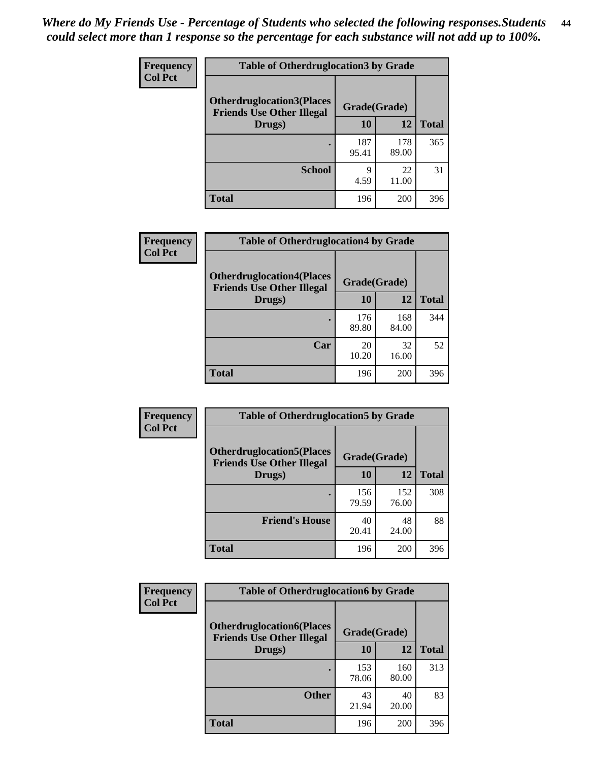*Where do My Friends Use - Percentage of Students who selected the following responses.Students could select more than 1 response so the percentage for each substance will not add up to 100%.*

**Frequency**
**Col Pct**

**Table of Otherdruglocation3 by Grade**

| Otherdruglocation3(Places Friends Use Other Illegal Drugs) | Grade(Grade) | | Total |
|---|---|---|---|
| | 10 | 12 | |
| . | 187<br>95.41 | 178<br>89.00 | 365 |
| School | 9<br>4.59 | 22<br>11.00 | 31 |
| Total | 196 | 200 | 396 |

**Frequency**
**Col Pct**

**Table of Otherdruglocation4 by Grade**

| Otherdruglocation4(Places Friends Use Other Illegal Drugs) | Grade(Grade) | | Total |
|---|---|---|---|
| | 10 | 12 | |
| . | 176<br>89.80 | 168<br>84.00 | 344 |
| Car | 20<br>10.20 | 32<br>16.00 | 52 |
| Total | 196 | 200 | 396 |

**Frequency**
**Col Pct**

**Table of Otherdruglocation5 by Grade**

| Otherdruglocation5(Places Friends Use Other Illegal Drugs) | Grade(Grade) | | Total |
|---|---|---|---|
| | 10 | 12 | |
| . | 156<br>79.59 | 152<br>76.00 | 308 |
| Friend's House | 40<br>20.41 | 48<br>24.00 | 88 |
| Total | 196 | 200 | 396 |

**Frequency**
**Col Pct**

**Table of Otherdruglocation6 by Grade**

| Otherdruglocation6(Places Friends Use Other Illegal Drugs) | Grade(Grade) | | Total |
|---|---|---|---|
| | 10 | 12 | |
| . | 153<br>78.06 | 160<br>80.00 | 313 |
| Other | 43<br>21.94 | 40<br>20.00 | 83 |
| Total | 196 | 200 | 396 |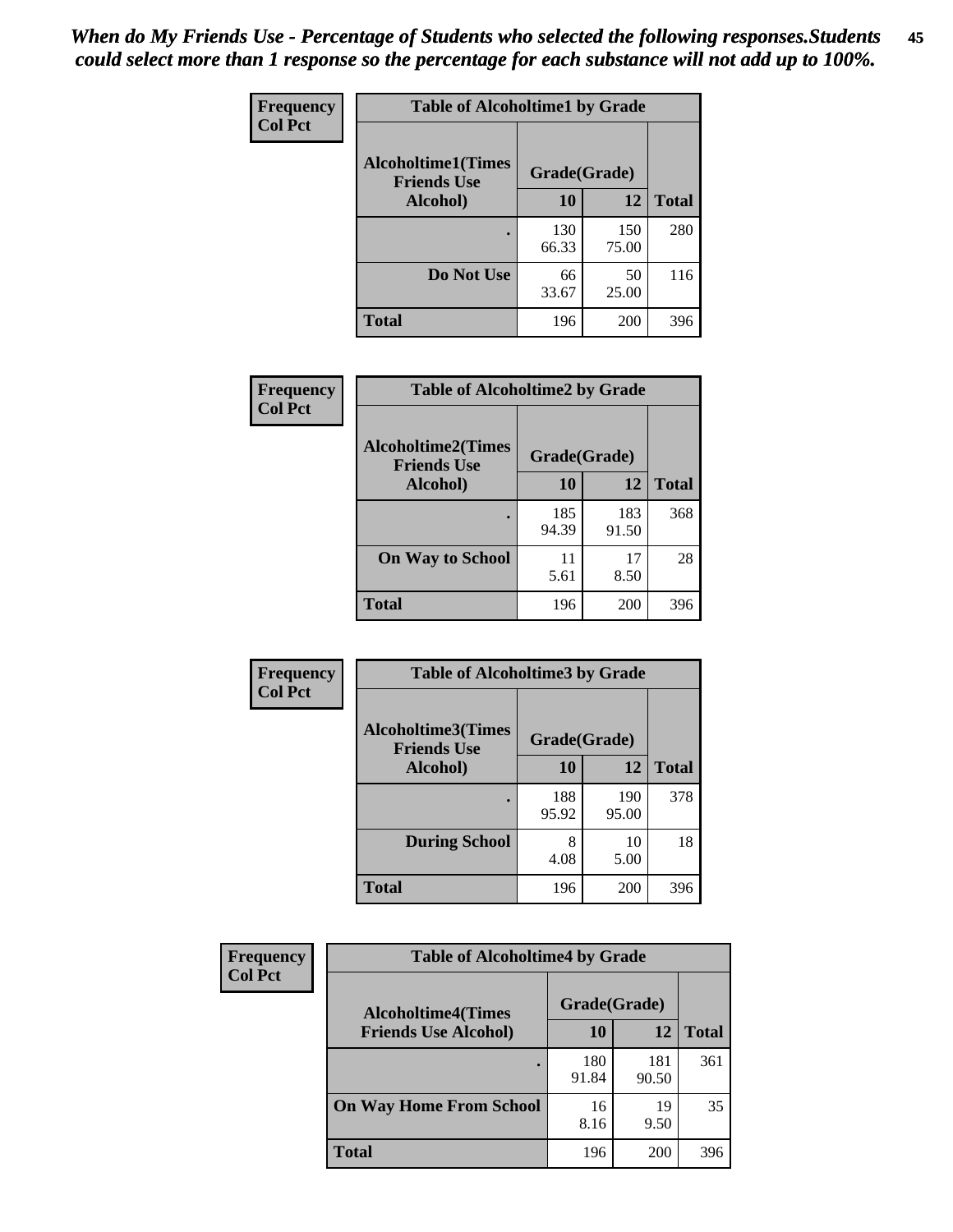*When do My Friends Use - Percentage of Students who selected the following responses.Students could select more than 1 response so the percentage for each substance will not add up to 100%.*

**Frequency**
**Col Pct**

| Table of Alcoholtime1 by Grade | | | |
|---|---|---|---|
| **Alcoholtime1(Times Friends Use Alcohol)** | **Grade(Grade)** | | |
| | **10** | **12** | **Total** |
| **.** | 130<br>66.33 | 150<br>75.00 | 280 |
| **Do Not Use** | 66<br>33.67 | 50<br>25.00 | 116 |
| **Total** | 196 | 200 | 396 |

**Frequency**
**Col Pct**

| Table of Alcoholtime2 by Grade | | | |
|---|---|---|---|
| **Alcoholtime2(Times Friends Use Alcohol)** | **Grade(Grade)** | | |
| | **10** | **12** | **Total** |
| **.** | 185<br>94.39 | 183<br>91.50 | 368 |
| **On Way to School** | 11<br>5.61 | 17<br>8.50 | 28 |
| **Total** | 196 | 200 | 396 |

**Frequency**
**Col Pct**

| Table of Alcoholtime3 by Grade | | | |
|---|---|---|---|
| **Alcoholtime3(Times Friends Use Alcohol)** | **Grade(Grade)** | | |
| | **10** | **12** | **Total** |
| **.** | 188<br>95.92 | 190<br>95.00 | 378 |
| **During School** | 8<br>4.08 | 10<br>5.00 | 18 |
| **Total** | 196 | 200 | 396 |

**Frequency**
**Col Pct**

| Table of Alcoholtime4 by Grade | | | |
|---|---|---|---|
| **Alcoholtime4(Times Friends Use Alcohol)** | **Grade(Grade)** | | |
| | **10** | **12** | **Total** |
| **.** | 180<br>91.84 | 181<br>90.50 | 361 |
| **On Way Home From School** | 16<br>8.16 | 19<br>9.50 | 35 |
| **Total** | 196 | 200 | 396 |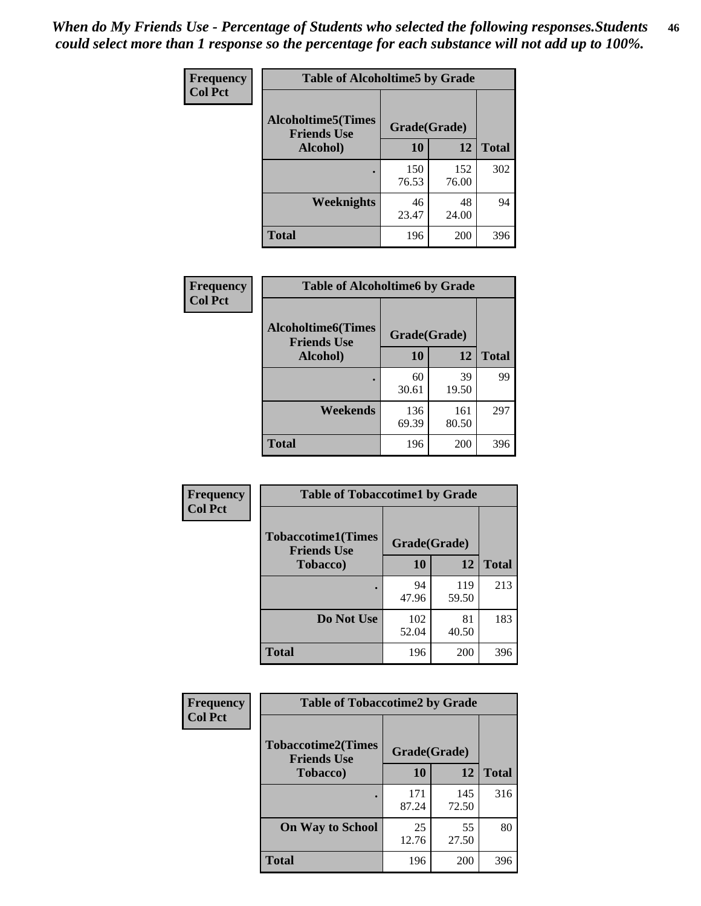*When do My Friends Use - Percentage of Students who selected the following responses.Students could select more than 1 response so the percentage for each substance will not add up to 100%.*

**Frequency**
**Col Pct**

| Table of Alcoholtime5 by Grade | | | |
|---|---|---|---|
| Alcoholtime5(Times Friends Use Alcohol) | Grade(Grade) | | Total |
| | 10 | 12 | |
| . | 150<br>76.53 | 152<br>76.00 | 302 |
| Weeknights | 46<br>23.47 | 48<br>24.00 | 94 |
| Total | 196 | 200 | 396 |

**Frequency**
**Col Pct**

| Table of Alcoholtime6 by Grade | | | |
|---|---|---|---|
| Alcoholtime6(Times Friends Use Alcohol) | Grade(Grade) | | Total |
| | 10 | 12 | |
| . | 60<br>30.61 | 39<br>19.50 | 99 |
| Weekends | 136<br>69.39 | 161<br>80.50 | 297 |
| Total | 196 | 200 | 396 |

**Frequency**
**Col Pct**

| Table of Tobaccotime1 by Grade | | | |
|---|---|---|---|
| Tobaccotime1(Times Friends Use Tobacco) | Grade(Grade) | | Total |
| | 10 | 12 | |
| . | 94<br>47.96 | 119<br>59.50 | 213 |
| Do Not Use | 102<br>52.04 | 81<br>40.50 | 183 |
| Total | 196 | 200 | 396 |

**Frequency**
**Col Pct**

| Table of Tobaccotime2 by Grade | | | |
|---|---|---|---|
| Tobaccotime2(Times Friends Use Tobacco) | Grade(Grade) | | Total |
| | 10 | 12 | |
| . | 171<br>87.24 | 145<br>72.50 | 316 |
| On Way to School | 25<br>12.76 | 55<br>27.50 | 80 |
| Total | 196 | 200 | 396 |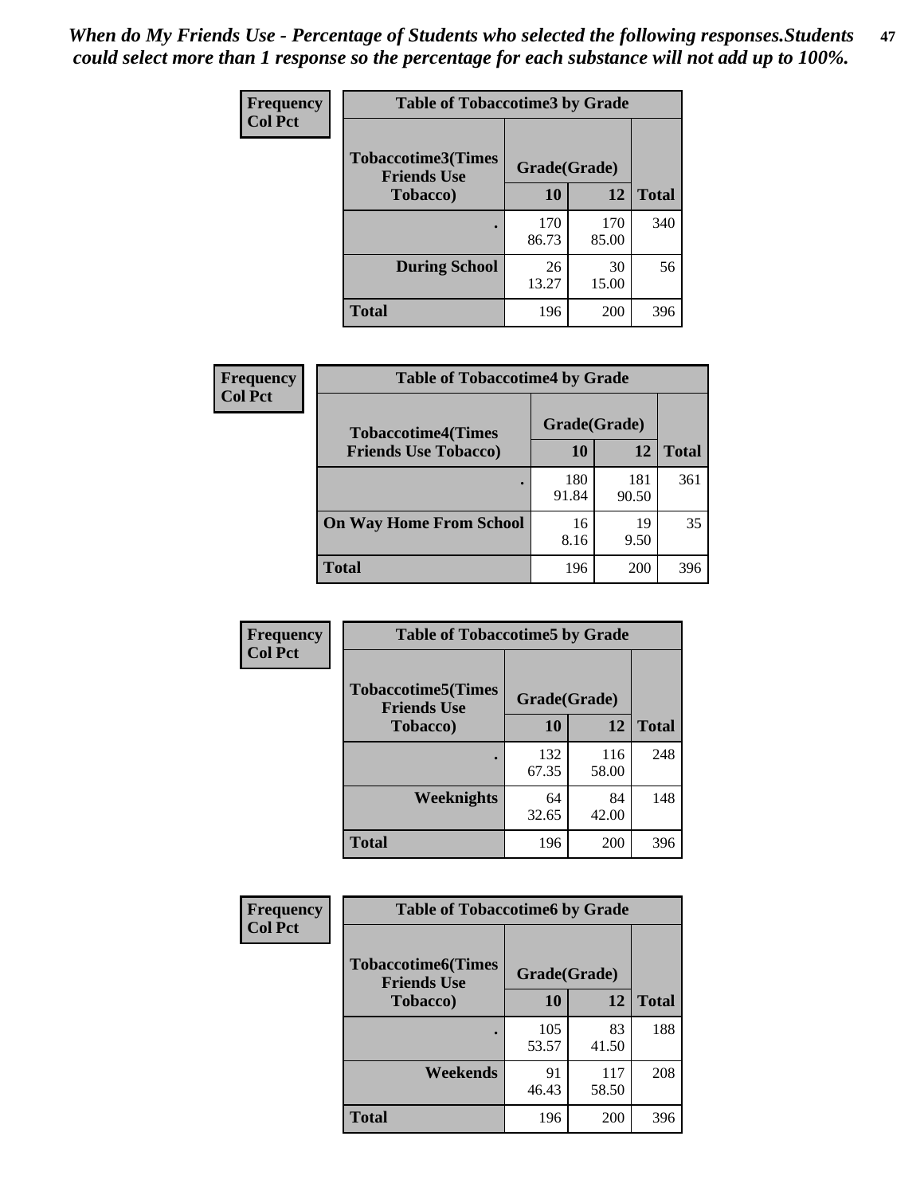*When do My Friends Use - Percentage of Students who selected the following responses.Students could select more than 1 response so the percentage for each substance will not add up to 100%.*

**Frequency**
**Col Pct**

| Table of Tobaccotime3 by Grade | | | |
|---|---|---|---|
| **Tobaccotime3(Times Friends Use Tobacco)** | **Grade(Grade)** | | **Total** |
| | **10** | **12** | |
| **.** | 170<br>86.73 | 170<br>85.00 | 340 |
| **During School** | 26<br>13.27 | 30<br>15.00 | 56 |
| **Total** | 196 | 200 | 396 |

**Frequency**
**Col Pct**

| Table of Tobaccotime4 by Grade | | | |
|---|---|---|---|
| **Tobaccotime4(Times Friends Use Tobacco)** | **Grade(Grade)** | | **Total** |
| | **10** | **12** | |
| **.** | 180<br>91.84 | 181<br>90.50 | 361 |
| **On Way Home From School** | 16<br>8.16 | 19<br>9.50 | 35 |
| **Total** | 196 | 200 | 396 |

**Frequency**
**Col Pct**

| Table of Tobaccotime5 by Grade | | | |
|---|---|---|---|
| **Tobaccotime5(Times Friends Use Tobacco)** | **Grade(Grade)** | | **Total** |
| | **10** | **12** | |
| **.** | 132<br>67.35 | 116<br>58.00 | 248 |
| **Weeknights** | 64<br>32.65 | 84<br>42.00 | 148 |
| **Total** | 196 | 200 | 396 |

**Frequency**
**Col Pct**

| Table of Tobaccotime6 by Grade | | | |
|---|---|---|---|
| **Tobaccotime6(Times Friends Use Tobacco)** | **Grade(Grade)** | | **Total** |
| | **10** | **12** | |
| **.** | 105<br>53.57 | 83<br>41.50 | 188 |
| **Weekends** | 91<br>46.43 | 117<br>58.50 | 208 |
| **Total** | 196 | 200 | 396 |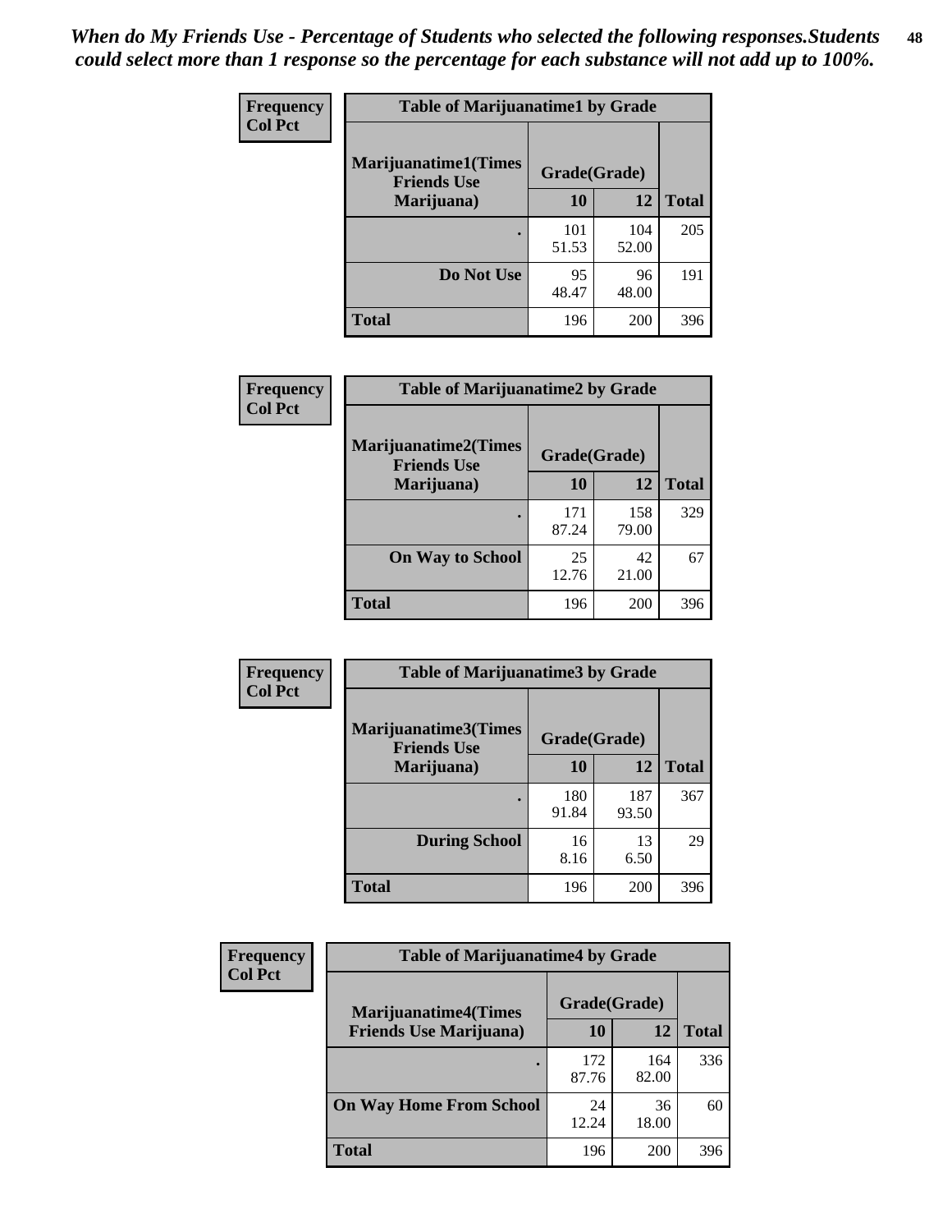*When do My Friends Use - Percentage of Students who selected the following responses.Students could select more than 1 response so the percentage for each substance will not add up to 100%.*

**Frequency**
**Col Pct**

| Table of Marijuanatime1 by Grade | | | |
|---|---|---|---|
| **Marijuanatime1(Times Friends Use Marijuana)** | **Grade(Grade)** | | **Total** |
| | **10** | **12** | |
| **.** | 101<br>51.53 | 104<br>52.00 | 205 |
| **Do Not Use** | 95<br>48.47 | 96<br>48.00 | 191 |
| **Total** | 196 | 200 | 396 |

**Frequency**
**Col Pct**

| Table of Marijuanatime2 by Grade | | | |
|---|---|---|---|
| **Marijuanatime2(Times Friends Use Marijuana)** | **Grade(Grade)** | | **Total** |
| | **10** | **12** | |
| **.** | 171<br>87.24 | 158<br>79.00 | 329 |
| **On Way to School** | 25<br>12.76 | 42<br>21.00 | 67 |
| **Total** | 196 | 200 | 396 |

**Frequency**
**Col Pct**

| Table of Marijuanatime3 by Grade | | | |
|---|---|---|---|
| **Marijuanatime3(Times Friends Use Marijuana)** | **Grade(Grade)** | | **Total** |
| | **10** | **12** | |
| **.** | 180<br>91.84 | 187<br>93.50 | 367 |
| **During School** | 16<br>8.16 | 13<br>6.50 | 29 |
| **Total** | 196 | 200 | 396 |

**Frequency**
**Col Pct**

| Table of Marijuanatime4 by Grade | | | |
|---|---|---|---|
| **Marijuanatime4(Times Friends Use Marijuana)** | **Grade(Grade)** | | **Total** |
| | **10** | **12** | |
| **.** | 172<br>87.76 | 164<br>82.00 | 336 |
| **On Way Home From School** | 24<br>12.24 | 36<br>18.00 | 60 |
| **Total** | 196 | 200 | 396 |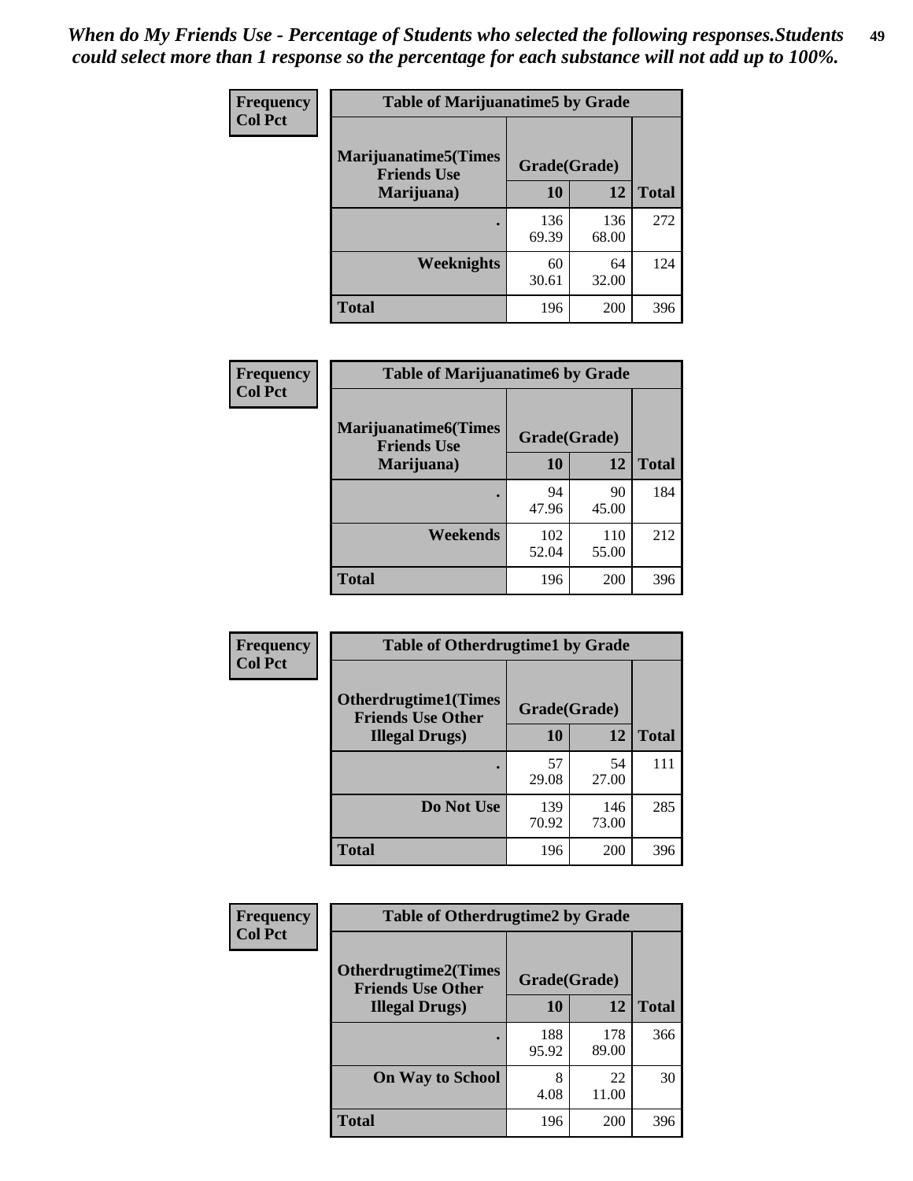*When do My Friends Use - Percentage of Students who selected the following responses.Students could select more than 1 response so the percentage for each substance will not add up to 100%.*

**Frequency**
**Col Pct**

| Table of Marijuanatime5 by Grade | | | |
|---|---|---|---|
| **Marijuanatime5(Times Friends Use Marijuana)** | **Grade(Grade)** | | **Total** |
| | **10** | **12** | |
| **.** | 136<br>69.39 | 136<br>68.00 | 272 |
| **Weeknights** | 60<br>30.61 | 64<br>32.00 | 124 |
| **Total** | 196 | 200 | 396 |

**Frequency**
**Col Pct**

| Table of Marijuanatime6 by Grade | | | |
|---|---|---|---|
| **Marijuanatime6(Times Friends Use Marijuana)** | **Grade(Grade)** | | **Total** |
| | **10** | **12** | |
| **.** | 94<br>47.96 | 90<br>45.00 | 184 |
| **Weekends** | 102<br>52.04 | 110<br>55.00 | 212 |
| **Total** | 196 | 200 | 396 |

**Frequency**
**Col Pct**

| Table of Otherdrugtime1 by Grade | | | |
|---|---|---|---|
| **Otherdrugtime1(Times Friends Use Other Illegal Drugs)** | **Grade(Grade)** | | **Total** |
| | **10** | **12** | |
| **.** | 57<br>29.08 | 54<br>27.00 | 111 |
| **Do Not Use** | 139<br>70.92 | 146<br>73.00 | 285 |
| **Total** | 196 | 200 | 396 |

**Frequency**
**Col Pct**

| Table of Otherdrugtime2 by Grade | | | |
|---|---|---|---|
| **Otherdrugtime2(Times Friends Use Other Illegal Drugs)** | **Grade(Grade)** | | **Total** |
| | **10** | **12** | |
| **.** | 188<br>95.92 | 178<br>89.00 | 366 |
| **On Way to School** | 8<br>4.08 | 22<br>11.00 | 30 |
| **Total** | 196 | 200 | 396 |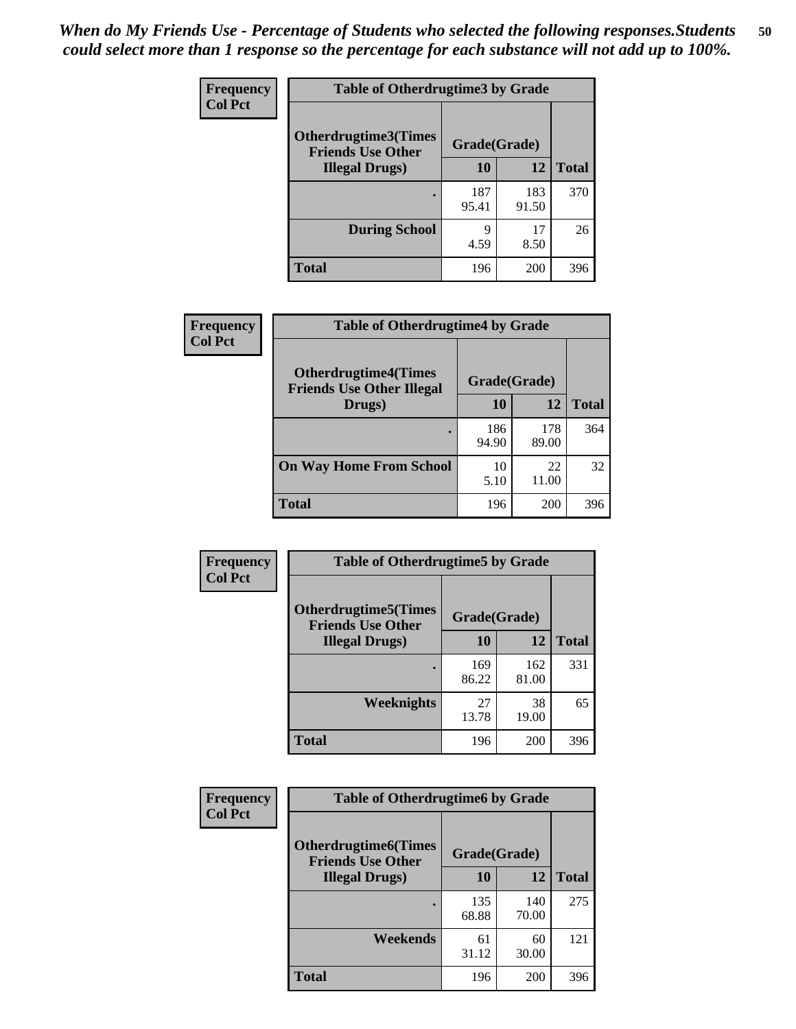*When do My Friends Use - Percentage of Students who selected the following responses.Students could select more than 1 response so the percentage for each substance will not add up to 100%.*

**Frequency**
**Col Pct**

| Table of Otherdrugtime3 by Grade | | | |
|---|---|---|---|
| **Otherdrugtime3(Times Friends Use Other Illegal Drugs)** | **Grade(Grade)** | | |
| | **10** | **12** | **Total** |
| . | 187<br>95.41 | 183<br>91.50 | 370 |
| **During School** | 9<br>4.59 | 17<br>8.50 | 26 |
| **Total** | 196 | 200 | 396 |

**Frequency**
**Col Pct**

| Table of Otherdrugtime4 by Grade | | | |
|---|---|---|---|
| **Otherdrugtime4(Times Friends Use Other Illegal Drugs)** | **Grade(Grade)** | | |
| | **10** | **12** | **Total** |
| . | 186<br>94.90 | 178<br>89.00 | 364 |
| **On Way Home From School** | 10<br>5.10 | 22<br>11.00 | 32 |
| **Total** | 196 | 200 | 396 |

**Frequency**
**Col Pct**

| Table of Otherdrugtime5 by Grade | | | |
|---|---|---|---|
| **Otherdrugtime5(Times Friends Use Other Illegal Drugs)** | **Grade(Grade)** | | |
| | **10** | **12** | **Total** |
| . | 169<br>86.22 | 162<br>81.00 | 331 |
| **Weeknights** | 27<br>13.78 | 38<br>19.00 | 65 |
| **Total** | 196 | 200 | 396 |

**Frequency**
**Col Pct**

| Table of Otherdrugtime6 by Grade | | | |
|---|---|---|---|
| **Otherdrugtime6(Times Friends Use Other Illegal Drugs)** | **Grade(Grade)** | | |
| | **10** | **12** | **Total** |
| . | 135<br>68.88 | 140<br>70.00 | 275 |
| **Weekends** | 61<br>31.12 | 60<br>30.00 | 121 |
| **Total** | 196 | 200 | 396 |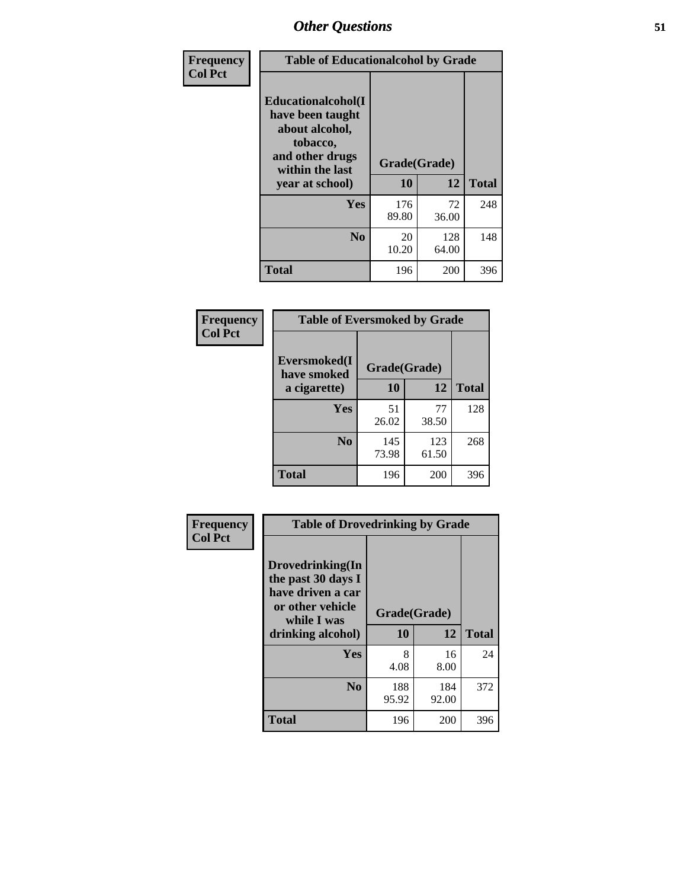| Frequency Col Pct | Table of Educationalalcohol by Grade | | |
|---|---|---|---|
| Educationalalcohol(I have been taught about alcohol, tobacco, and other drugs within the last year at school) | Grade(Grade) | | |
| | 10 | 12 | Total |
| Yes | 176<br>89.80 | 72<br>36.00 | 248 |
| No | 20<br>10.20 | 128<br>64.00 | 148 |
| Total | 196 | 200 | 396 |

| Frequency Col Pct | Table of Eversmoked by Grade | | |
|---|---|---|---|
| Eversmoked(I have smoked a cigarette) | Grade(Grade) | | |
| | 10 | 12 | Total |
| Yes | 51<br>26.02 | 77<br>38.50 | 128 |
| No | 145<br>73.98 | 123<br>61.50 | 268 |
| Total | 196 | 200 | 396 |

| Frequency Col Pct | Table of Drovedrinking by Grade | | |
|---|---|---|---|
| Drovedrinking(In the past 30 days I have driven a car or other vehicle while I was drinking alcohol) | Grade(Grade) | | |
| | 10 | 12 | Total |
| Yes | 8<br>4.08 | 16<br>8.00 | 24 |
| No | 188<br>95.92 | 184<br>92.00 | 372 |
| Total | 196 | 200 | 396 |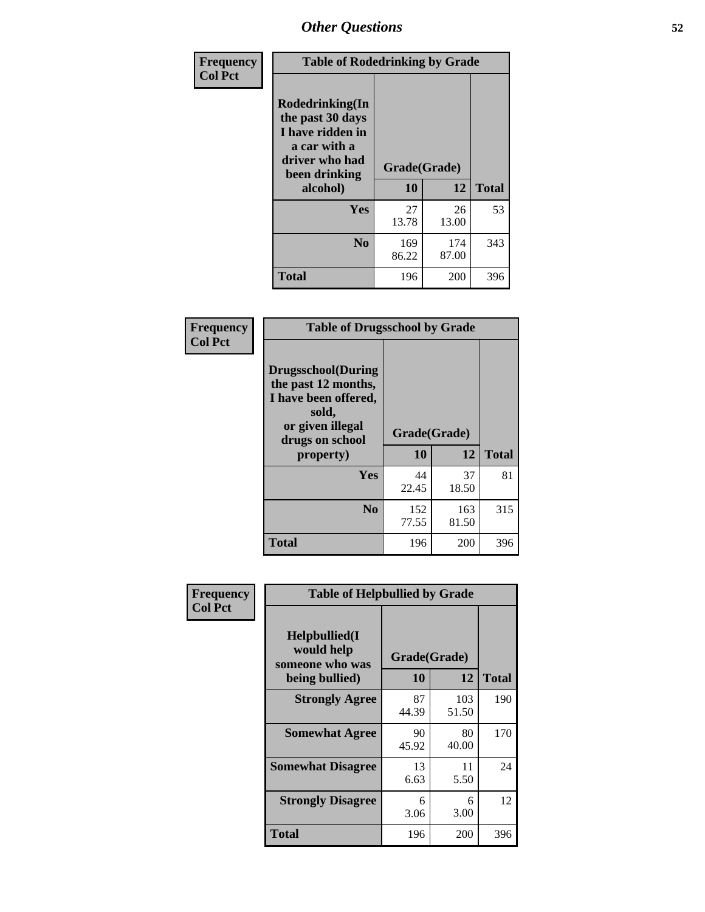## Other Questions

**Frequency**
**Col Pct**

**Table of Rodedrinking by Grade**

| Rodedrinking(In the past 30 days I have ridden in a car with a driver who had been drinking alcohol) | Grade(Grade) | | |
|---|---|---|---|
| | 10 | 12 | Total |
| Yes | 27<br>13.78 | 26<br>13.00 | 53 |
| No | 169<br>86.22 | 174<br>87.00 | 343 |
| Total | 196 | 200 | 396 |

**Frequency**
**Col Pct**

**Table of Drugsschool by Grade**

| Drugsschool(During the past 12 months, I have been offered, sold, or given illegal drugs on school property) | Grade(Grade) | | |
|---|---|---|---|
| | 10 | 12 | Total |
| Yes | 44<br>22.45 | 37<br>18.50 | 81 |
| No | 152<br>77.55 | 163<br>81.50 | 315 |
| Total | 196 | 200 | 396 |

**Frequency**
**Col Pct**

**Table of Helpbullied by Grade**

| Helpbullied(I would help someone who was being bullied) | Grade(Grade) | | |
|---|---|---|---|
| | 10 | 12 | Total |
| Strongly Agree | 87<br>44.39 | 103<br>51.50 | 190 |
| Somewhat Agree | 90<br>45.92 | 80<br>40.00 | 170 |
| Somewhat Disagree | 13<br>6.63 | 11<br>5.50 | 24 |
| Strongly Disagree | 6<br>3.06 | 6<br>3.00 | 12 |
| Total | 196 | 200 | 396 |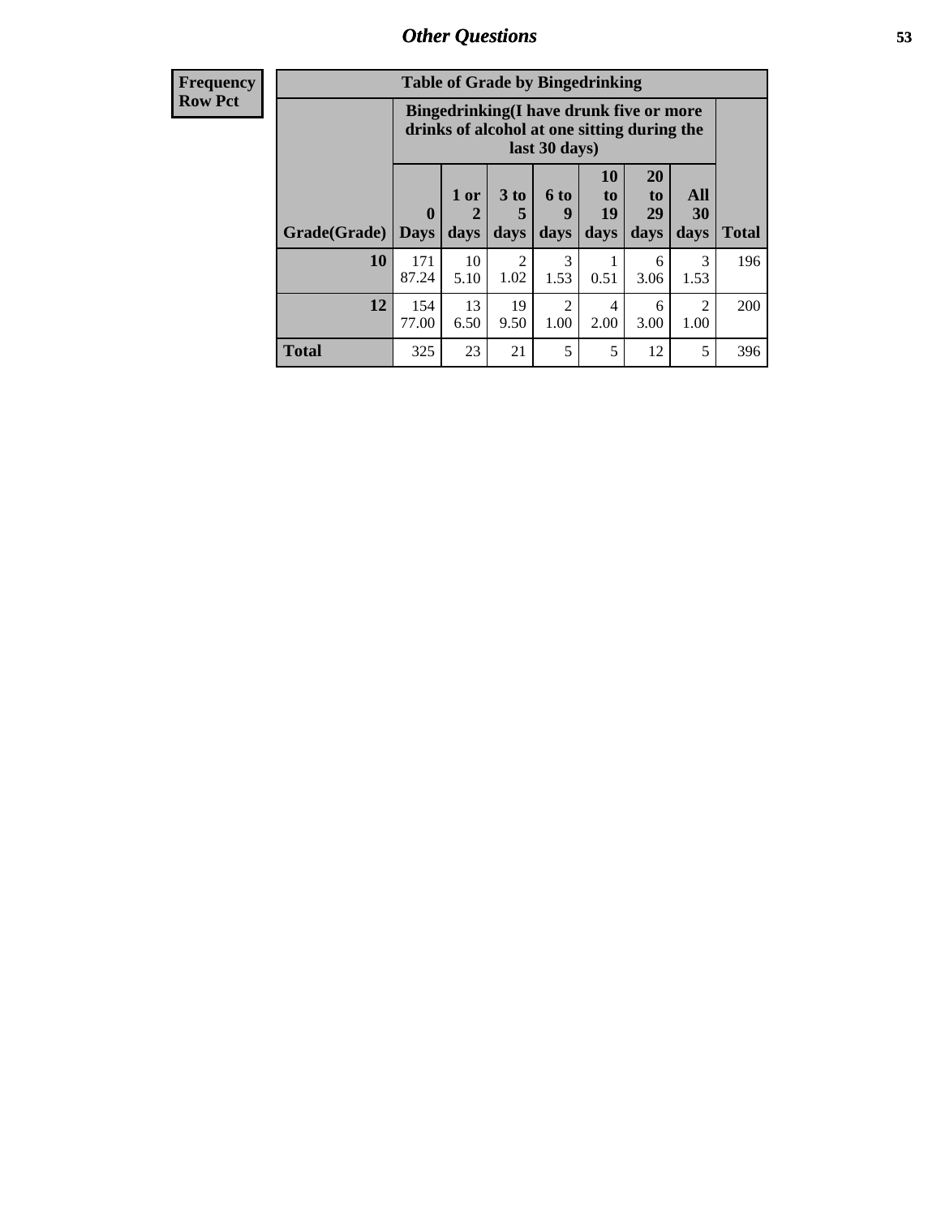| Frequency<br>Row Pct | Table of Grade by Bingedrinking | | | | | | | |
|---|---|---|---|---|---|---|---|---|
| | Bingedrinking(I have drunk five or more drinks of alcohol at one sitting during the last 30 days) | | | | | | | |
| Grade(Grade) | 0 Days | 1 or 2 days | 3 to 5 days | 6 to 9 days | 10 to 19 days | 20 to 29 days | All 30 days | Total |
| 10 | 171<br>87.24 | 10<br>5.10 | 2<br>1.02 | 3<br>1.53 | 1<br>0.51 | 6<br>3.06 | 3<br>1.53 | 196 |
| 12 | 154<br>77.00 | 13<br>6.50 | 19<br>9.50 | 2<br>1.00 | 4<br>2.00 | 6<br>3.00 | 2<br>1.00 | 200 |
| Total | 325 | 23 | 21 | 5 | 5 | 12 | 5 | 396 |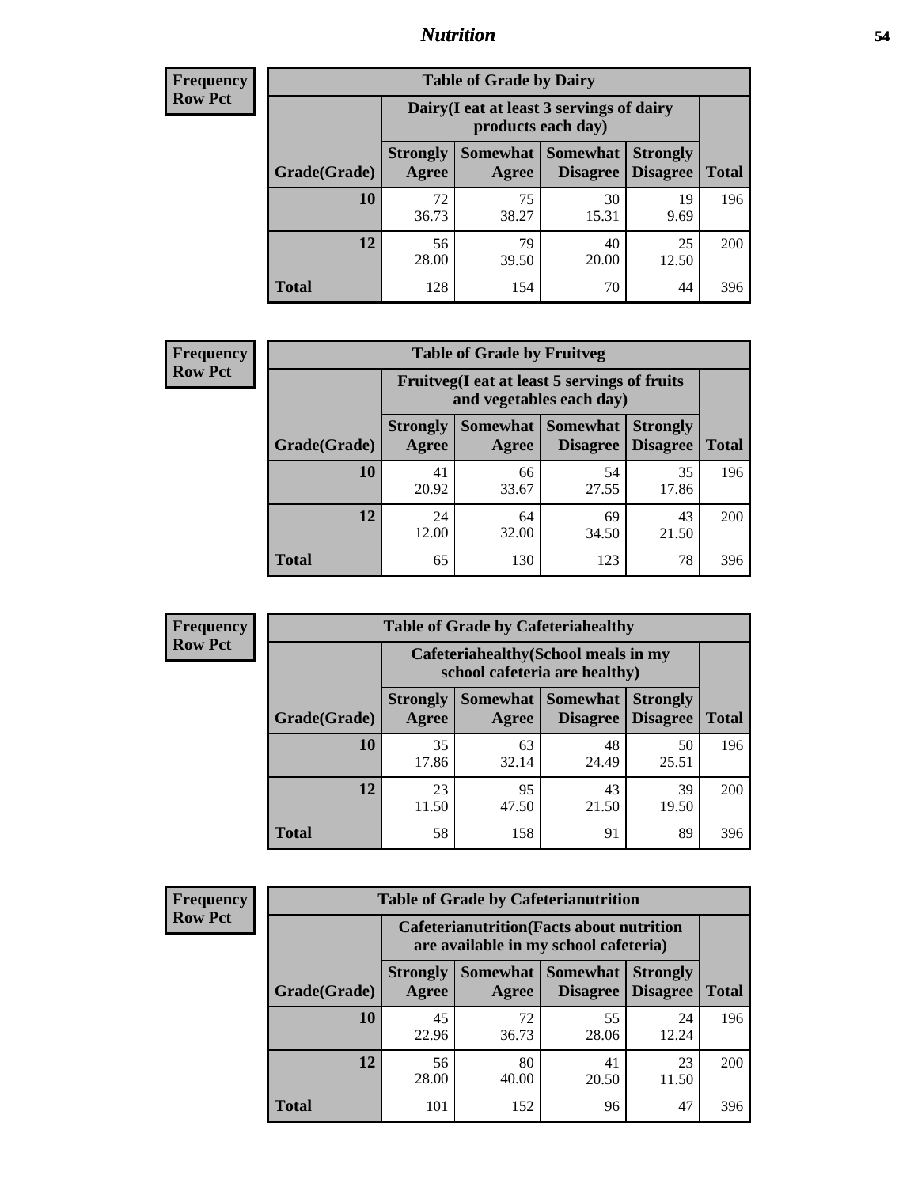## Nutrition

**Frequency Row Pct**

| Table of Grade by Dairy | | | | | |
|---|---|---|---|---|---|
| | Dairy(I eat at least 3 servings of dairy products each day) | | | | |
| Grade(Grade) | Strongly Agree | Somewhat Agree | Somewhat Disagree | Strongly Disagree | Total |
| 10 | 72<br>36.73 | 75<br>38.27 | 30<br>15.31 | 19<br>9.69 | 196 |
| 12 | 56<br>28.00 | 79<br>39.50 | 40<br>20.00 | 25<br>12.50 | 200 |
| Total | 128 | 154 | 70 | 44 | 396 |

**Frequency Row Pct**

| Table of Grade by Fruitveg | | | | | |
|---|---|---|---|---|---|
| | Fruitveg(I eat at least 5 servings of fruits and vegetables each day) | | | | |
| Grade(Grade) | Strongly Agree | Somewhat Agree | Somewhat Disagree | Strongly Disagree | Total |
| 10 | 41<br>20.92 | 66<br>33.67 | 54<br>27.55 | 35<br>17.86 | 196 |
| 12 | 24<br>12.00 | 64<br>32.00 | 69<br>34.50 | 43<br>21.50 | 200 |
| Total | 65 | 130 | 123 | 78 | 396 |

**Frequency Row Pct**

| Table of Grade by Cafeteriahealthy | | | | | |
|---|---|---|---|---|---|
| | Cafeteriahealthy(School meals in my school cafeteria are healthy) | | | | |
| Grade(Grade) | Strongly Agree | Somewhat Agree | Somewhat Disagree | Strongly Disagree | Total |
| 10 | 35<br>17.86 | 63<br>32.14 | 48<br>24.49 | 50<br>25.51 | 196 |
| 12 | 23<br>11.50 | 95<br>47.50 | 43<br>21.50 | 39<br>19.50 | 200 |
| Total | 58 | 158 | 91 | 89 | 396 |

**Frequency Row Pct**

| Table of Grade by Cafeterianutrition | | | | | |
|---|---|---|---|---|---|
| | Cafeterianutrition(Facts about nutrition are available in my school cafeteria) | | | | |
| Grade(Grade) | Strongly Agree | Somewhat Agree | Somewhat Disagree | Strongly Disagree | Total |
| 10 | 45<br>22.96 | 72<br>36.73 | 55<br>28.06 | 24<br>12.24 | 196 |
| 12 | 56<br>28.00 | 80<br>40.00 | 41<br>20.50 | 23<br>11.50 | 200 |
| Total | 101 | 152 | 96 | 47 | 396 |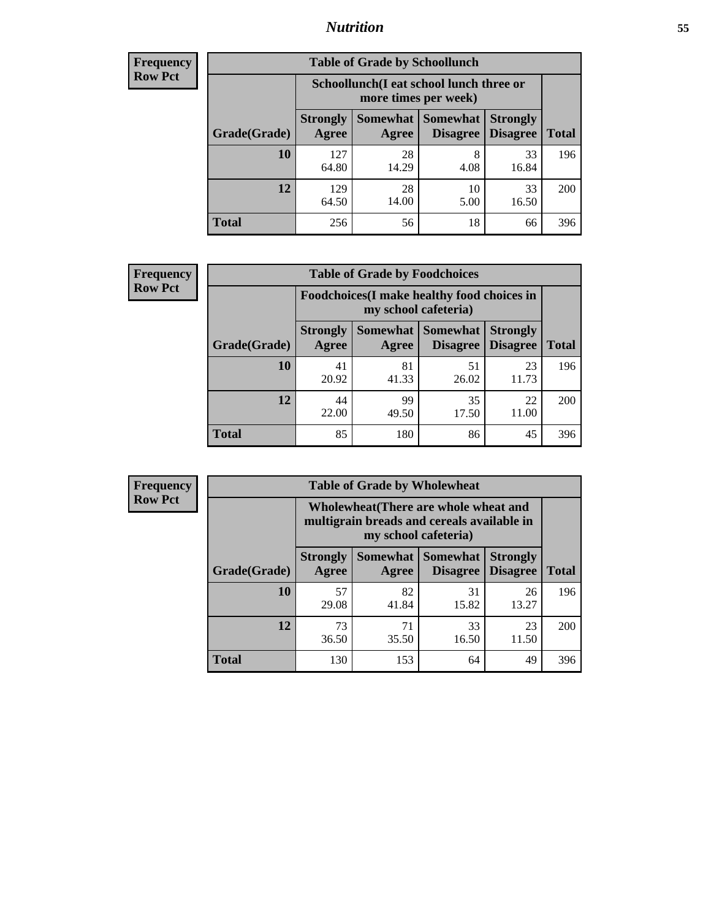**Frequency**
**Row Pct**

| Table of Grade by Schoollunch | | | | | |
|---|---|---|---|---|---|
| | Schoollunch(I eat school lunch three or more times per week) | | | | |
| Grade(Grade) | Strongly Agree | Somewhat Agree | Somewhat Disagree | Strongly Disagree | Total |
| **10** | 127<br>64.80 | 28<br>14.29 | 8<br>4.08 | 33<br>16.84 | 196 |
| **12** | 129<br>64.50 | 28<br>14.00 | 10<br>5.00 | 33<br>16.50 | 200 |
| **Total** | 256 | 56 | 18 | 66 | 396 |

**Frequency**
**Row Pct**

| Table of Grade by Foodchoices | | | | | |
|---|---|---|---|---|---|
| | Foodchoices(I make healthy food choices in my school cafeteria) | | | | |
| Grade(Grade) | Strongly Agree | Somewhat Agree | Somewhat Disagree | Strongly Disagree | Total |
| **10** | 41<br>20.92 | 81<br>41.33 | 51<br>26.02 | 23<br>11.73 | 196 |
| **12** | 44<br>22.00 | 99<br>49.50 | 35<br>17.50 | 22<br>11.00 | 200 |
| **Total** | 85 | 180 | 86 | 45 | 396 |

**Frequency**
**Row Pct**

| Table of Grade by Wholewheat | | | | | |
|---|---|---|---|---|---|
| | Wholewheat(There are whole wheat and multigrain breads and cereals available in my school cafeteria) | | | | |
| Grade(Grade) | Strongly Agree | Somewhat Agree | Somewhat Disagree | Strongly Disagree | Total |
| **10** | 57<br>29.08 | 82<br>41.84 | 31<br>15.82 | 26<br>13.27 | 196 |
| **12** | 73<br>36.50 | 71<br>35.50 | 33<br>16.50 | 23<br>11.50 | 200 |
| **Total** | 130 | 153 | 64 | 49 | 396 |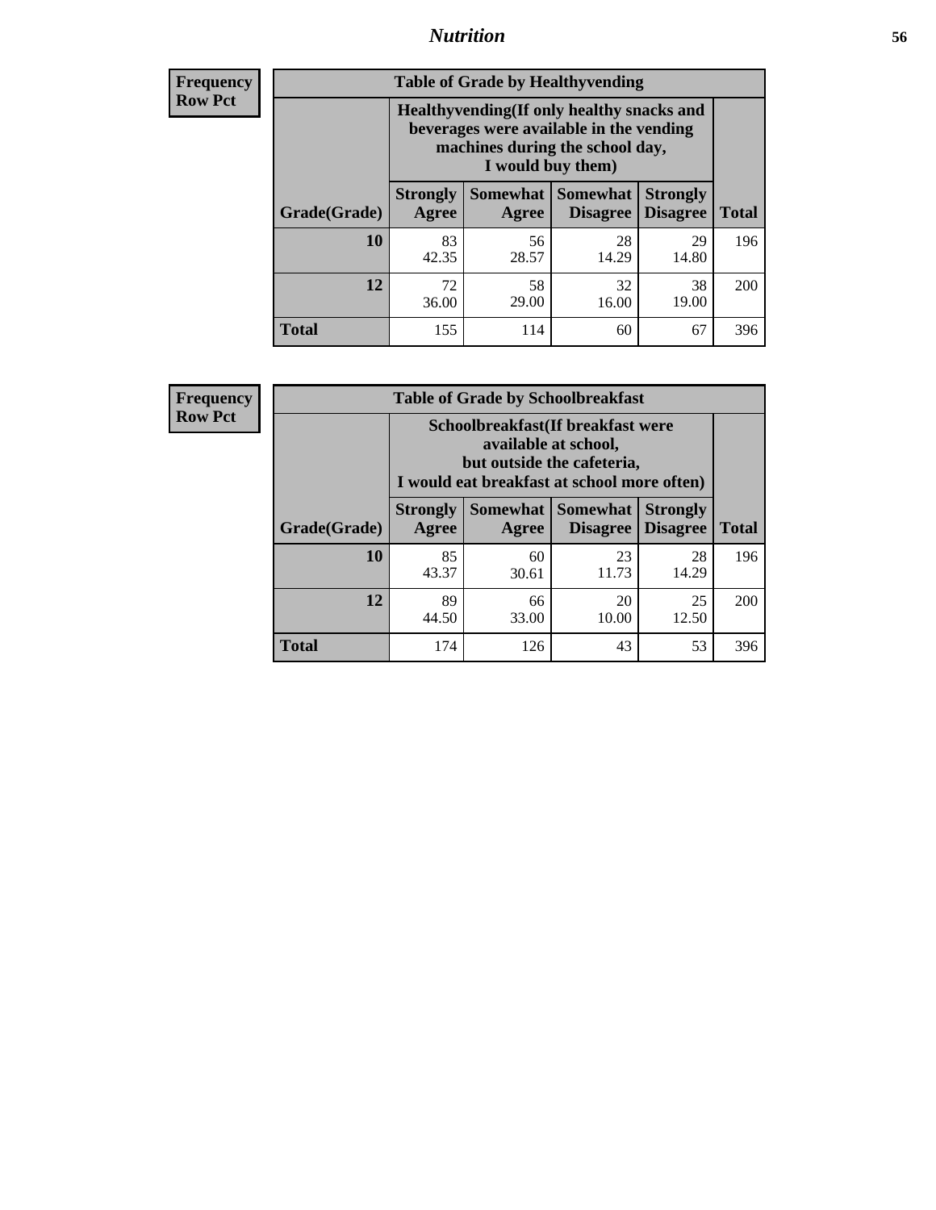## Nutrition

**Frequency**
**Row Pct**

**Table of Grade by Healthyvending**

| Grade(Grade) | Healthyvending(If only healthy snacks and beverages were available in the vending machines during the school day, I would buy them) | | | | Total |
|---|---|---|---|---|---|
| | Strongly Agree | Somewhat Agree | Somewhat Disagree | Strongly Disagree | |
| **10** | 83<br>42.35 | 56<br>28.57 | 28<br>14.29 | 29<br>14.80 | 196 |
| **12** | 72<br>36.00 | 58<br>29.00 | 32<br>16.00 | 38<br>19.00 | 200 |
| **Total** | 155 | 114 | 60 | 67 | 396 |

**Frequency**
**Row Pct**

**Table of Grade by Schoolbreakfast**

| Grade(Grade) | Schoolbreakfast(If breakfast were available at school, but outside the cafeteria, I would eat breakfast at school more often) | | | | Total |
|---|---|---|---|---|---|
| | Strongly Agree | Somewhat Agree | Somewhat Disagree | Strongly Disagree | |
| **10** | 85<br>43.37 | 60<br>30.61 | 23<br>11.73 | 28<br>14.29 | 196 |
| **12** | 89<br>44.50 | 66<br>33.00 | 20<br>10.00 | 25<br>12.50 | 200 |
| **Total** | 174 | 126 | 43 | 53 | 396 |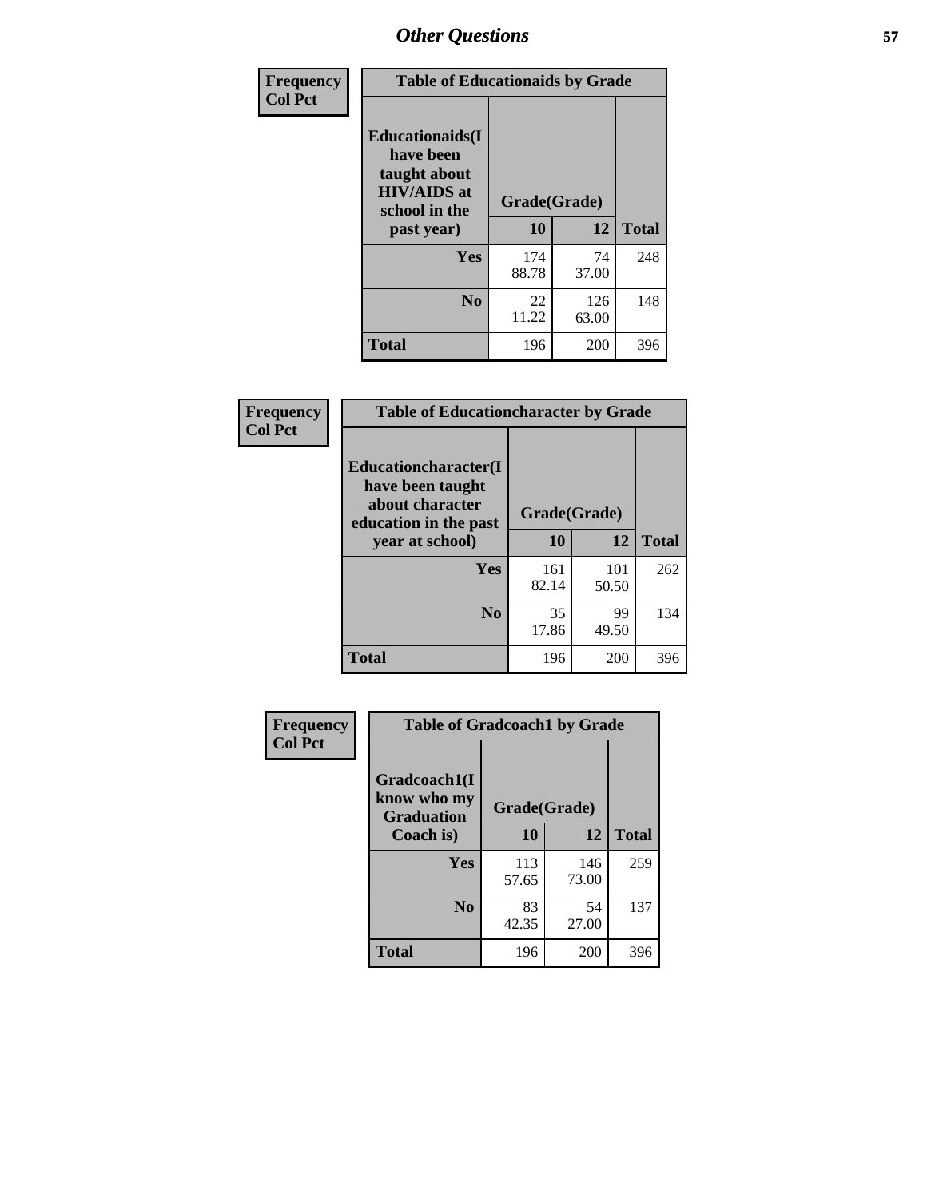| Frequency<br>Col Pct | Table of Educationaids by Grade | | |
|---|---|---|---|
| **Educationaids(I have been taught about HIV/AIDS at school in the past year)** | **Grade(Grade)** | | |
| | **10** | **12** | **Total** |
| **Yes** | 174<br>88.78 | 74<br>37.00 | 248 |
| **No** | 22<br>11.22 | 126<br>63.00 | 148 |
| **Total** | 196 | 200 | 396 |

| Frequency<br>Col Pct | Table of Educationcharacter by Grade | | |
|---|---|---|---|
| **Educationcharacter(I have been taught about character education in the past year at school)** | **Grade(Grade)** | | |
| | **10** | **12** | **Total** |
| **Yes** | 161<br>82.14 | 101<br>50.50 | 262 |
| **No** | 35<br>17.86 | 99<br>49.50 | 134 |
| **Total** | 196 | 200 | 396 |

| Frequency<br>Col Pct | Table of Gradcoach1 by Grade | | |
|---|---|---|---|
| **Gradcoach1(I know who my Graduation Coach is)** | **Grade(Grade)** | | |
| | **10** | **12** | **Total** |
| **Yes** | 113<br>57.65 | 146<br>73.00 | 259 |
| **No** | 83<br>42.35 | 54<br>27.00 | 137 |
| **Total** | 196 | 200 | 396 |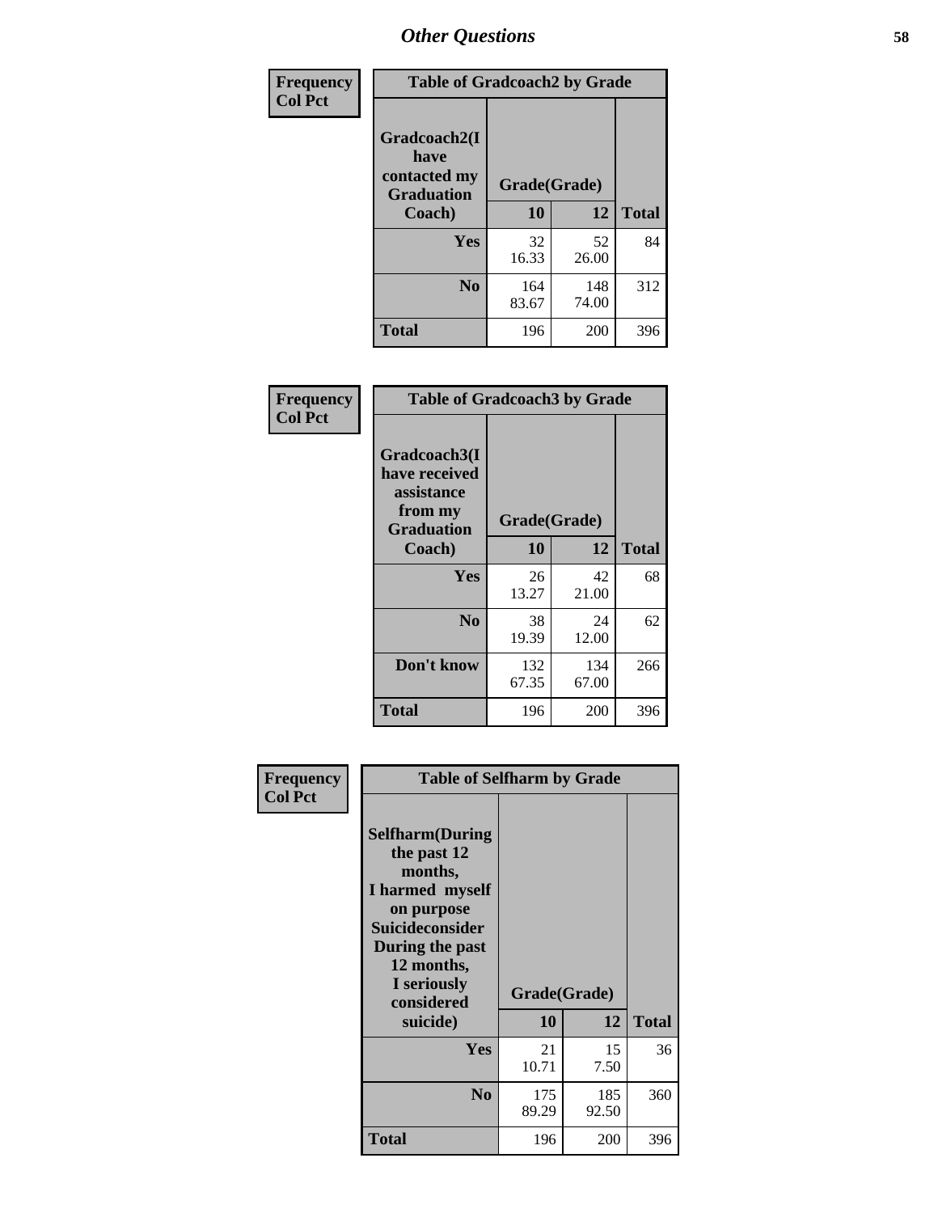# Other Questions

**Frequency / Col Pct**

| Table of Gradcoach2 by Grade | | | |
|---|---|---|---|
| Gradcoach2(I have contacted my Graduation Coach) | Grade(Grade) | | |
| | 10 | 12 | Total |
| Yes | 32<br>16.33 | 52<br>26.00 | 84 |
| No | 164<br>83.67 | 148<br>74.00 | 312 |
| Total | 196 | 200 | 396 |

**Frequency / Col Pct**

| Table of Gradcoach3 by Grade | | | |
|---|---|---|---|
| Gradcoach3(I have received assistance from my Graduation Coach) | Grade(Grade) | | |
| | 10 | 12 | Total |
| Yes | 26<br>13.27 | 42<br>21.00 | 68 |
| No | 38<br>19.39 | 24<br>12.00 | 62 |
| Don't know | 132<br>67.35 | 134<br>67.00 | 266 |
| Total | 196 | 200 | 396 |

**Frequency / Col Pct**

| Table of Selfharm by Grade | | | |
|---|---|---|---|
| Selfharm(During the past 12 months, I harmed myself on purpose Suicideconsider During the past 12 months, I seriously considered suicide) | Grade(Grade) | | |
| | 10 | 12 | Total |
| Yes | 21<br>10.71 | 15<br>7.50 | 36 |
| No | 175<br>89.29 | 185<br>92.50 | 360 |
| Total | 196 | 200 | 396 |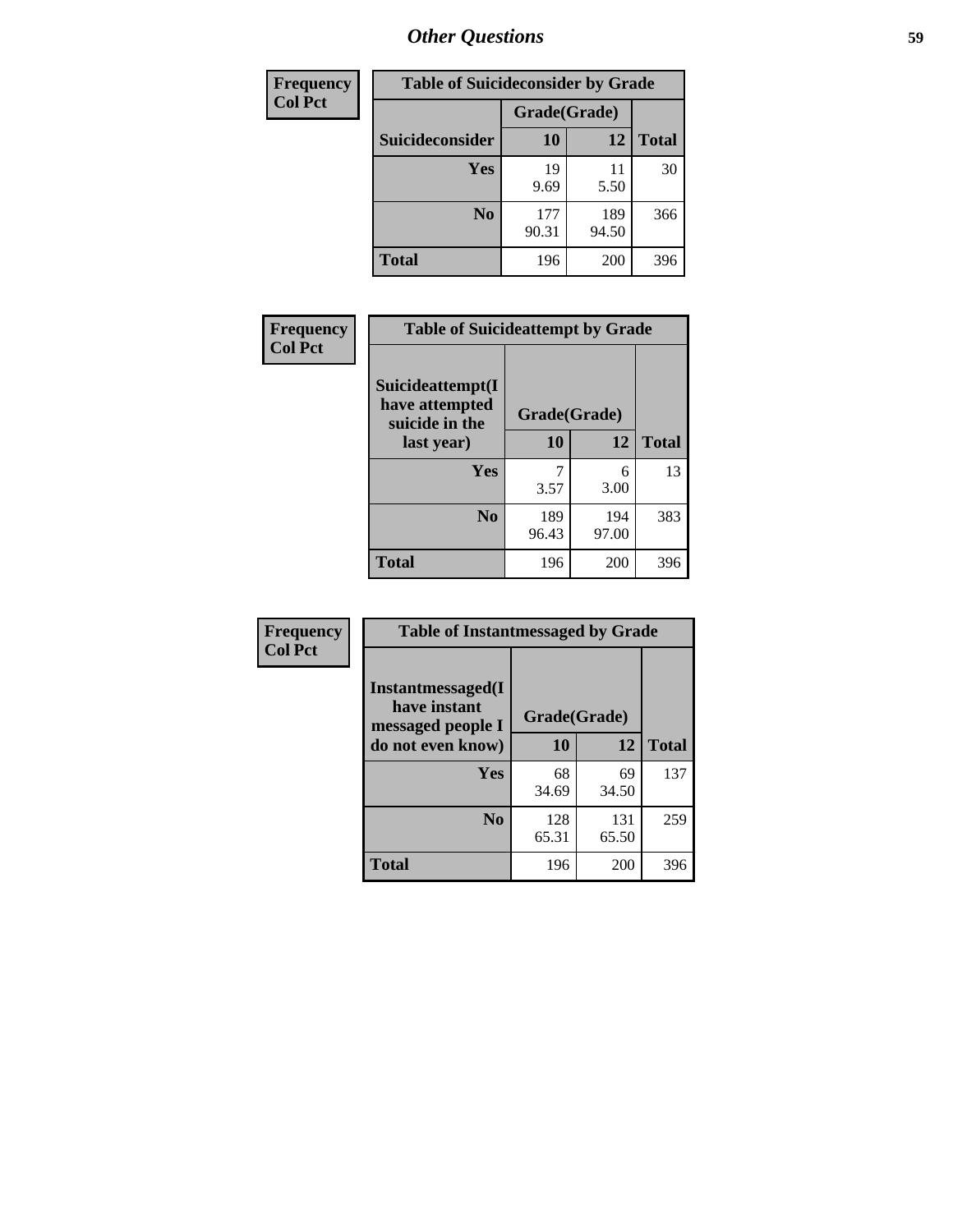## Other Questions

**Frequency**
**Col Pct**

| Table of Suicideconsider by Grade | | | |
|---|---|---|---|
| | Grade(Grade) | | |
| Suicideconsider | 10 | 12 | Total |
| Yes | 19<br>9.69 | 11<br>5.50 | 30 |
| No | 177<br>90.31 | 189<br>94.50 | 366 |
| Total | 196 | 200 | 396 |

**Frequency**
**Col Pct**

| Table of Suicideattempt by Grade | | | |
|---|---|---|---|
| Suicideattempt(I have attempted suicide in the last year) | Grade(Grade) | | |
| | 10 | 12 | Total |
| Yes | 7<br>3.57 | 6<br>3.00 | 13 |
| No | 189<br>96.43 | 194<br>97.00 | 383 |
| Total | 196 | 200 | 396 |

**Frequency**
**Col Pct**

| Table of Instantmessaged by Grade | | | |
|---|---|---|---|
| Instantmessaged(I have instant messaged people I do not even know) | Grade(Grade) | | |
| | 10 | 12 | Total |
| Yes | 68<br>34.69 | 69<br>34.50 | 137 |
| No | 128<br>65.31 | 131<br>65.50 | 259 |
| Total | 196 | 200 | 396 |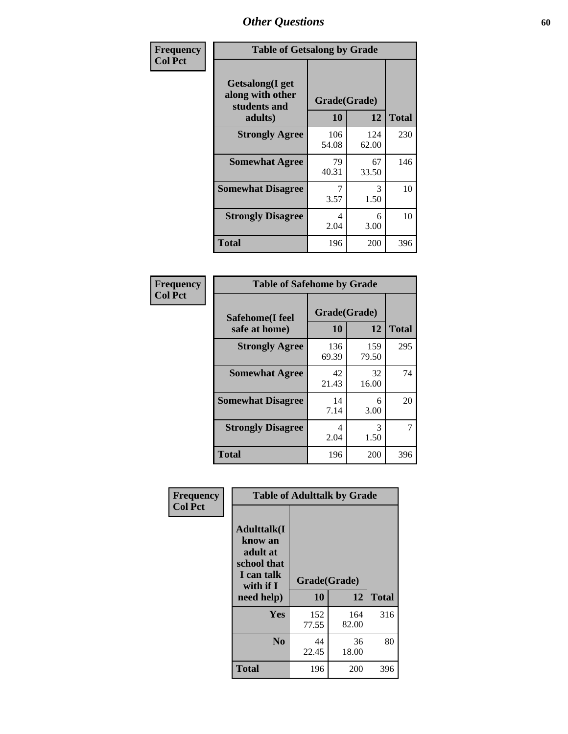# Other Questions

**Frequency**
**Col Pct**

| Table of Getsalong by Grade | | | |
|---|---|---|---|
| Getsalong(I get along with other students and adults) | Grade(Grade) | | |
| | 10 | 12 | Total |
| **Strongly Agree** | 106<br>54.08 | 124<br>62.00 | 230 |
| **Somewhat Agree** | 79<br>40.31 | 67<br>33.50 | 146 |
| **Somewhat Disagree** | 7<br>3.57 | 3<br>1.50 | 10 |
| **Strongly Disagree** | 4<br>2.04 | 6<br>3.00 | 10 |
| **Total** | 196 | 200 | 396 |

**Frequency**
**Col Pct**

| Table of Safehome by Grade | | | |
|---|---|---|---|
| Safehome(I feel safe at home) | Grade(Grade) | | |
| | 10 | 12 | Total |
| **Strongly Agree** | 136<br>69.39 | 159<br>79.50 | 295 |
| **Somewhat Agree** | 42<br>21.43 | 32<br>16.00 | 74 |
| **Somewhat Disagree** | 14<br>7.14 | 6<br>3.00 | 20 |
| **Strongly Disagree** | 4<br>2.04 | 3<br>1.50 | 7 |
| **Total** | 196 | 200 | 396 |

**Frequency**
**Col Pct**

| Table of Adulttalk by Grade | | | |
|---|---|---|---|
| Adulttalk(I know an adult at school that I can talk with if I need help) | Grade(Grade) | | |
| | 10 | 12 | Total |
| **Yes** | 152<br>77.55 | 164<br>82.00 | 316 |
| **No** | 44<br>22.45 | 36<br>18.00 | 80 |
| **Total** | 196 | 200 | 396 |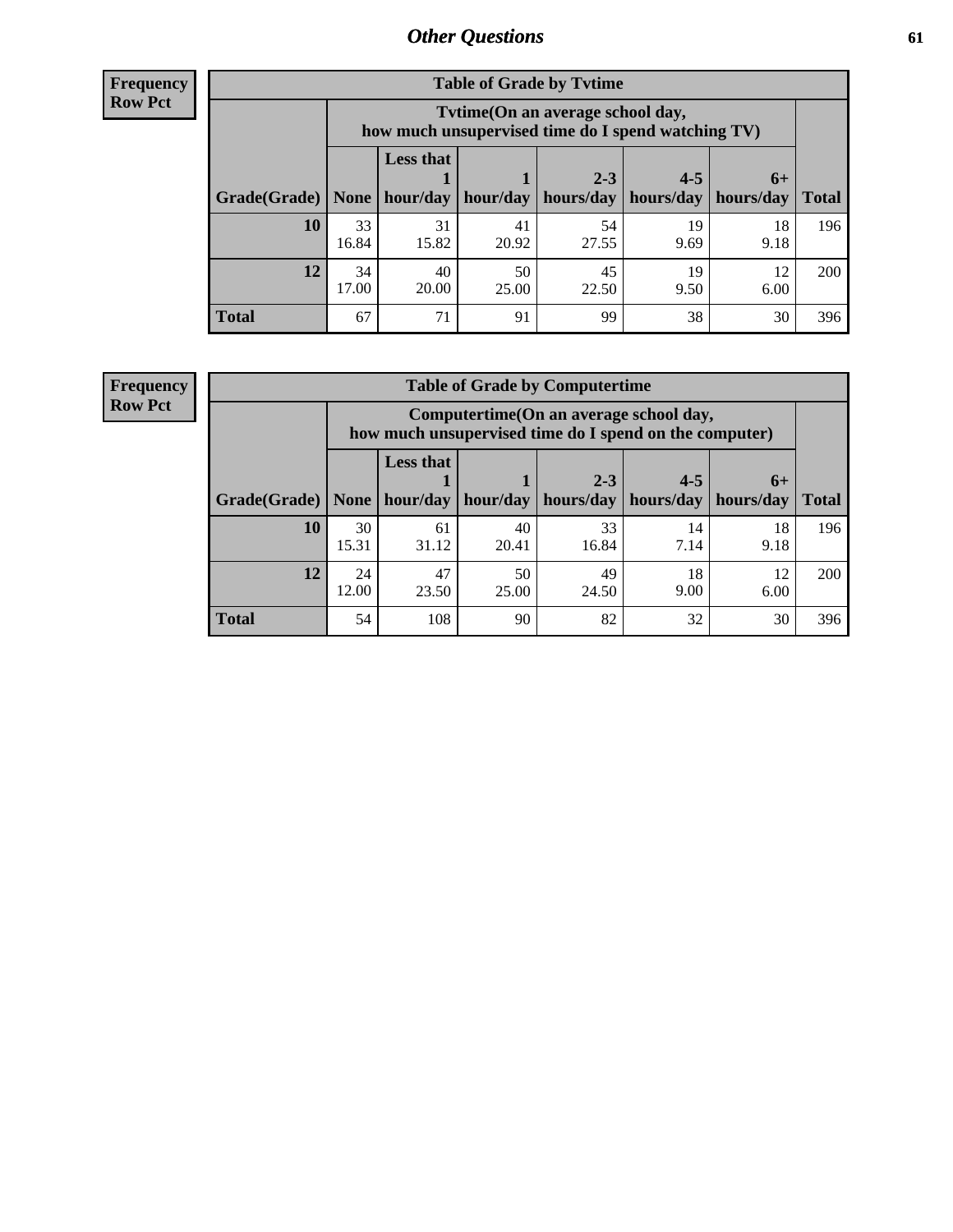## Other Questions

**Frequency**
**Row Pct**

| Table of Grade by Tvtime | | | | | | | |
|---|---|---|---|---|---|---|---|
| | Tvtime(On an average school day, how much unsupervised time do I spend watching TV) | | | | | | |
| Grade(Grade) | None | Less that 1 hour/day | 1 hour/day | 2-3 hours/day | 4-5 hours/day | 6+ hours/day | Total |
| **10** | 33<br>16.84 | 31<br>15.82 | 41<br>20.92 | 54<br>27.55 | 19<br>9.69 | 18<br>9.18 | 196 |
| **12** | 34<br>17.00 | 40<br>20.00 | 50<br>25.00 | 45<br>22.50 | 19<br>9.50 | 12<br>6.00 | 200 |
| **Total** | 67 | 71 | 91 | 99 | 38 | 30 | 396 |

**Frequency**
**Row Pct**

| Table of Grade by Computertime | | | | | | | |
|---|---|---|---|---|---|---|---|
| | Computertime(On an average school day, how much unsupervised time do I spend on the computer) | | | | | | |
| Grade(Grade) | None | Less that 1 hour/day | 1 hour/day | 2-3 hours/day | 4-5 hours/day | 6+ hours/day | Total |
| **10** | 30<br>15.31 | 61<br>31.12 | 40<br>20.41 | 33<br>16.84 | 14<br>7.14 | 18<br>9.18 | 196 |
| **12** | 24<br>12.00 | 47<br>23.50 | 50<br>25.00 | 49<br>24.50 | 18<br>9.00 | 12<br>6.00 | 200 |
| **Total** | 54 | 108 | 90 | 82 | 32 | 30 | 396 |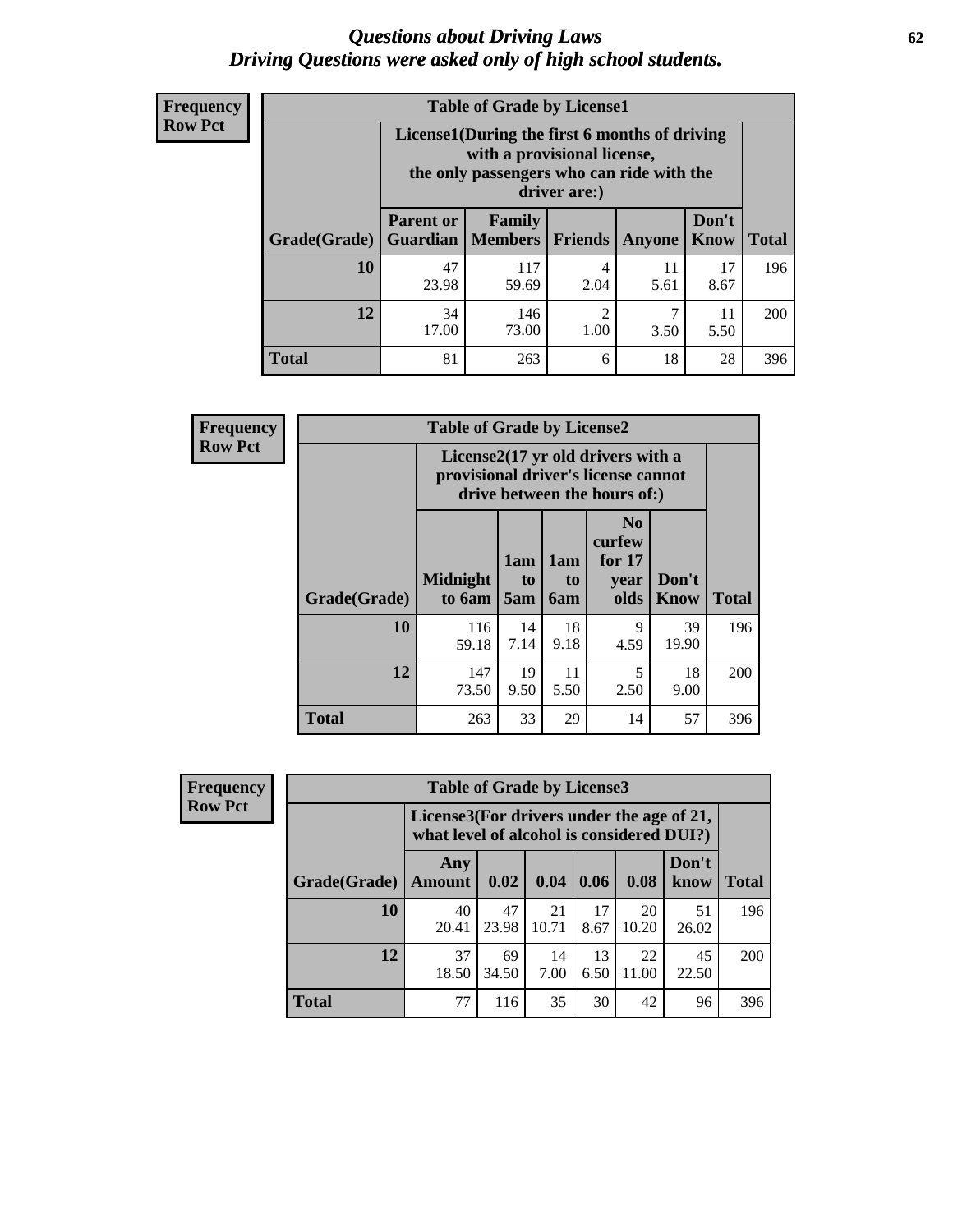# *Questions about Driving Laws*
# *Driving Questions were asked only of high school students.*

**Frequency**
**Row Pct**

| Table of Grade by License1 | | | | | | |
|---|---|---|---|---|---|---|
| | License1(During the first 6 months of driving with a provisional license, the only passengers who can ride with the driver are:) | | | | | |
| Grade(Grade) | Parent or Guardian | Family Members | Friends | Anyone | Don't Know | Total |
| 10 | 47<br>23.98 | 117<br>59.69 | 4<br>2.04 | 11<br>5.61 | 17<br>8.67 | 196 |
| 12 | 34<br>17.00 | 146<br>73.00 | 2<br>1.00 | 7<br>3.50 | 11<br>5.50 | 200 |
| Total | 81 | 263 | 6 | 18 | 28 | 396 |

**Frequency**
**Row Pct**

| Table of Grade by License2 | | | | | | |
|---|---|---|---|---|---|---|
| | License2(17 yr old drivers with a provisional driver's license cannot drive between the hours of:) | | | | | |
| Grade(Grade) | Midnight to 6am | 1am to 5am | 1am to 6am | No curfew for 17 year olds | Don't Know | Total |
| 10 | 116<br>59.18 | 14<br>7.14 | 18<br>9.18 | 9<br>4.59 | 39<br>19.90 | 196 |
| 12 | 147<br>73.50 | 19<br>9.50 | 11<br>5.50 | 5<br>2.50 | 18<br>9.00 | 200 |
| Total | 263 | 33 | 29 | 14 | 57 | 396 |

**Frequency**
**Row Pct**

| Table of Grade by License3 | | | | | | | |
|---|---|---|---|---|---|---|---|
| | License3(For drivers under the age of 21, what level of alcohol is considered DUI?) | | | | | | |
| Grade(Grade) | Any Amount | 0.02 | 0.04 | 0.06 | 0.08 | Don't know | Total |
| 10 | 40<br>20.41 | 47<br>23.98 | 21<br>10.71 | 17<br>8.67 | 20<br>10.20 | 51<br>26.02 | 196 |
| 12 | 37<br>18.50 | 69<br>34.50 | 14<br>7.00 | 13<br>6.50 | 22<br>11.00 | 45<br>22.50 | 200 |
| Total | 77 | 116 | 35 | 30 | 42 | 96 | 396 |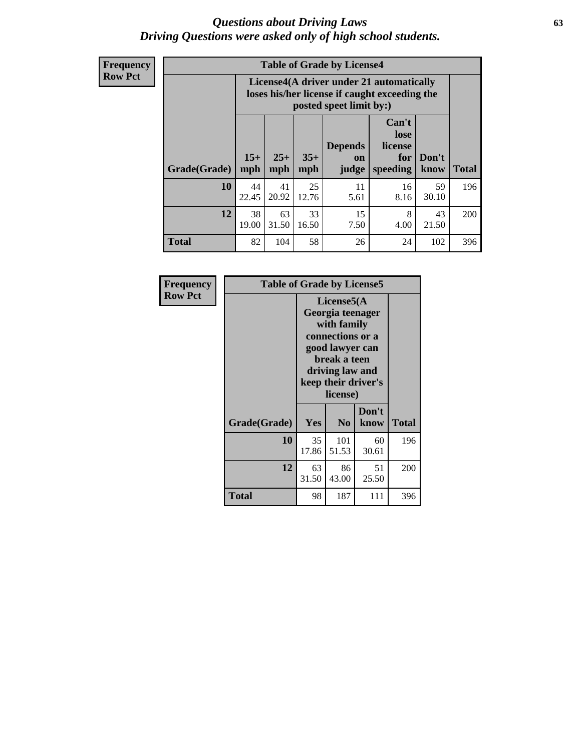# Questions about Driving Laws
## Driving Questions were asked only of high school students.

**Frequency**
**Row Pct**

**Table of Grade by License4**

| Grade(Grade) | License4(A driver under 21 automatically loses his/her license if caught exceeding the posted speet limit by:) | | | | | | Total |
|---|---|---|---|---|---|---|---|
| | 15+ mph | 25+ mph | 35+ mph | Depends on judge | Can't lose license for speeding | Don't know | |
| 10 | 44<br>22.45 | 41<br>20.92 | 25<br>12.76 | 11<br>5.61 | 16<br>8.16 | 59<br>30.10 | 196 |
| 12 | 38<br>19.00 | 63<br>31.50 | 33<br>16.50 | 15<br>7.50 | 8<br>4.00 | 43<br>21.50 | 200 |
| Total | 82 | 104 | 58 | 26 | 24 | 102 | 396 |

**Frequency**
**Row Pct**

**Table of Grade by License5**

| Grade(Grade) | License5(A Georgia teenager with family connections or a good lawyer can break a teen driving law and keep their driver's license) | | | Total |
|---|---|---|---|---|
| | Yes | No | Don't know | |
| 10 | 35<br>17.86 | 101<br>51.53 | 60<br>30.61 | 196 |
| 12 | 63<br>31.50 | 86<br>43.00 | 51<br>25.50 | 200 |
| Total | 98 | 187 | 111 | 396 |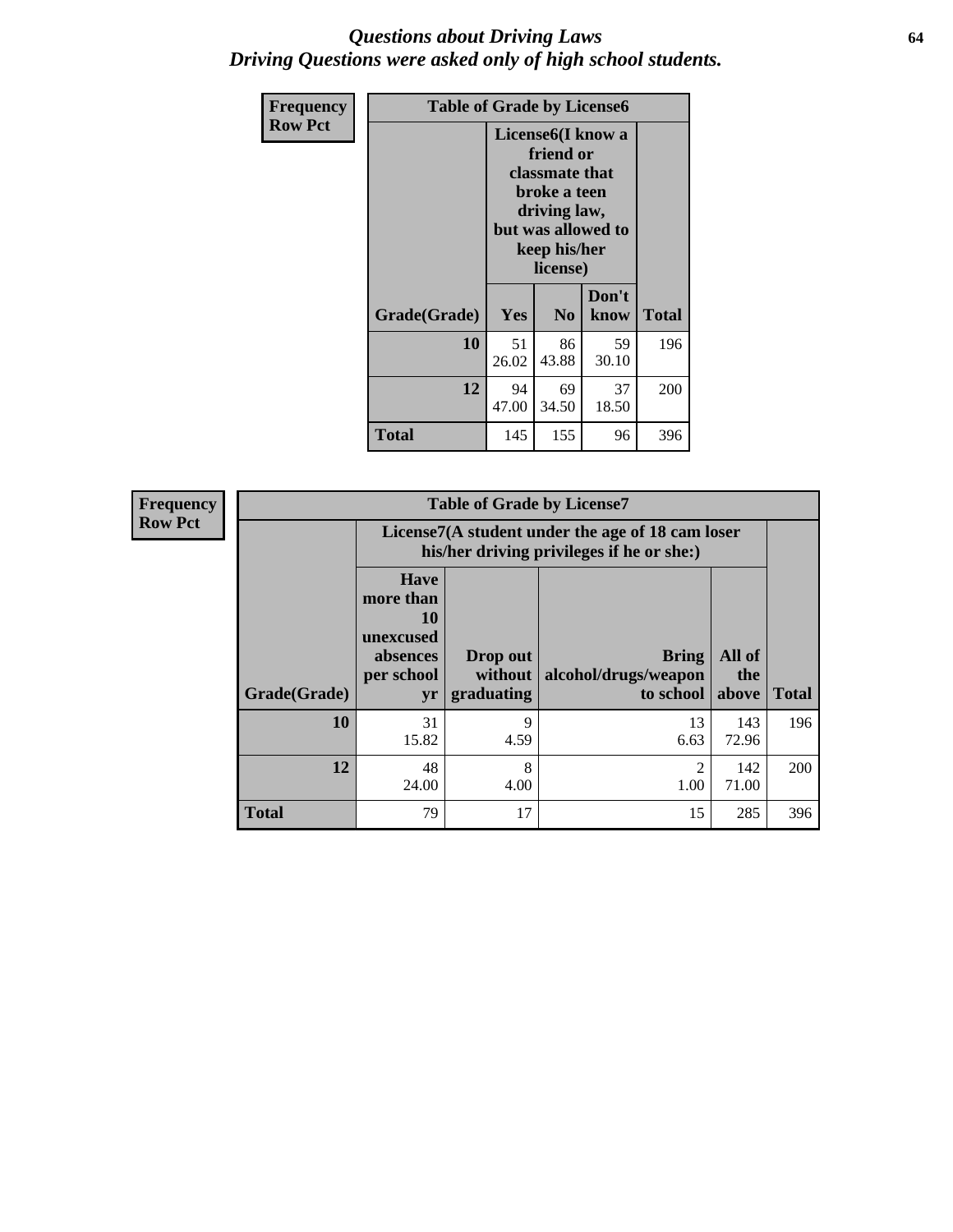# *Questions about Driving Laws*
# *Driving Questions were asked only of high school students.*

**Frequency**
**Row Pct**

| Table of Grade by License6 | | | | |
|---|---|---|---|---|
| | License6(I know a friend or classmate that broke a teen driving law, but was allowed to keep his/her license) | | | |
| Grade(Grade) | Yes | No | Don't know | Total |
| 10 | 51<br>26.02 | 86<br>43.88 | 59<br>30.10 | 196 |
| 12 | 94<br>47.00 | 69<br>34.50 | 37<br>18.50 | 200 |
| Total | 145 | 155 | 96 | 396 |

**Frequency**
**Row Pct**

| Table of Grade by License7 | | | | | |
|---|---|---|---|---|---|
| | License7(A student under the age of 18 cam loser his/her driving privileges if he or she:) | | | | |
| Grade(Grade) | Have more than 10 unexcused absences per school yr | Drop out without graduating | Bring alcohol/drugs/weapon to school | All of the above | Total |
| 10 | 31<br>15.82 | 9<br>4.59 | 13<br>6.63 | 143<br>72.96 | 196 |
| 12 | 48<br>24.00 | 8<br>4.00 | 2<br>1.00 | 142<br>71.00 | 200 |
| Total | 79 | 17 | 15 | 285 | 396 |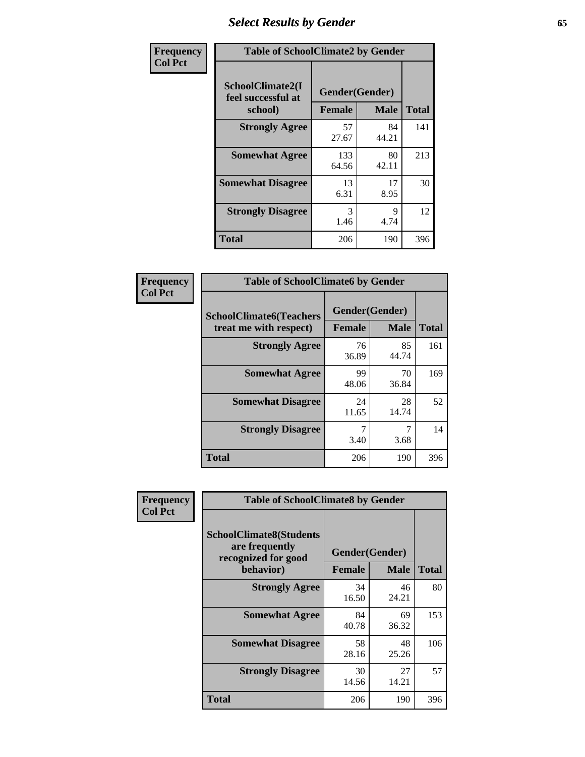# Select Results by Gender

**Frequency**
**Col Pct**

| Table of SchoolClimate2 by Gender | | | |
|---|---|---|---|
| SchoolClimate2(I feel successful at school) | Gender(Gender) | | |
| | Female | Male | Total |
| Strongly Agree | 57<br>27.67 | 84<br>44.21 | 141 |
| Somewhat Agree | 133<br>64.56 | 80<br>42.11 | 213 |
| Somewhat Disagree | 13<br>6.31 | 17<br>8.95 | 30 |
| Strongly Disagree | 3<br>1.46 | 9<br>4.74 | 12 |
| Total | 206 | 190 | 396 |

**Frequency**
**Col Pct**

| Table of SchoolClimate6 by Gender | | | |
|---|---|---|---|
| SchoolClimate6(Teachers treat me with respect) | Gender(Gender) | | |
| | Female | Male | Total |
| Strongly Agree | 76<br>36.89 | 85<br>44.74 | 161 |
| Somewhat Agree | 99<br>48.06 | 70<br>36.84 | 169 |
| Somewhat Disagree | 24<br>11.65 | 28<br>14.74 | 52 |
| Strongly Disagree | 7<br>3.40 | 7<br>3.68 | 14 |
| Total | 206 | 190 | 396 |

**Frequency**
**Col Pct**

| Table of SchoolClimate8 by Gender | | | |
|---|---|---|---|
| SchoolClimate8(Students are frequently recognized for good behavior) | Gender(Gender) | | |
| | Female | Male | Total |
| Strongly Agree | 34<br>16.50 | 46<br>24.21 | 80 |
| Somewhat Agree | 84<br>40.78 | 69<br>36.32 | 153 |
| Somewhat Disagree | 58<br>28.16 | 48<br>25.26 | 106 |
| Strongly Disagree | 30<br>14.56 | 27<br>14.21 | 57 |
| Total | 206 | 190 | 396 |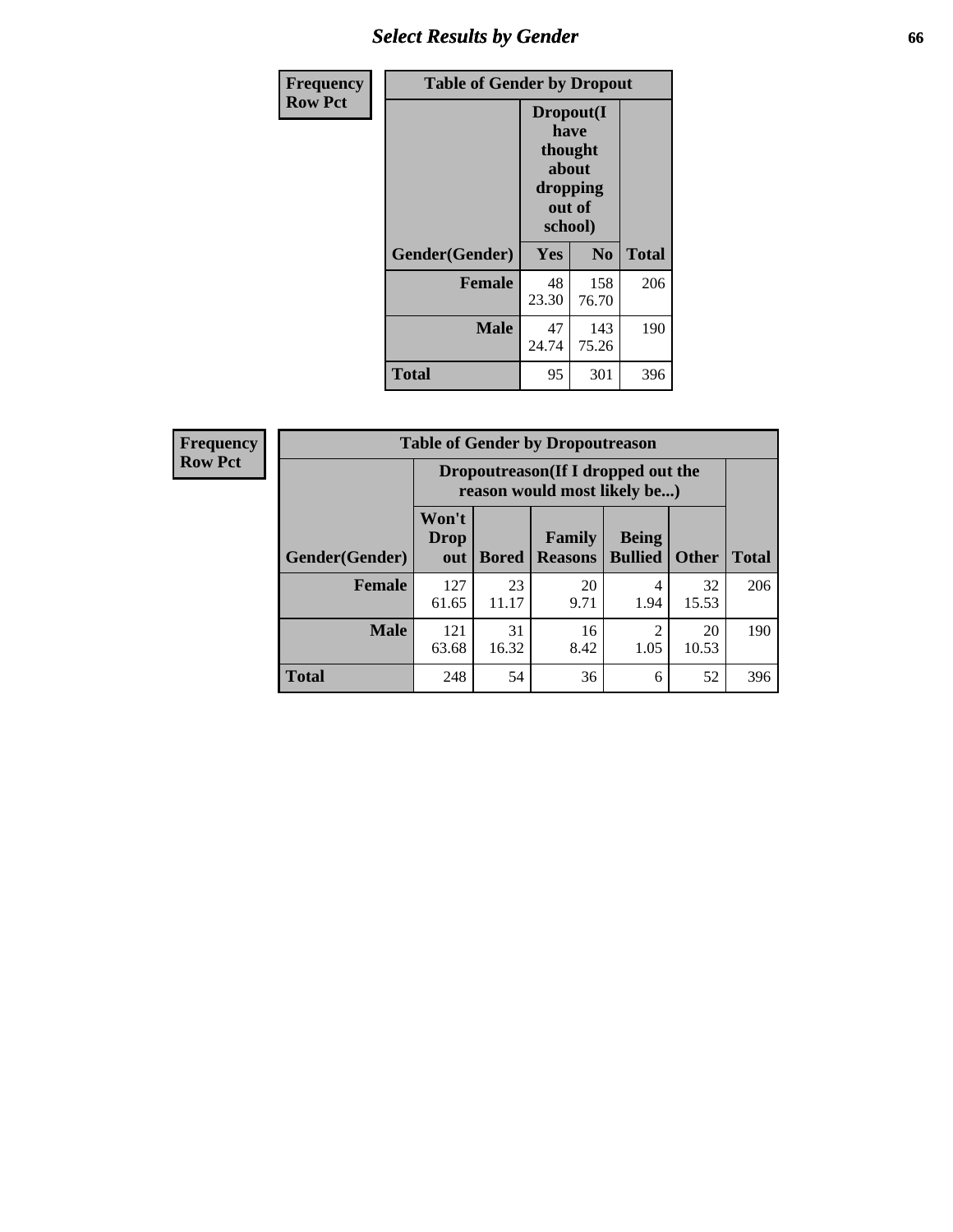## Select Results by Gender

**Frequency**
**Row Pct**

| Table of Gender by Dropout | | | |
|---|---|---|---|
| | Dropout(I have thought about dropping out of school) | | |
| Gender(Gender) | Yes | No | Total |
| **Female** | 48<br>23.30 | 158<br>76.70 | 206 |
| **Male** | 47<br>24.74 | 143<br>75.26 | 190 |
| **Total** | 95 | 301 | 396 |

**Frequency**
**Row Pct**

| Table of Gender by Dropoutreason | | | | | | |
|---|---|---|---|---|---|---|
| | Dropoutreason(If I dropped out the reason would most likely be...) | | | | | |
| Gender(Gender) | Won't Drop out | Bored | Family Reasons | Being Bullied | Other | Total |
| **Female** | 127<br>61.65 | 23<br>11.17 | 20<br>9.71 | 4<br>1.94 | 32<br>15.53 | 206 |
| **Male** | 121<br>63.68 | 31<br>16.32 | 16<br>8.42 | 2<br>1.05 | 20<br>10.53 | 190 |
| **Total** | 248 | 54 | 36 | 6 | 52 | 396 |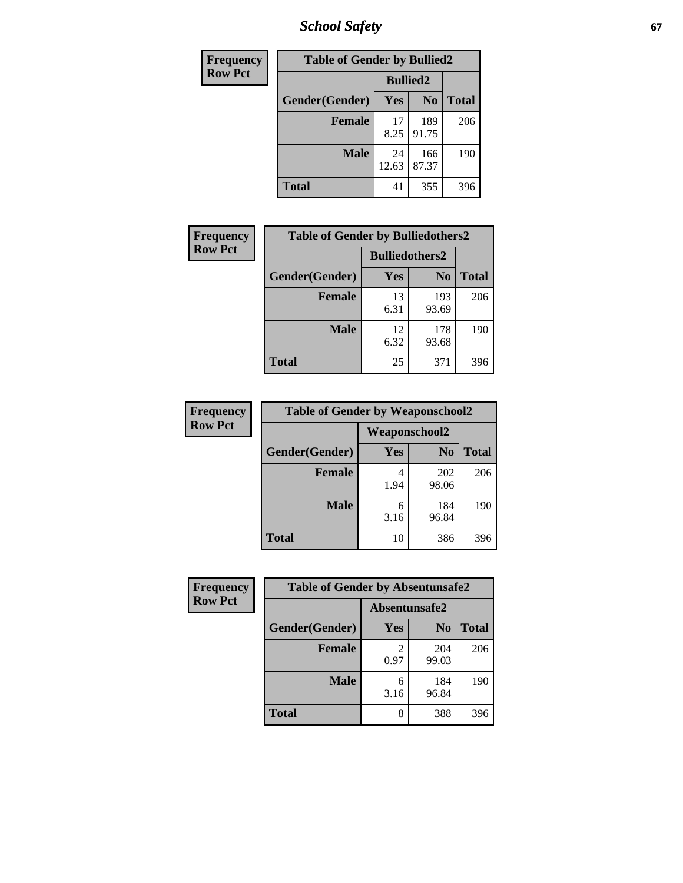| Frequency<br>Row Pct | Table of Gender by Bullied2 | | |
|---|---|---|---|
| | **Bullied2** | | |
| **Gender(Gender)** | **Yes** | **No** | **Total** |
| **Female** | 17<br>8.25 | 189<br>91.75 | 206 |
| **Male** | 24<br>12.63 | 166<br>87.37 | 190 |
| **Total** | 41 | 355 | 396 |

| Frequency<br>Row Pct | Table of Gender by Bulliedothers2 | | |
|---|---|---|---|
| | **Bulliedothers2** | | |
| **Gender(Gender)** | **Yes** | **No** | **Total** |
| **Female** | 13<br>6.31 | 193<br>93.69 | 206 |
| **Male** | 12<br>6.32 | 178<br>93.68 | 190 |
| **Total** | 25 | 371 | 396 |

| Frequency<br>Row Pct | Table of Gender by Weaponschool2 | | |
|---|---|---|---|
| | **Weaponschool2** | | |
| **Gender(Gender)** | **Yes** | **No** | **Total** |
| **Female** | 4<br>1.94 | 202<br>98.06 | 206 |
| **Male** | 6<br>3.16 | 184<br>96.84 | 190 |
| **Total** | 10 | 386 | 396 |

| Frequency<br>Row Pct | Table of Gender by Absentunsafe2 | | |
|---|---|---|---|
| | **Absentunsafe2** | | |
| **Gender(Gender)** | **Yes** | **No** | **Total** |
| **Female** | 2<br>0.97 | 204<br>99.03 | 206 |
| **Male** | 6<br>3.16 | 184<br>96.84 | 190 |
| **Total** | 8 | 388 | 396 |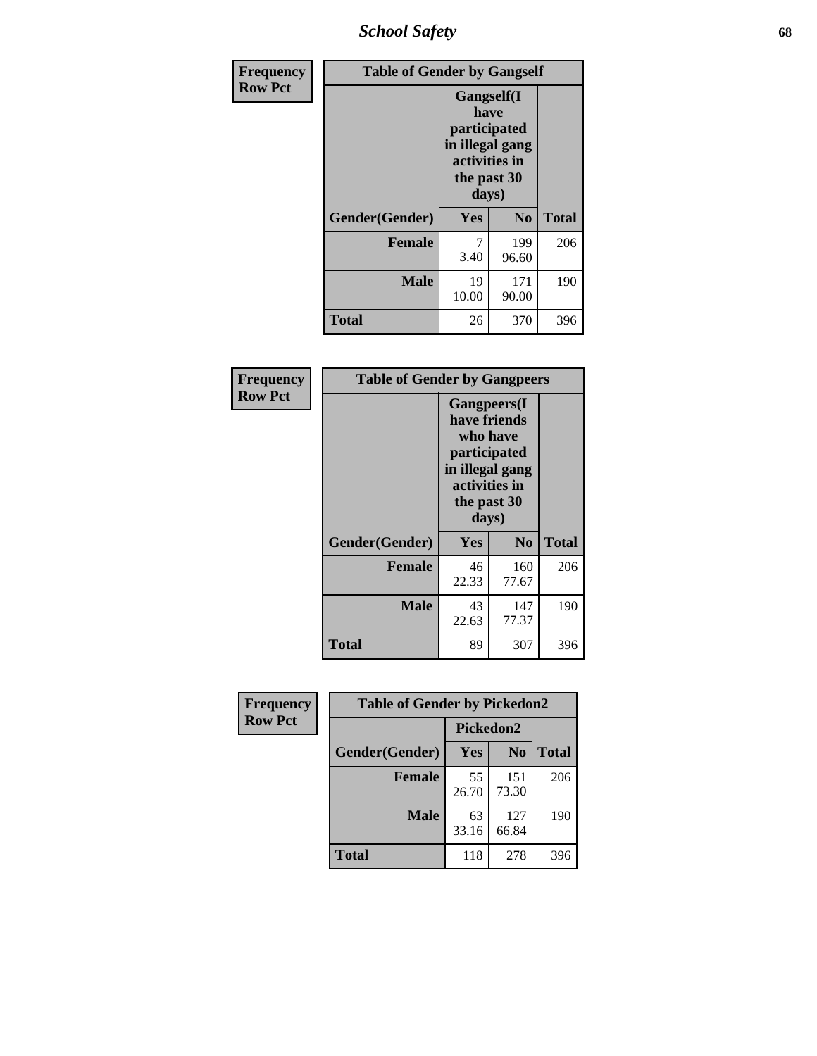## School Safety

| Frequency<br>Row Pct | Table of Gender by Gangself | | |
|---|---|---|---|
| | Gangself(I have participated in illegal gang activities in the past 30 days) | | |
| Gender(Gender) | Yes | No | Total |
| **Female** | 7<br>3.40 | 199<br>96.60 | 206 |
| **Male** | 19<br>10.00 | 171<br>90.00 | 190 |
| **Total** | 26 | 370 | 396 |

| Frequency<br>Row Pct | Table of Gender by Gangpeers | | |
|---|---|---|---|
| | Gangpeers(I have friends who have participated in illegal gang activities in the past 30 days) | | |
| Gender(Gender) | Yes | No | Total |
| **Female** | 46<br>22.33 | 160<br>77.67 | 206 |
| **Male** | 43<br>22.63 | 147<br>77.37 | 190 |
| **Total** | 89 | 307 | 396 |

| Frequency<br>Row Pct | Table of Gender by Pickedon2 | | |
|---|---|---|---|
| | Pickedon2 | | |
| Gender(Gender) | Yes | No | Total |
| **Female** | 55<br>26.70 | 151<br>73.30 | 206 |
| **Male** | 63<br>33.16 | 127<br>66.84 | 190 |
| **Total** | 118 | 278 | 396 |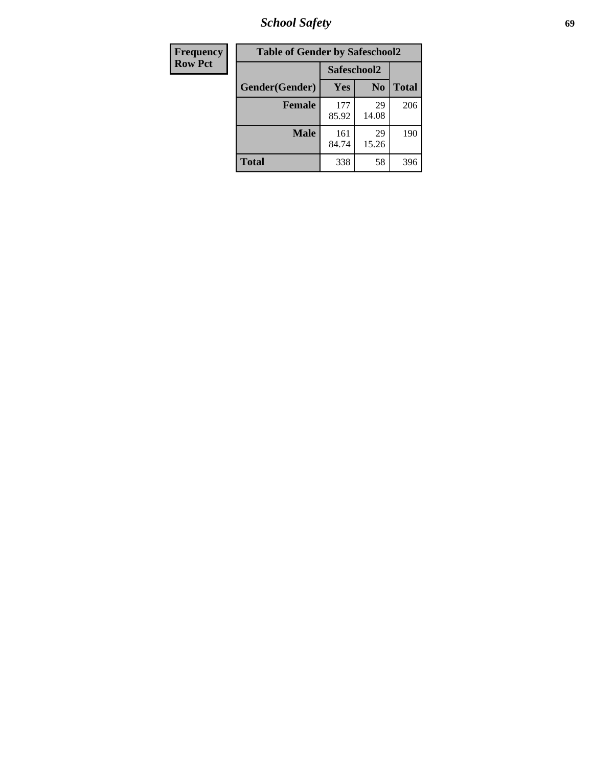| Frequency |
| --- |
| Row Pct |

| Table of Gender by Safeschool2 | | | |
| --- | --- | --- | --- |
| | Safeschool2 | | |
| Gender(Gender) | Yes | No | Total |
| Female | 177<br>85.92 | 29<br>14.08 | 206 |
| Male | 161<br>84.74 | 29<br>15.26 | 190 |
| Total | 338 | 58 | 396 |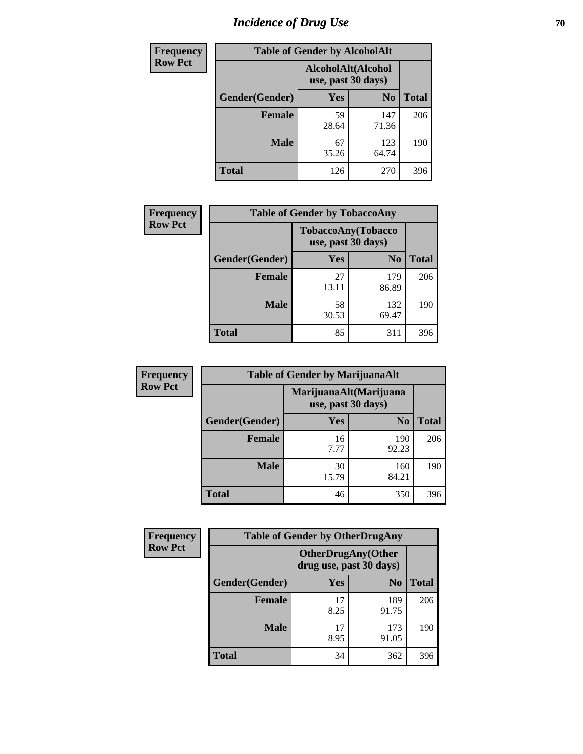# Incidence of Drug Use

**Frequency**
**Row Pct**

| Table of Gender by AlcoholAlt | | | |
|---|---|---|---|
| | AlcoholAlt(Alcohol use, past 30 days) | | |
| Gender(Gender) | Yes | No | Total |
| Female | 59<br>28.64 | 147<br>71.36 | 206 |
| Male | 67<br>35.26 | 123<br>64.74 | 190 |
| Total | 126 | 270 | 396 |

**Frequency**
**Row Pct**

| Table of Gender by TobaccoAny | | | |
|---|---|---|---|
| | TobaccoAny(Tobacco use, past 30 days) | | |
| Gender(Gender) | Yes | No | Total |
| Female | 27<br>13.11 | 179<br>86.89 | 206 |
| Male | 58<br>30.53 | 132<br>69.47 | 190 |
| Total | 85 | 311 | 396 |

**Frequency**
**Row Pct**

| Table of Gender by MarijuanaAlt | | | |
|---|---|---|---|
| | MarijuanaAlt(Marijuana use, past 30 days) | | |
| Gender(Gender) | Yes | No | Total |
| Female | 16<br>7.77 | 190<br>92.23 | 206 |
| Male | 30<br>15.79 | 160<br>84.21 | 190 |
| Total | 46 | 350 | 396 |

**Frequency**
**Row Pct**

| Table of Gender by OtherDrugAny | | | |
|---|---|---|---|
| | OtherDrugAny(Other drug use, past 30 days) | | |
| Gender(Gender) | Yes | No | Total |
| Female | 17<br>8.25 | 189<br>91.75 | 206 |
| Male | 17<br>8.95 | 173<br>91.05 | 190 |
| Total | 34 | 362 | 396 |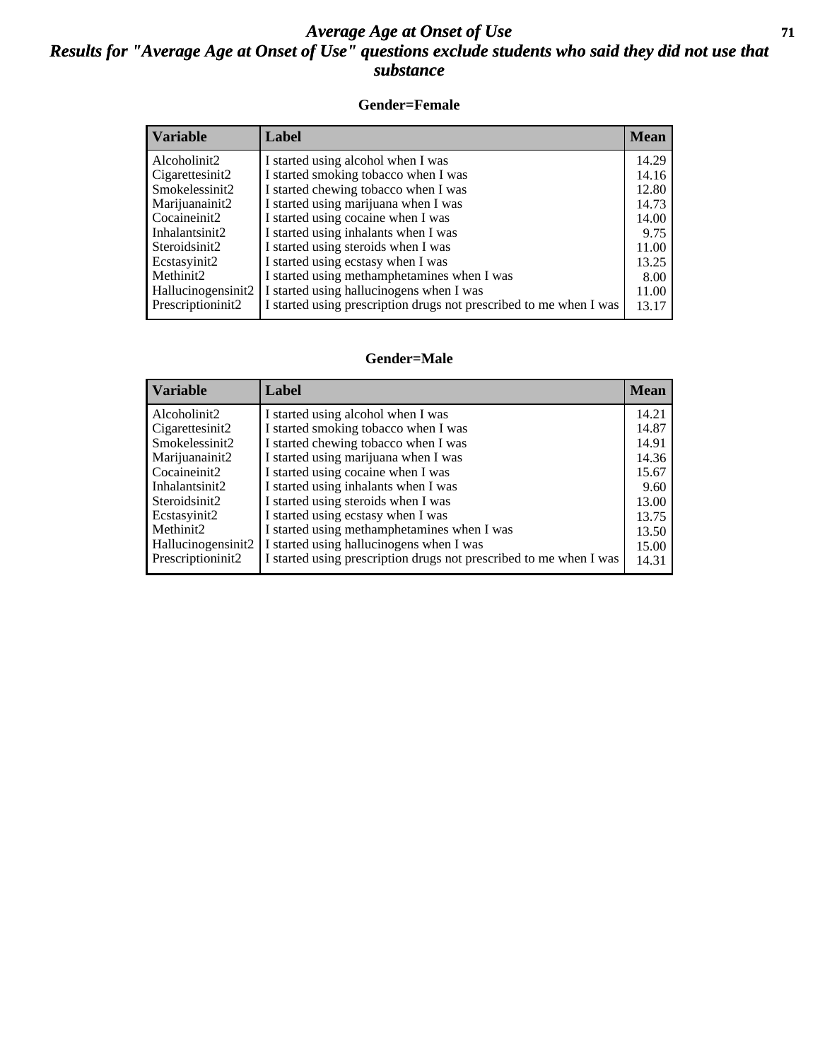# Average Age at Onset of Use

## Results for "Average Age at Onset of Use" questions exclude students who said they did not use that substance

### Gender=Female

| Variable | Label | Mean |
|---|---|---|
| Alcoholinit2 | I started using alcohol when I was | 14.29 |
| Cigarettesinit2 | I started smoking tobacco when I was | 14.16 |
| Smokelessinit2 | I started chewing tobacco when I was | 12.80 |
| Marijuanainit2 | I started using marijuana when I was | 14.73 |
| Cocaineinit2 | I started using cocaine when I was | 14.00 |
| Inhalantsinit2 | I started using inhalants when I was | 9.75 |
| Steroidsinit2 | I started using steroids when I was | 11.00 |
| Ecstasyinit2 | I started using ecstasy when I was | 13.25 |
| Methinit2 | I started using methamphetamines when I was | 8.00 |
| Hallucinogensinit2 | I started using hallucinogens when I was | 11.00 |
| Prescriptioninit2 | I started using prescription drugs not prescribed to me when I was | 13.17 |

### Gender=Male

| Variable | Label | Mean |
|---|---|---|
| Alcoholinit2 | I started using alcohol when I was | 14.21 |
| Cigarettesinit2 | I started smoking tobacco when I was | 14.87 |
| Smokelessinit2 | I started chewing tobacco when I was | 14.91 |
| Marijuanainit2 | I started using marijuana when I was | 14.36 |
| Cocaineinit2 | I started using cocaine when I was | 15.67 |
| Inhalantsinit2 | I started using inhalants when I was | 9.60 |
| Steroidsinit2 | I started using steroids when I was | 13.00 |
| Ecstasyinit2 | I started using ecstasy when I was | 13.75 |
| Methinit2 | I started using methamphetamines when I was | 13.50 |
| Hallucinogensinit2 | I started using hallucinogens when I was | 15.00 |
| Prescriptioninit2 | I started using prescription drugs not prescribed to me when I was | 14.31 |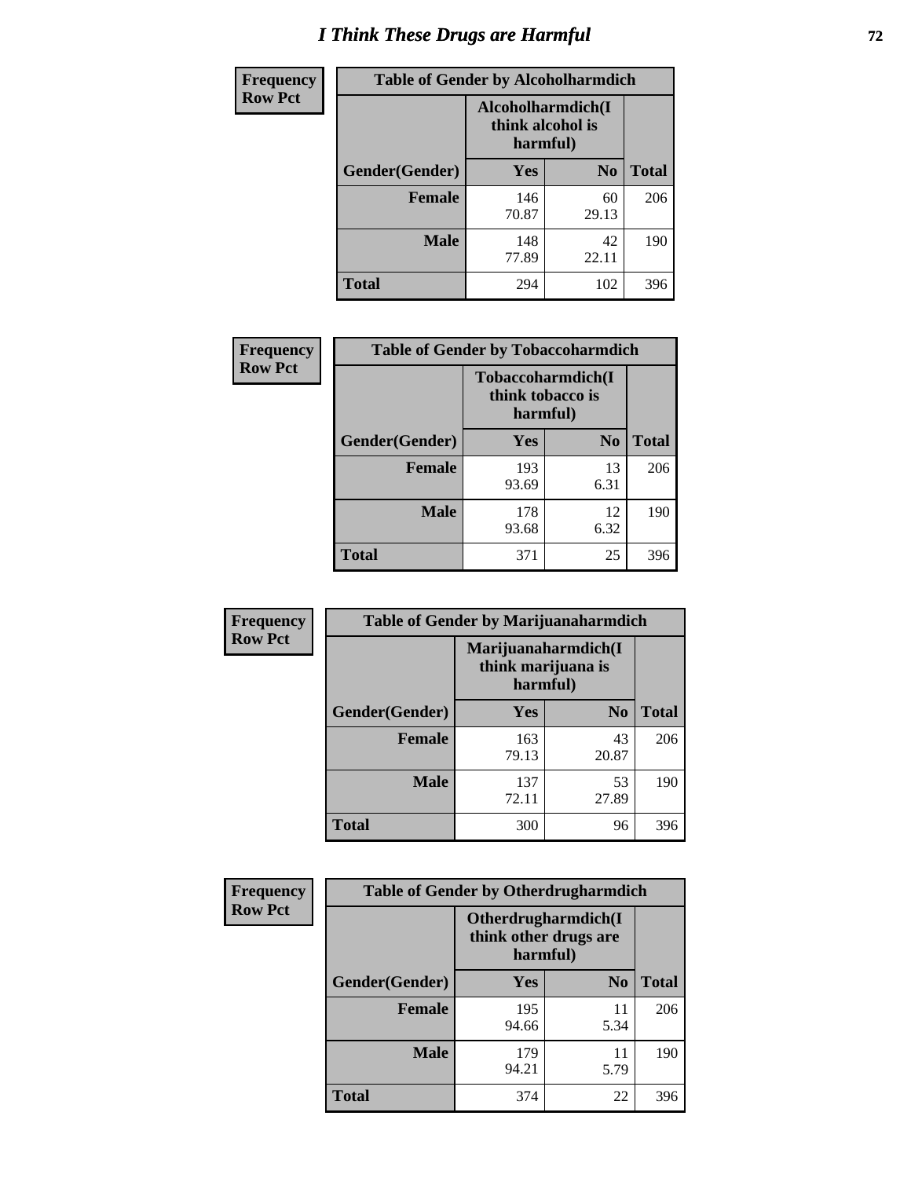# I Think These Drugs are Harmful

**Frequency**
**Row Pct**

| Table of Gender by Alcoholharmdich | | | |
|---|---|---|---|
| | Alcoholharmdich(I think alcohol is harmful) | | |
| Gender(Gender) | Yes | No | Total |
| Female | 146<br>70.87 | 60<br>29.13 | 206 |
| Male | 148<br>77.89 | 42<br>22.11 | 190 |
| Total | 294 | 102 | 396 |

**Frequency**
**Row Pct**

| Table of Gender by Tobaccoharmdich | | | |
|---|---|---|---|
| | Tobaccoharmdich(I think tobacco is harmful) | | |
| Gender(Gender) | Yes | No | Total |
| Female | 193<br>93.69 | 13<br>6.31 | 206 |
| Male | 178<br>93.68 | 12<br>6.32 | 190 |
| Total | 371 | 25 | 396 |

**Frequency**
**Row Pct**

| Table of Gender by Marijuanaharmdich | | | |
|---|---|---|---|
| | Marijuanaharmdich(I think marijuana is harmful) | | |
| Gender(Gender) | Yes | No | Total |
| Female | 163<br>79.13 | 43<br>20.87 | 206 |
| Male | 137<br>72.11 | 53<br>27.89 | 190 |
| Total | 300 | 96 | 396 |

**Frequency**
**Row Pct**

| Table of Gender by Otherdrugharmdich | | | |
|---|---|---|---|
| | Otherdrugharmdich(I think other drugs are harmful) | | |
| Gender(Gender) | Yes | No | Total |
| Female | 195<br>94.66 | 11<br>5.34 | 206 |
| Male | 179<br>94.21 | 11<br>5.79 | 190 |
| Total | 374 | 22 | 396 |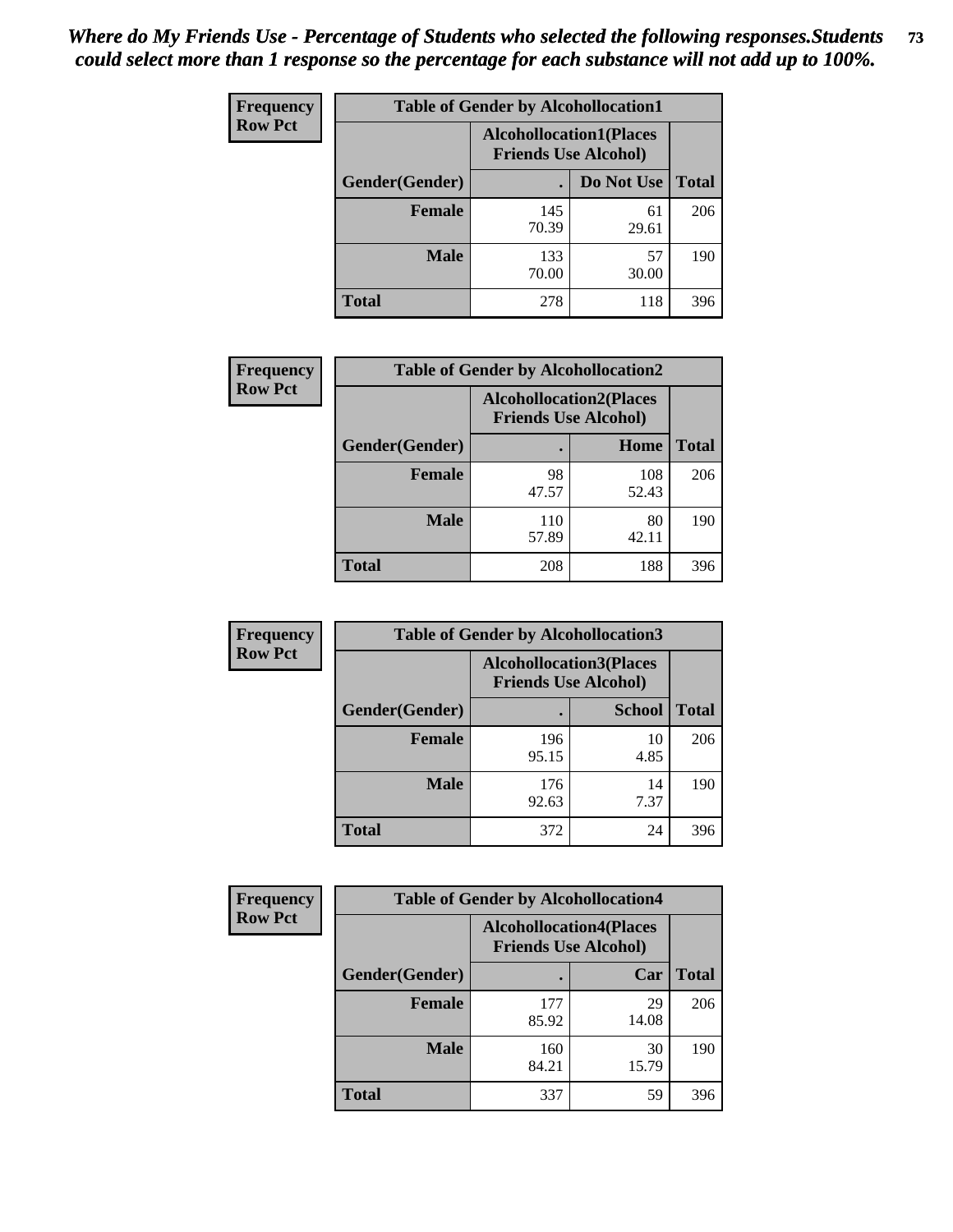*Where do My Friends Use - Percentage of Students who selected the following responses.Students could select more than 1 response so the percentage for each substance will not add up to 100%.*

**Frequency Row Pct**

| Table of Gender by Alcohollocation1 | | | |
|---|---|---|---|
| | Alcohollocation1(Places Friends Use Alcohol) | | |
| Gender(Gender) | . | Do Not Use | Total |
| Female | 145<br>70.39 | 61<br>29.61 | 206 |
| Male | 133<br>70.00 | 57<br>30.00 | 190 |
| Total | 278 | 118 | 396 |

**Frequency Row Pct**

| Table of Gender by Alcohollocation2 | | | |
|---|---|---|---|
| | Alcohollocation2(Places Friends Use Alcohol) | | |
| Gender(Gender) | . | Home | Total |
| Female | 98<br>47.57 | 108<br>52.43 | 206 |
| Male | 110<br>57.89 | 80<br>42.11 | 190 |
| Total | 208 | 188 | 396 |

**Frequency Row Pct**

| Table of Gender by Alcohollocation3 | | | |
|---|---|---|---|
| | Alcohollocation3(Places Friends Use Alcohol) | | |
| Gender(Gender) | . | School | Total |
| Female | 196<br>95.15 | 10<br>4.85 | 206 |
| Male | 176<br>92.63 | 14<br>7.37 | 190 |
| Total | 372 | 24 | 396 |

**Frequency Row Pct**

| Table of Gender by Alcohollocation4 | | | |
|---|---|---|---|
| | Alcohollocation4(Places Friends Use Alcohol) | | |
| Gender(Gender) | . | Car | Total |
| Female | 177<br>85.92 | 29<br>14.08 | 206 |
| Male | 160<br>84.21 | 30<br>15.79 | 190 |
| Total | 337 | 59 | 396 |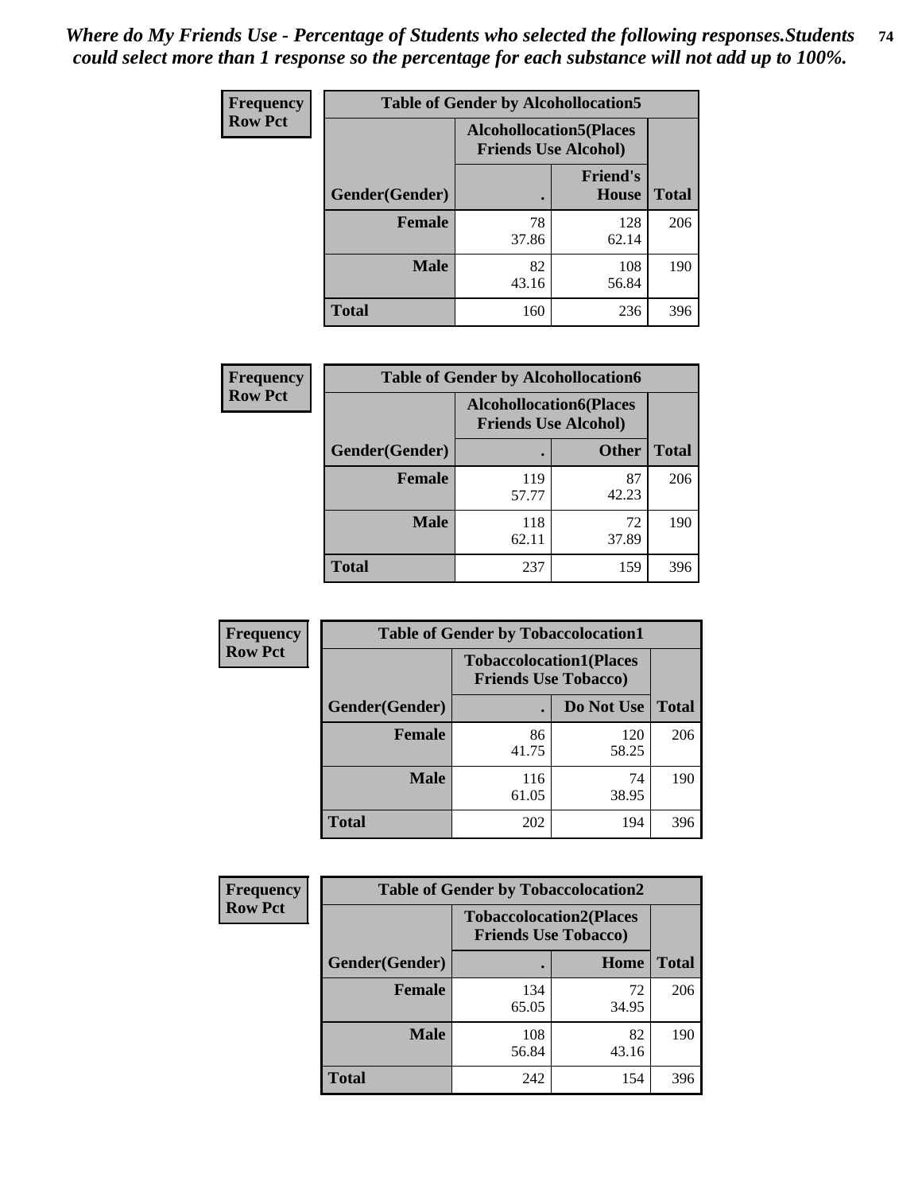*Where do My Friends Use - Percentage of Students who selected the following responses.Students could select more than 1 response so the percentage for each substance will not add up to 100%.*

| Frequency Row Pct | Table of Gender by Alcohollocation5 | | |
|---|---|---|---|
| | Alcohollocation5(Places Friends Use Alcohol) | | |
| Gender(Gender) | . | Friend's House | Total |
| Female | 78<br>37.86 | 128<br>62.14 | 206 |
| Male | 82<br>43.16 | 108<br>56.84 | 190 |
| Total | 160 | 236 | 396 |

| Frequency Row Pct | Table of Gender by Alcohollocation6 | | |
|---|---|---|---|
| | Alcohollocation6(Places Friends Use Alcohol) | | |
| Gender(Gender) | . | Other | Total |
| Female | 119<br>57.77 | 87<br>42.23 | 206 |
| Male | 118<br>62.11 | 72<br>37.89 | 190 |
| Total | 237 | 159 | 396 |

| Frequency Row Pct | Table of Gender by Tobaccolocation1 | | |
|---|---|---|---|
| | Tobaccolocation1(Places Friends Use Tobacco) | | |
| Gender(Gender) | . | Do Not Use | Total |
| Female | 86<br>41.75 | 120<br>58.25 | 206 |
| Male | 116<br>61.05 | 74<br>38.95 | 190 |
| Total | 202 | 194 | 396 |

| Frequency Row Pct | Table of Gender by Tobaccolocation2 | | |
|---|---|---|---|
| | Tobaccolocation2(Places Friends Use Tobacco) | | |
| Gender(Gender) | . | Home | Total |
| Female | 134<br>65.05 | 72<br>34.95 | 206 |
| Male | 108<br>56.84 | 82<br>43.16 | 190 |
| Total | 242 | 154 | 396 |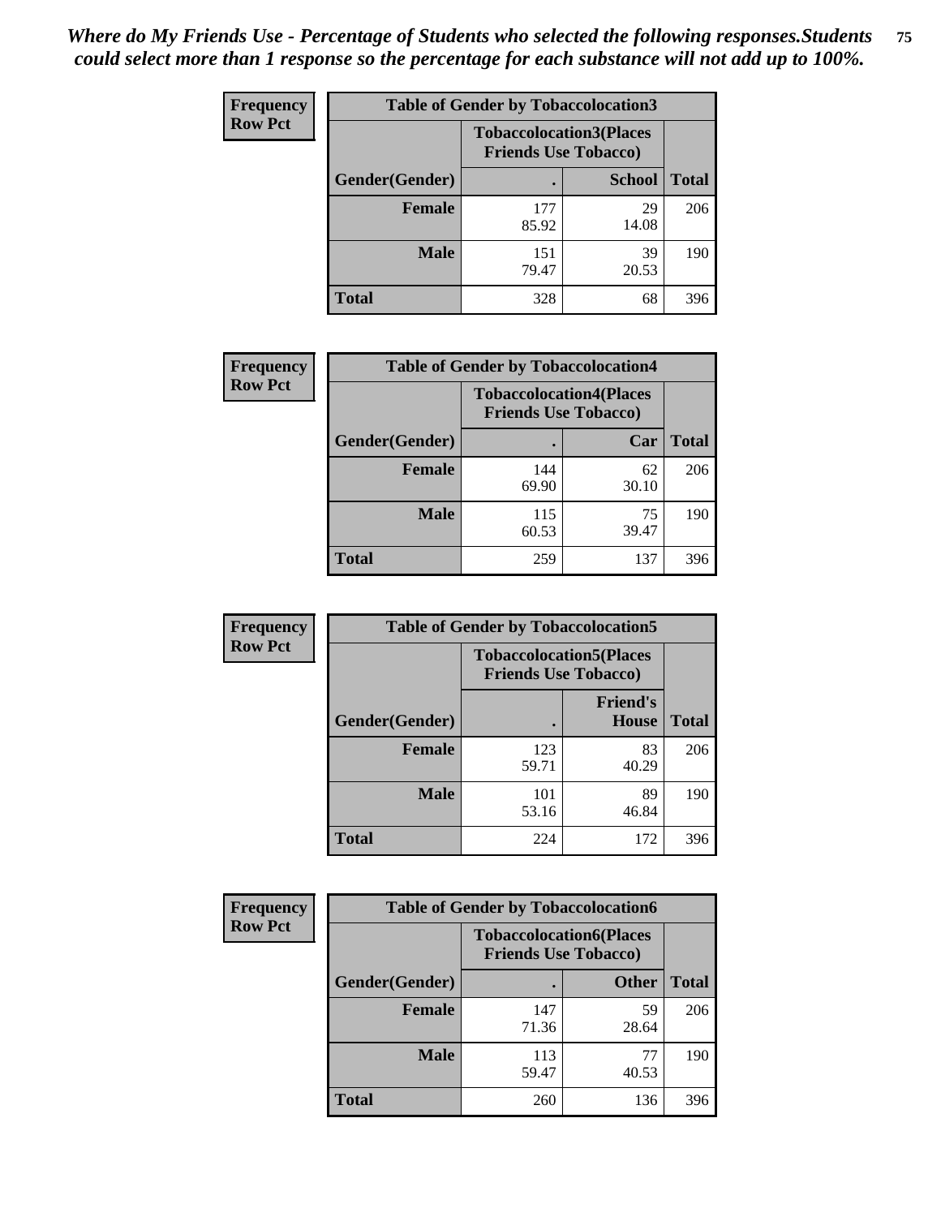*Where do My Friends Use - Percentage of Students who selected the following responses.Students could select more than 1 response so the percentage for each substance will not add up to 100%.*

**Frequency**
**Row Pct**

| Table of Gender by Tobaccolocation3 | | | |
|---|---|---|---|
| | Tobaccolocation3(Places Friends Use Tobacco) | | |
| Gender(Gender) | . | School | Total |
| Female | 177<br>85.92 | 29<br>14.08 | 206 |
| Male | 151<br>79.47 | 39<br>20.53 | 190 |
| Total | 328 | 68 | 396 |

**Frequency**
**Row Pct**

| Table of Gender by Tobaccolocation4 | | | |
|---|---|---|---|
| | Tobaccolocation4(Places Friends Use Tobacco) | | |
| Gender(Gender) | . | Car | Total |
| Female | 144<br>69.90 | 62<br>30.10 | 206 |
| Male | 115<br>60.53 | 75<br>39.47 | 190 |
| Total | 259 | 137 | 396 |

**Frequency**
**Row Pct**

| Table of Gender by Tobaccolocation5 | | | |
|---|---|---|---|
| | Tobaccolocation5(Places Friends Use Tobacco) | | |
| Gender(Gender) | . | Friend's House | Total |
| Female | 123<br>59.71 | 83<br>40.29 | 206 |
| Male | 101<br>53.16 | 89<br>46.84 | 190 |
| Total | 224 | 172 | 396 |

**Frequency**
**Row Pct**

| Table of Gender by Tobaccolocation6 | | | |
|---|---|---|---|
| | Tobaccolocation6(Places Friends Use Tobacco) | | |
| Gender(Gender) | . | Other | Total |
| Female | 147<br>71.36 | 59<br>28.64 | 206 |
| Male | 113<br>59.47 | 77<br>40.53 | 190 |
| Total | 260 | 136 | 396 |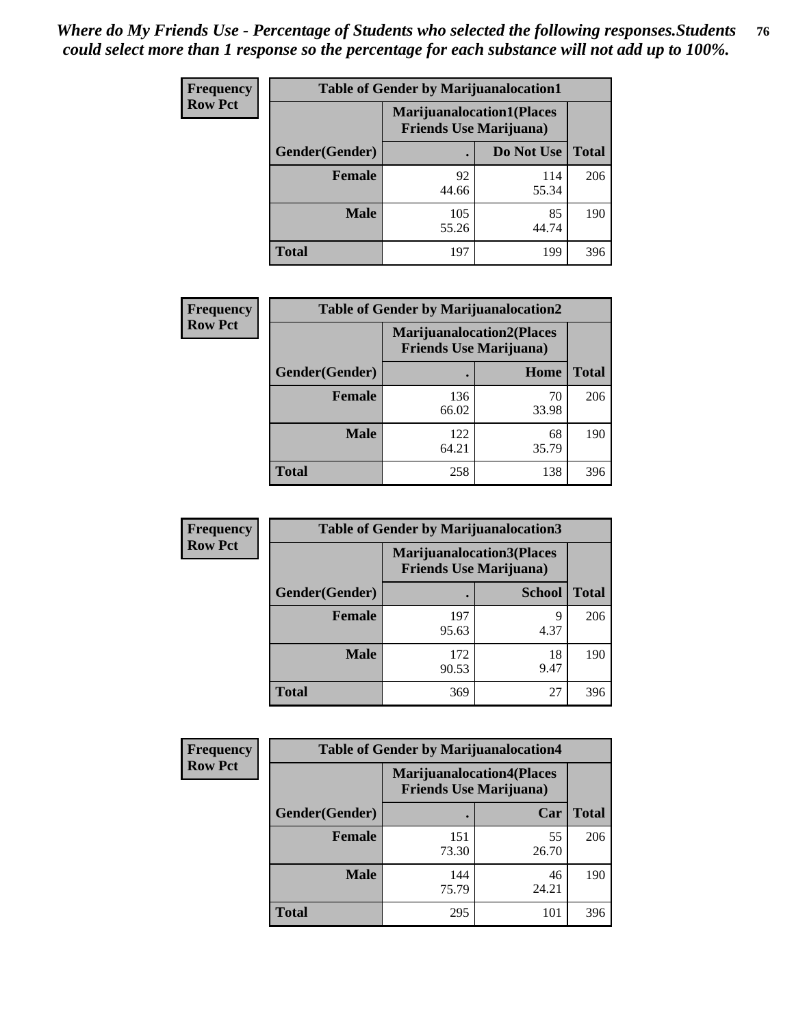*Where do My Friends Use - Percentage of Students who selected the following responses.Students could select more than 1 response so the percentage for each substance will not add up to 100%.*

**Frequency**
**Row Pct**

| Table of Gender by Marijuanalocation1 | | | |
|---|---|---|---|
| | Marijuanalocation1(Places Friends Use Marijuana) | | |
| Gender(Gender) | . | Do Not Use | Total |
| Female | 92<br>44.66 | 114<br>55.34 | 206 |
| Male | 105<br>55.26 | 85<br>44.74 | 190 |
| Total | 197 | 199 | 396 |

**Frequency**
**Row Pct**

| Table of Gender by Marijuanalocation2 | | | |
|---|---|---|---|
| | Marijuanalocation2(Places Friends Use Marijuana) | | |
| Gender(Gender) | . | Home | Total |
| Female | 136<br>66.02 | 70<br>33.98 | 206 |
| Male | 122<br>64.21 | 68<br>35.79 | 190 |
| Total | 258 | 138 | 396 |

**Frequency**
**Row Pct**

| Table of Gender by Marijuanalocation3 | | | |
|---|---|---|---|
| | Marijuanalocation3(Places Friends Use Marijuana) | | |
| Gender(Gender) | . | School | Total |
| Female | 197<br>95.63 | 9<br>4.37 | 206 |
| Male | 172<br>90.53 | 18<br>9.47 | 190 |
| Total | 369 | 27 | 396 |

**Frequency**
**Row Pct**

| Table of Gender by Marijuanalocation4 | | | |
|---|---|---|---|
| | Marijuanalocation4(Places Friends Use Marijuana) | | |
| Gender(Gender) | . | Car | Total |
| Female | 151<br>73.30 | 55<br>26.70 | 206 |
| Male | 144<br>75.79 | 46<br>24.21 | 190 |
| Total | 295 | 101 | 396 |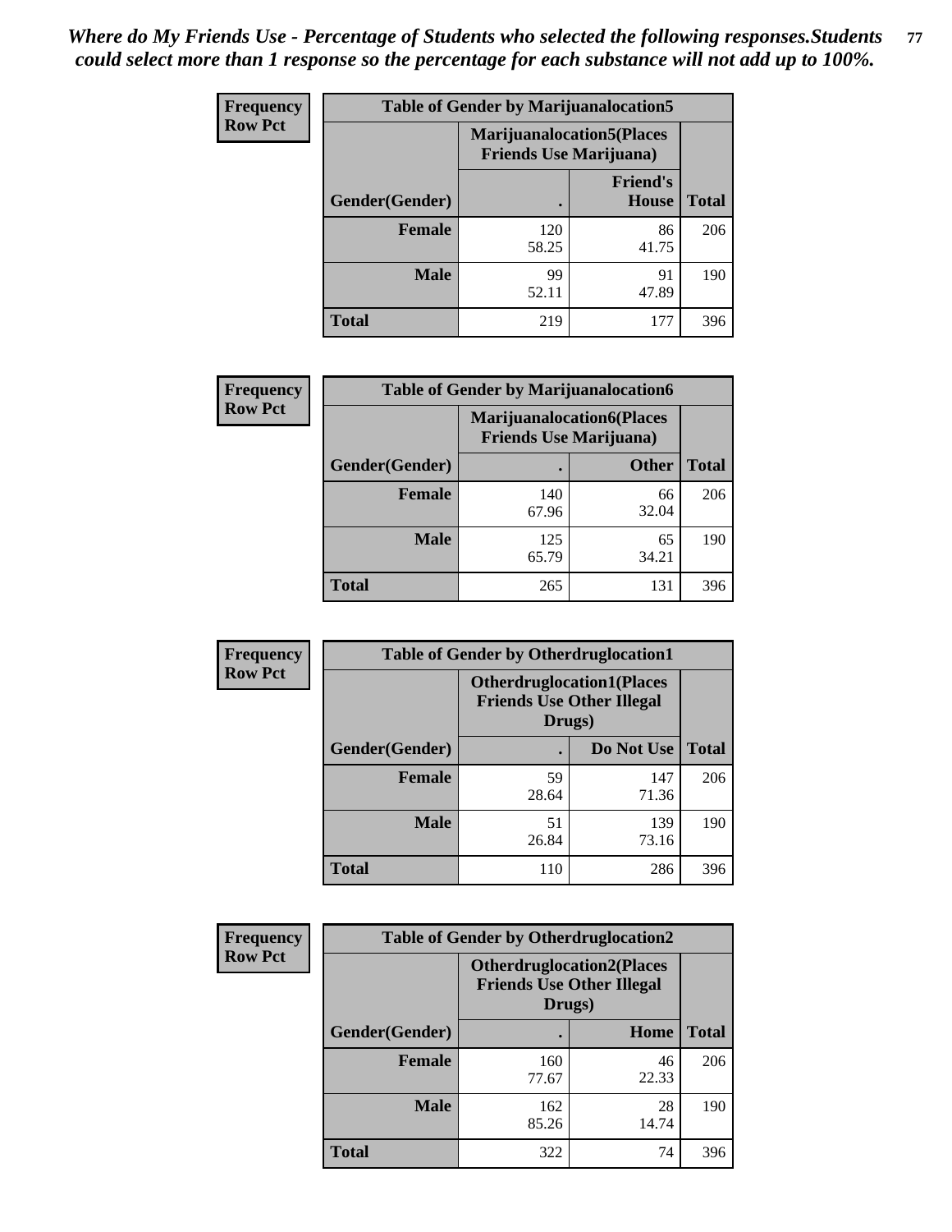*Where do My Friends Use - Percentage of Students who selected the following responses.Students could select more than 1 response so the percentage for each substance will not add up to 100%.*

**Table of Gender by Marijuanalocation5**

| Frequency Row Pct | Marijuanalocation5(Places Friends Use Marijuana) | | |
|---|---|---|---|
| Gender(Gender) | . | Friend's House | Total |
| **Female** | 120<br>58.25 | 86<br>41.75 | 206 |
| **Male** | 99<br>52.11 | 91<br>47.89 | 190 |
| **Total** | 219 | 177 | 396 |

**Table of Gender by Marijuanalocation6**

| Frequency Row Pct | Marijuanalocation6(Places Friends Use Marijuana) | | |
|---|---|---|---|
| Gender(Gender) | . | Other | Total |
| **Female** | 140<br>67.96 | 66<br>32.04 | 206 |
| **Male** | 125<br>65.79 | 65<br>34.21 | 190 |
| **Total** | 265 | 131 | 396 |

**Table of Gender by Otherdruglocation1**

| Frequency Row Pct | Otherdruglocation1(Places Friends Use Other Illegal Drugs) | | |
|---|---|---|---|
| Gender(Gender) | . | Do Not Use | Total |
| **Female** | 59<br>28.64 | 147<br>71.36 | 206 |
| **Male** | 51<br>26.84 | 139<br>73.16 | 190 |
| **Total** | 110 | 286 | 396 |

**Table of Gender by Otherdruglocation2**

| Frequency Row Pct | Otherdruglocation2(Places Friends Use Other Illegal Drugs) | | |
|---|---|---|---|
| Gender(Gender) | . | Home | Total |
| **Female** | 160<br>77.67 | 46<br>22.33 | 206 |
| **Male** | 162<br>85.26 | 28<br>14.74 | 190 |
| **Total** | 322 | 74 | 396 |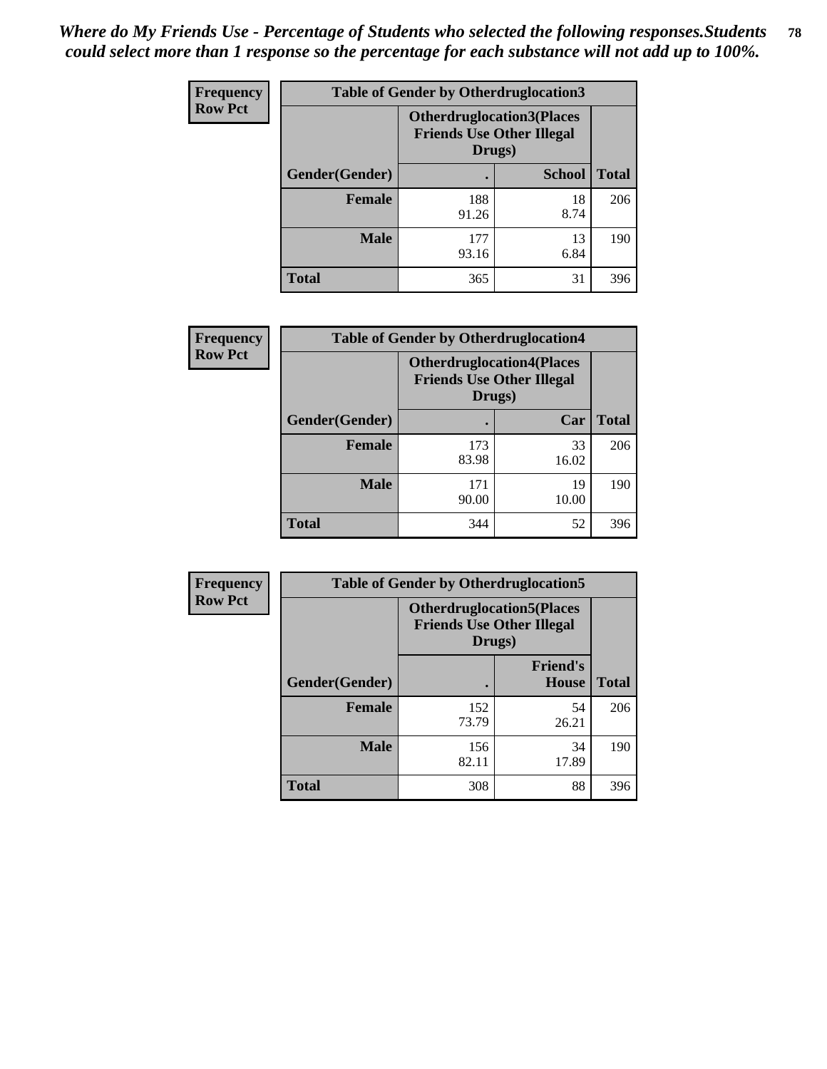*Where do My Friends Use - Percentage of Students who selected the following responses.Students could select more than 1 response so the percentage for each substance will not add up to 100%.*

**Frequency**
**Row Pct**

| Table of Gender by Otherdruglocation3 | | | |
|---|---|---|---|
| | Otherdruglocation3(Places Friends Use Other Illegal Drugs) | | |
| Gender(Gender) | . | School | Total |
| Female | 188<br>91.26 | 18<br>8.74 | 206 |
| Male | 177<br>93.16 | 13<br>6.84 | 190 |
| Total | 365 | 31 | 396 |

**Frequency**
**Row Pct**

| Table of Gender by Otherdruglocation4 | | | |
|---|---|---|---|
| | Otherdruglocation4(Places Friends Use Other Illegal Drugs) | | |
| Gender(Gender) | . | Car | Total |
| Female | 173<br>83.98 | 33<br>16.02 | 206 |
| Male | 171<br>90.00 | 19<br>10.00 | 190 |
| Total | 344 | 52 | 396 |

**Frequency**
**Row Pct**

| Table of Gender by Otherdruglocation5 | | | |
|---|---|---|---|
| | Otherdruglocation5(Places Friends Use Other Illegal Drugs) | | |
| Gender(Gender) | . | Friend's House | Total |
| Female | 152<br>73.79 | 54<br>26.21 | 206 |
| Male | 156<br>82.11 | 34<br>17.89 | 190 |
| Total | 308 | 88 | 396 |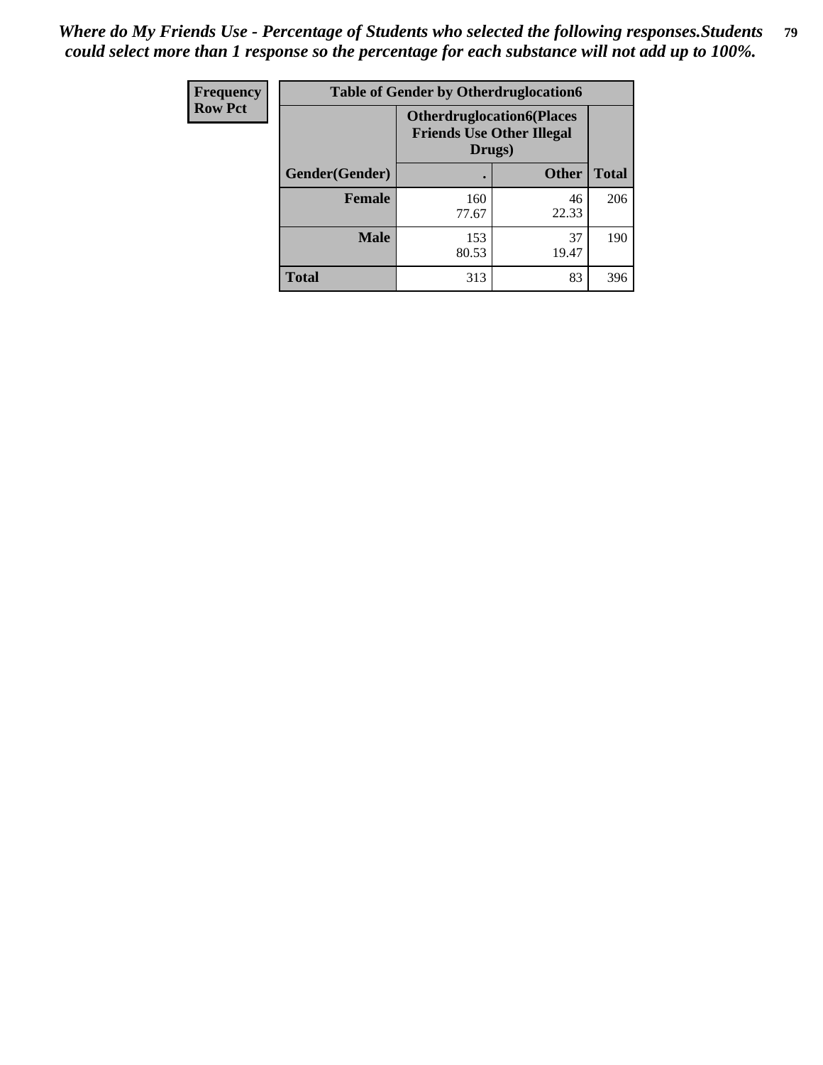*Where do My Friends Use - Percentage of Students who selected the following responses.Students could select more than 1 response so the percentage for each substance will not add up to 100%.*

| Frequency<br>Row Pct | Table of Gender by Otherdruglocation6 | | |
|---|---|---|---|
| | Otherdruglocation6(Places Friends Use Other Illegal Drugs) | | |
| Gender(Gender) | . | Other | Total |
| **Female** | 160<br>77.67 | 46<br>22.33 | 206 |
| **Male** | 153<br>80.53 | 37<br>19.47 | 190 |
| **Total** | 313 | 83 | 396 |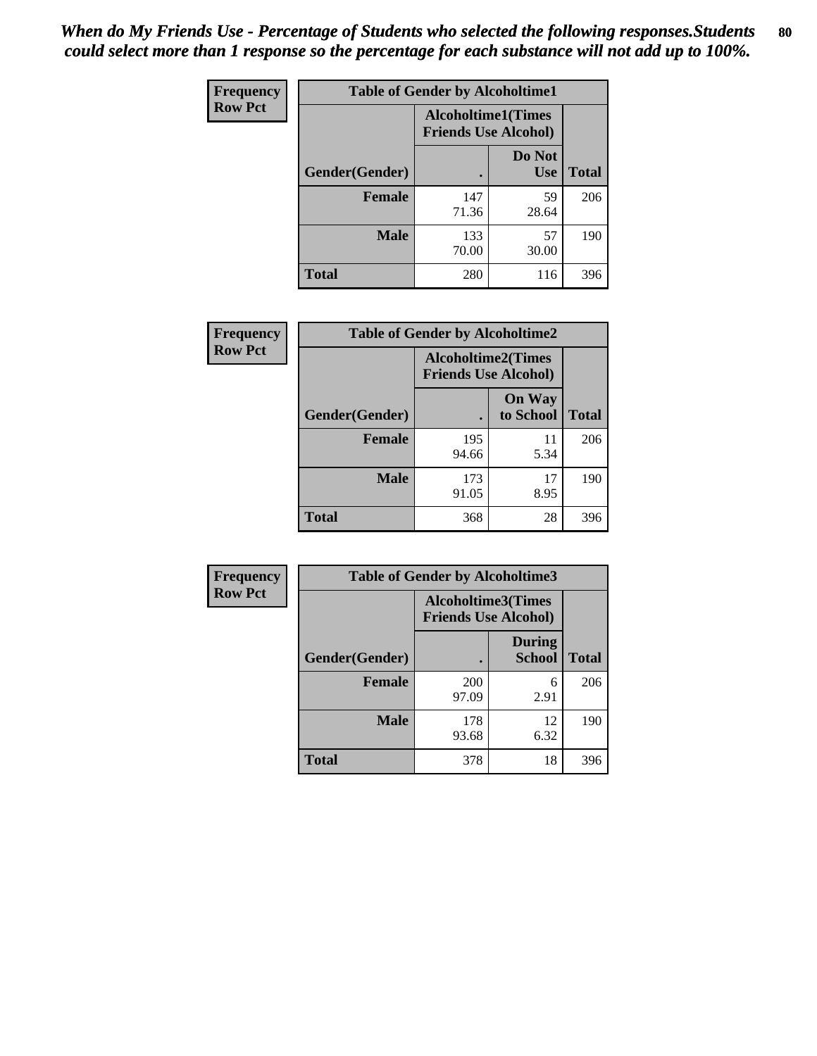*When do My Friends Use - Percentage of Students who selected the following responses.Students could select more than 1 response so the percentage for each substance will not add up to 100%.*

**Frequency**
**Row Pct**

| Table of Gender by Alcoholtime1 | | | |
|---|---|---|---|
| | Alcoholtime1(Times Friends Use Alcohol) | | |
| Gender(Gender) | . | Do Not Use | Total |
| **Female** | 147<br>71.36 | 59<br>28.64 | 206 |
| **Male** | 133<br>70.00 | 57<br>30.00 | 190 |
| **Total** | 280 | 116 | 396 |

**Frequency**
**Row Pct**

| Table of Gender by Alcoholtime2 | | | |
|---|---|---|---|
| | Alcoholtime2(Times Friends Use Alcohol) | | |
| Gender(Gender) | . | On Way to School | Total |
| **Female** | 195<br>94.66 | 11<br>5.34 | 206 |
| **Male** | 173<br>91.05 | 17<br>8.95 | 190 |
| **Total** | 368 | 28 | 396 |

**Frequency**
**Row Pct**

| Table of Gender by Alcoholtime3 | | | |
|---|---|---|---|
| | Alcoholtime3(Times Friends Use Alcohol) | | |
| Gender(Gender) | . | During School | Total |
| **Female** | 200<br>97.09 | 6<br>2.91 | 206 |
| **Male** | 178<br>93.68 | 12<br>6.32 | 190 |
| **Total** | 378 | 18 | 396 |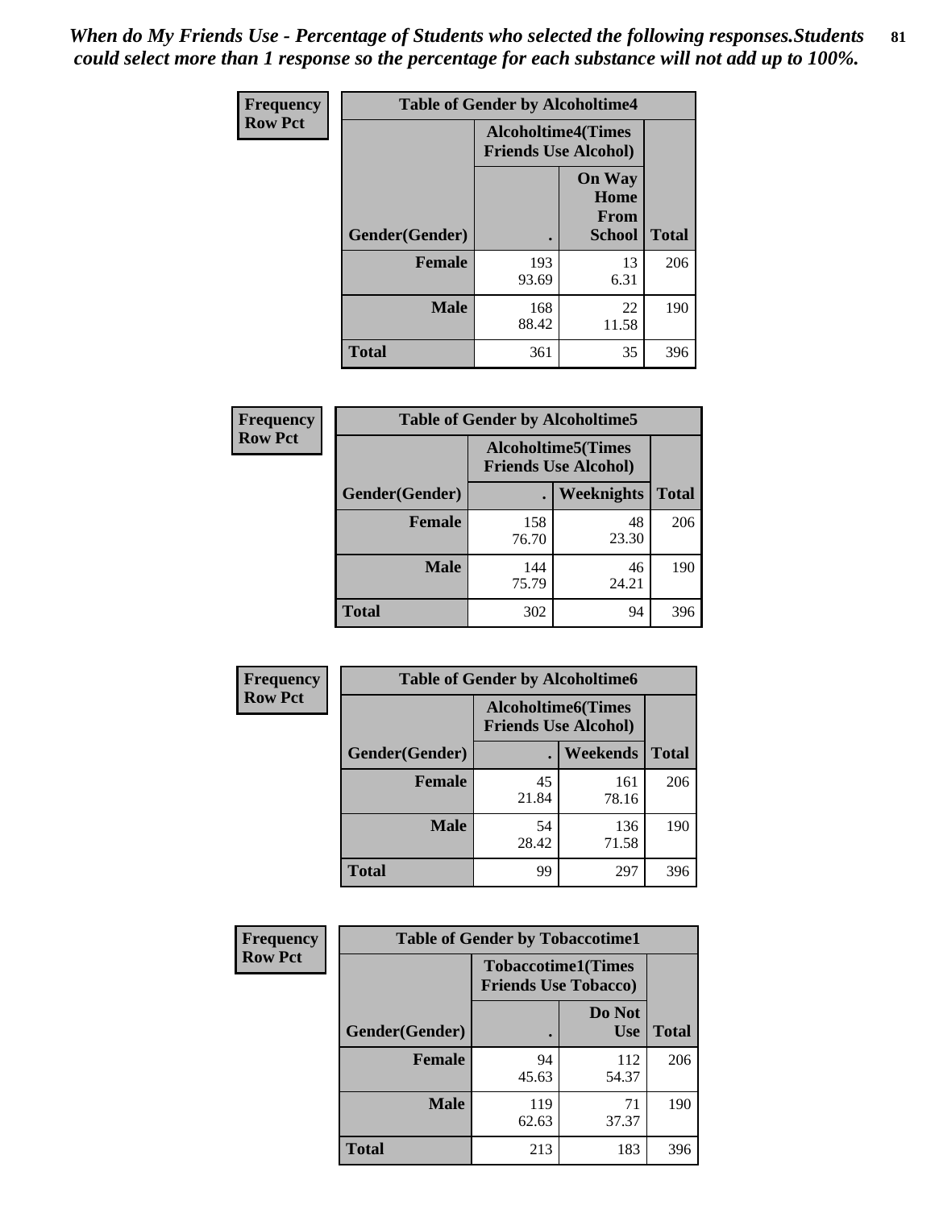*When do My Friends Use - Percentage of Students who selected the following responses.Students could select more than 1 response so the percentage for each substance will not add up to 100%.*

**Frequency**
**Row Pct**

**Table of Gender by Alcoholtime4**

| Gender(Gender) | Alcoholtime4(Times Friends Use Alcohol) . | On Way Home From School | Total |
|---|---|---|---|
| **Female** | 193<br>93.69 | 13<br>6.31 | 206 |
| **Male** | 168<br>88.42 | 22<br>11.58 | 190 |
| **Total** | 361 | 35 | 396 |

**Frequency**
**Row Pct**

**Table of Gender by Alcoholtime5**

| Gender(Gender) | Alcoholtime5(Times Friends Use Alcohol) . | Weeknights | Total |
|---|---|---|---|
| **Female** | 158<br>76.70 | 48<br>23.30 | 206 |
| **Male** | 144<br>75.79 | 46<br>24.21 | 190 |
| **Total** | 302 | 94 | 396 |

**Frequency**
**Row Pct**

**Table of Gender by Alcoholtime6**

| Gender(Gender) | Alcoholtime6(Times Friends Use Alcohol) . | Weekends | Total |
|---|---|---|---|
| **Female** | 45<br>21.84 | 161<br>78.16 | 206 |
| **Male** | 54<br>28.42 | 136<br>71.58 | 190 |
| **Total** | 99 | 297 | 396 |

**Frequency**
**Row Pct**

**Table of Gender by Tobaccotime1**

| Gender(Gender) | Tobaccotime1(Times Friends Use Tobacco) . | Do Not Use | Total |
|---|---|---|---|
| **Female** | 94<br>45.63 | 112<br>54.37 | 206 |
| **Male** | 119<br>62.63 | 71<br>37.37 | 190 |
| **Total** | 213 | 183 | 396 |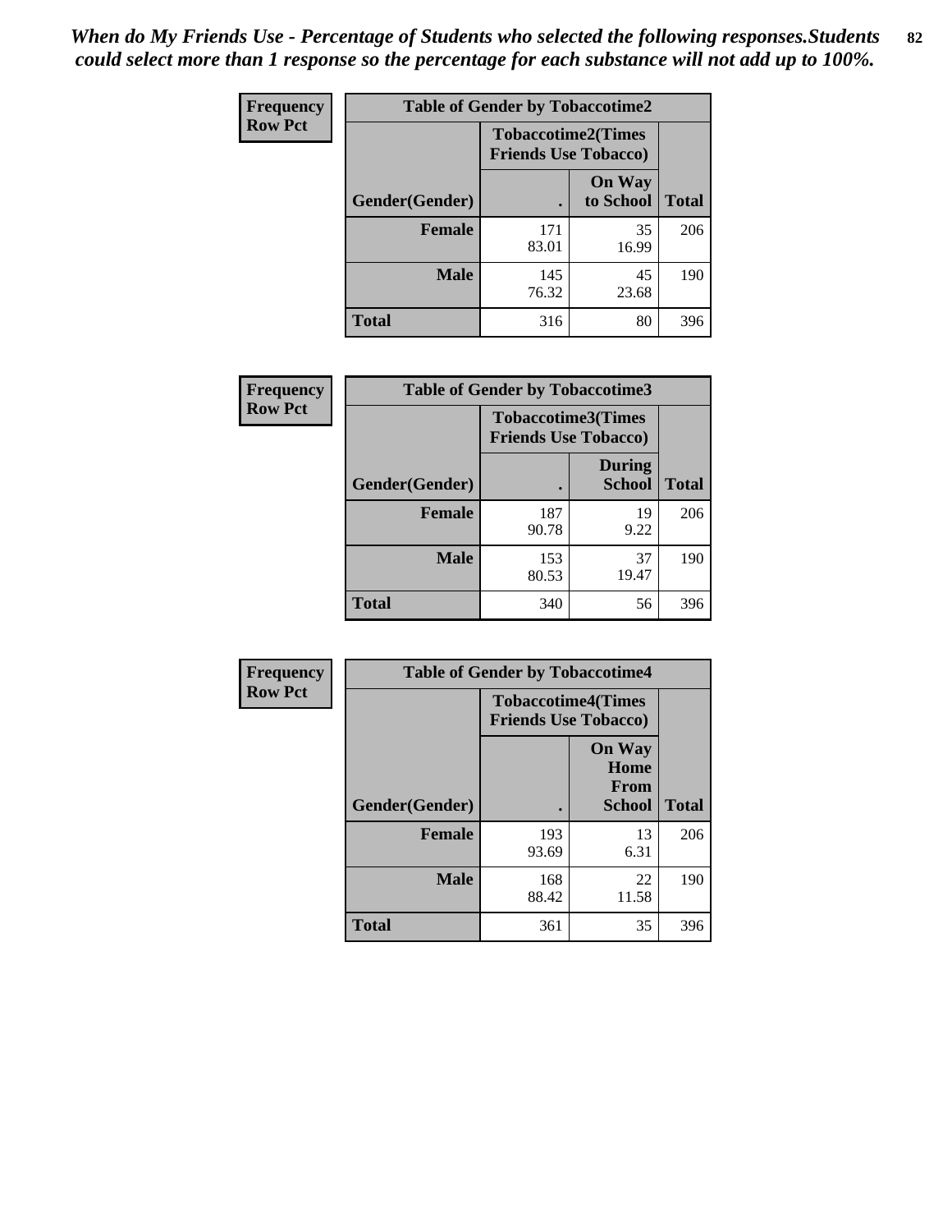*When do My Friends Use - Percentage of Students who selected the following responses.Students could select more than 1 response so the percentage for each substance will not add up to 100%.*

**Frequency**
**Row Pct**

| Table of Gender by Tobaccotime2 | | | |
|---|---|---|---|
| | Tobaccotime2(Times Friends Use Tobacco) | | |
| Gender(Gender) | . | On Way to School | Total |
| **Female** | 171<br>83.01 | 35<br>16.99 | 206 |
| **Male** | 145<br>76.32 | 45<br>23.68 | 190 |
| **Total** | 316 | 80 | 396 |

**Frequency**
**Row Pct**

| Table of Gender by Tobaccotime3 | | | |
|---|---|---|---|
| | Tobaccotime3(Times Friends Use Tobacco) | | |
| Gender(Gender) | . | During School | Total |
| **Female** | 187<br>90.78 | 19<br>9.22 | 206 |
| **Male** | 153<br>80.53 | 37<br>19.47 | 190 |
| **Total** | 340 | 56 | 396 |

**Frequency**
**Row Pct**

| Table of Gender by Tobaccotime4 | | | |
|---|---|---|---|
| | Tobaccotime4(Times Friends Use Tobacco) | | |
| Gender(Gender) | . | On Way Home From School | Total |
| **Female** | 193<br>93.69 | 13<br>6.31 | 206 |
| **Male** | 168<br>88.42 | 22<br>11.58 | 190 |
| **Total** | 361 | 35 | 396 |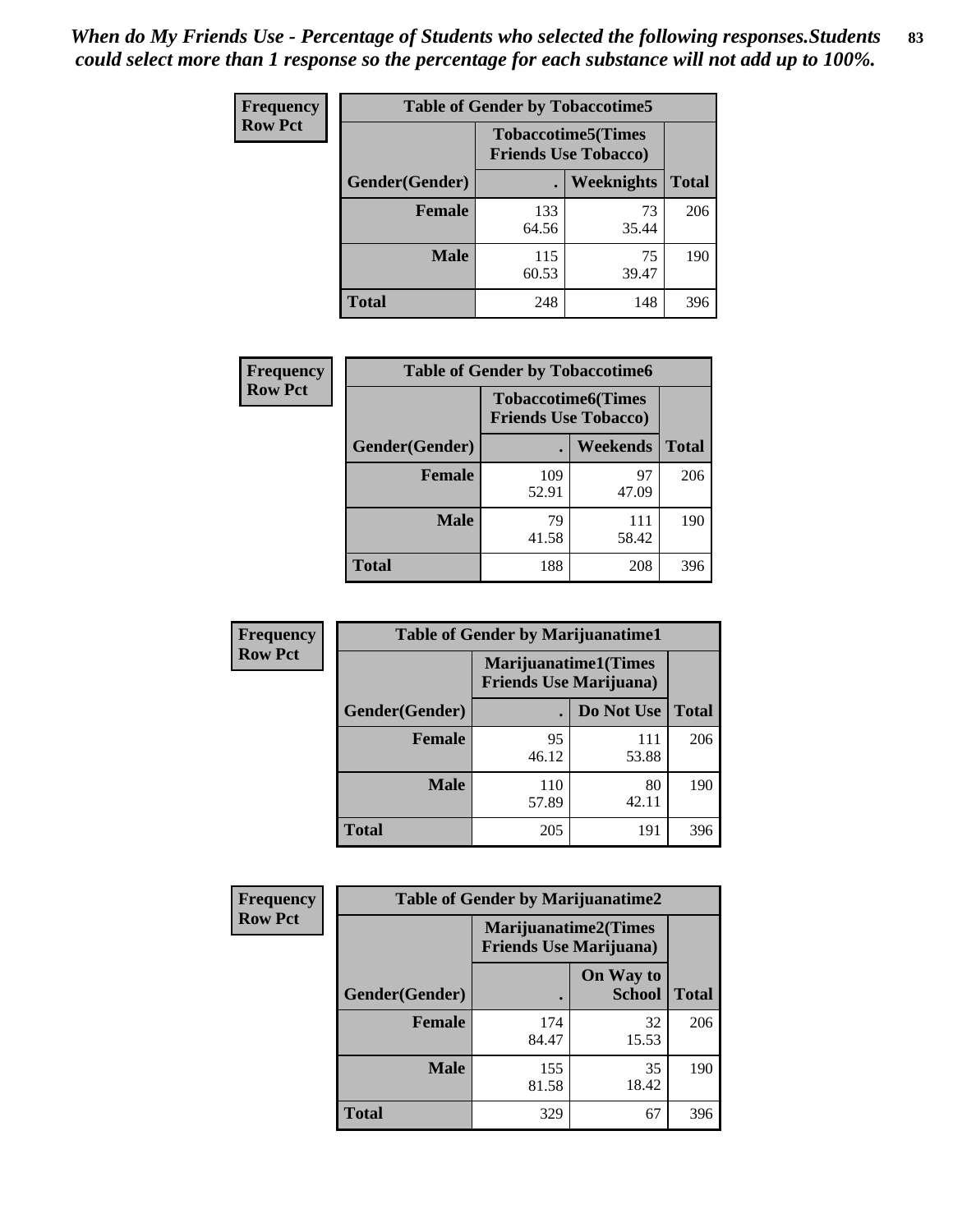*When do My Friends Use - Percentage of Students who selected the following responses.Students could select more than 1 response so the percentage for each substance will not add up to 100%.*

**Frequency Row Pct**

| Table of Gender by Tobaccotime5 | | | |
|---|---|---|---|
| | Tobaccotime5(Times Friends Use Tobacco) | | |
| Gender(Gender) | . | Weeknights | Total |
| **Female** | 133<br>64.56 | 73<br>35.44 | 206 |
| **Male** | 115<br>60.53 | 75<br>39.47 | 190 |
| **Total** | 248 | 148 | 396 |

**Frequency Row Pct**

| Table of Gender by Tobaccotime6 | | | |
|---|---|---|---|
| | Tobaccotime6(Times Friends Use Tobacco) | | |
| Gender(Gender) | . | Weekends | Total |
| **Female** | 109<br>52.91 | 97<br>47.09 | 206 |
| **Male** | 79<br>41.58 | 111<br>58.42 | 190 |
| **Total** | 188 | 208 | 396 |

**Frequency Row Pct**

| Table of Gender by Marijuanatime1 | | | |
|---|---|---|---|
| | Marijuanatime1(Times Friends Use Marijuana) | | |
| Gender(Gender) | . | Do Not Use | Total |
| **Female** | 95<br>46.12 | 111<br>53.88 | 206 |
| **Male** | 110<br>57.89 | 80<br>42.11 | 190 |
| **Total** | 205 | 191 | 396 |

**Frequency Row Pct**

| Table of Gender by Marijuanatime2 | | | |
|---|---|---|---|
| | Marijuanatime2(Times Friends Use Marijuana) | | |
| Gender(Gender) | . | On Way to School | Total |
| **Female** | 174<br>84.47 | 32<br>15.53 | 206 |
| **Male** | 155<br>81.58 | 35<br>18.42 | 190 |
| **Total** | 329 | 67 | 396 |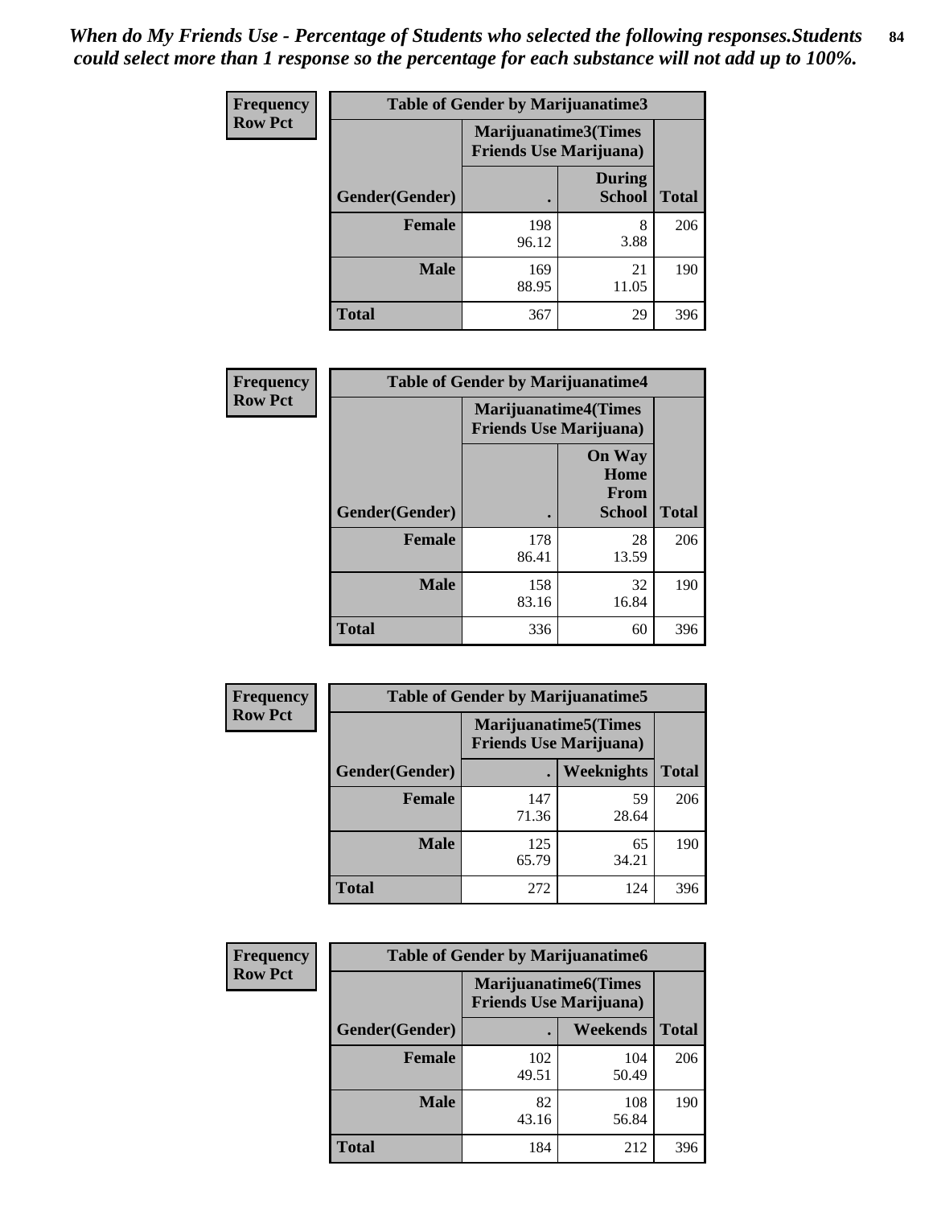*When do My Friends Use - Percentage of Students who selected the following responses.Students could select more than 1 response so the percentage for each substance will not add up to 100%.*

**Frequency**
**Row Pct**

| Table of Gender by Marijuanatime3 | | | |
|---|---|---|---|
| | Marijuanatime3(Times Friends Use Marijuana) | | |
| Gender(Gender) | . | During School | Total |
| **Female** | 198<br>96.12 | 8<br>3.88 | 206 |
| **Male** | 169<br>88.95 | 21<br>11.05 | 190 |
| **Total** | 367 | 29 | 396 |

**Frequency**
**Row Pct**

| Table of Gender by Marijuanatime4 | | | |
|---|---|---|---|
| | Marijuanatime4(Times Friends Use Marijuana) | | |
| Gender(Gender) | . | On Way Home From School | Total |
| **Female** | 178<br>86.41 | 28<br>13.59 | 206 |
| **Male** | 158<br>83.16 | 32<br>16.84 | 190 |
| **Total** | 336 | 60 | 396 |

**Frequency**
**Row Pct**

| Table of Gender by Marijuanatime5 | | | |
|---|---|---|---|
| | Marijuanatime5(Times Friends Use Marijuana) | | |
| Gender(Gender) | . | Weeknights | Total |
| **Female** | 147<br>71.36 | 59<br>28.64 | 206 |
| **Male** | 125<br>65.79 | 65<br>34.21 | 190 |
| **Total** | 272 | 124 | 396 |

**Frequency**
**Row Pct**

| Table of Gender by Marijuanatime6 | | | |
|---|---|---|---|
| | Marijuanatime6(Times Friends Use Marijuana) | | |
| Gender(Gender) | . | Weekends | Total |
| **Female** | 102<br>49.51 | 104<br>50.49 | 206 |
| **Male** | 82<br>43.16 | 108<br>56.84 | 190 |
| **Total** | 184 | 212 | 396 |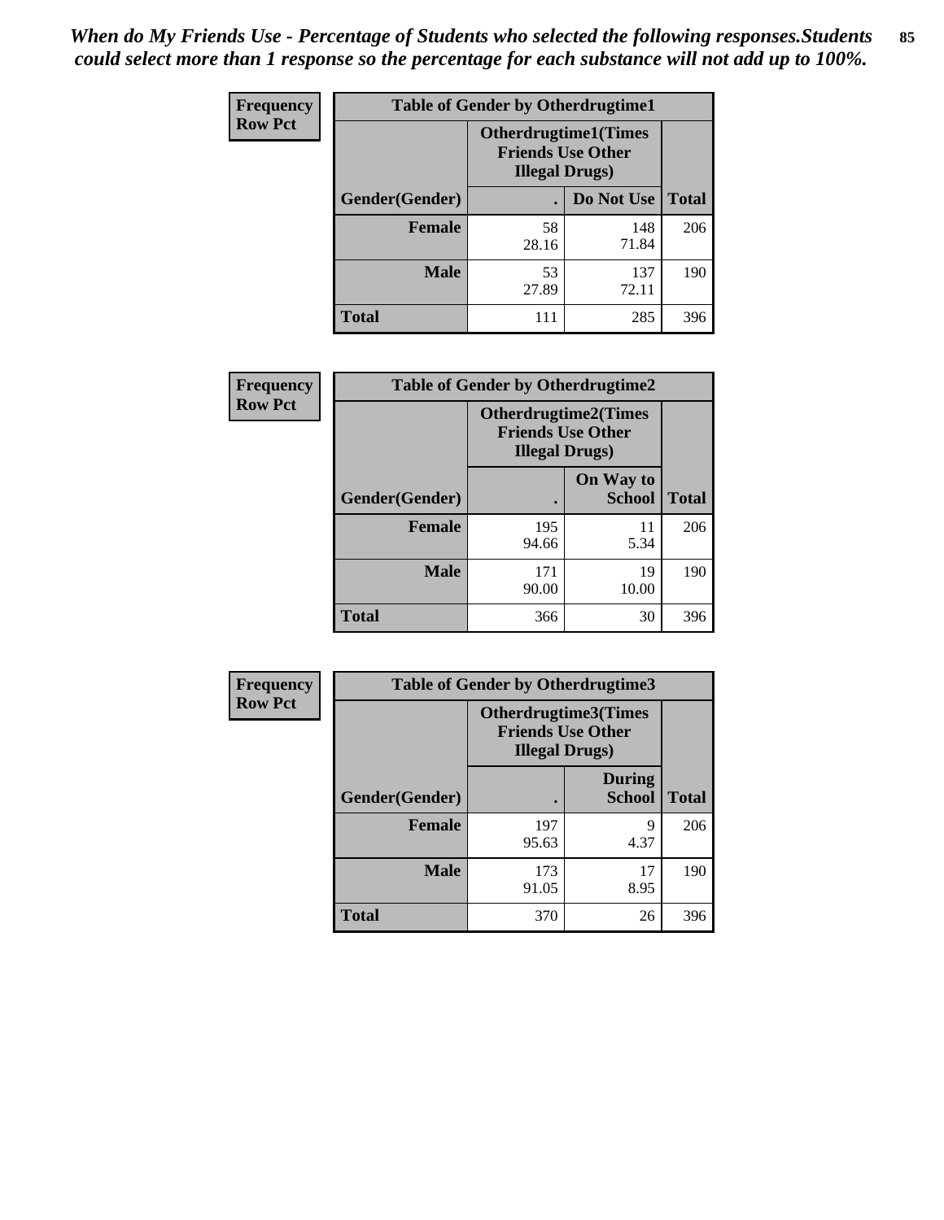*When do My Friends Use - Percentage of Students who selected the following responses.Students could select more than 1 response so the percentage for each substance will not add up to 100%.*

**Frequency**
**Row Pct**

| Table of Gender by Otherdrugtime1 | | | |
|---|---|---|---|
| | Otherdrugtime1(Times Friends Use Other Illegal Drugs) | | |
| Gender(Gender) | . | Do Not Use | Total |
| **Female** | 58<br>28.16 | 148<br>71.84 | 206 |
| **Male** | 53<br>27.89 | 137<br>72.11 | 190 |
| **Total** | 111 | 285 | 396 |

**Frequency**
**Row Pct**

| Table of Gender by Otherdrugtime2 | | | |
|---|---|---|---|
| | Otherdrugtime2(Times Friends Use Other Illegal Drugs) | | |
| Gender(Gender) | . | On Way to School | Total |
| **Female** | 195<br>94.66 | 11<br>5.34 | 206 |
| **Male** | 171<br>90.00 | 19<br>10.00 | 190 |
| **Total** | 366 | 30 | 396 |

**Frequency**
**Row Pct**

| Table of Gender by Otherdrugtime3 | | | |
|---|---|---|---|
| | Otherdrugtime3(Times Friends Use Other Illegal Drugs) | | |
| Gender(Gender) | . | During School | Total |
| **Female** | 197<br>95.63 | 9<br>4.37 | 206 |
| **Male** | 173<br>91.05 | 17<br>8.95 | 190 |
| **Total** | 370 | 26 | 396 |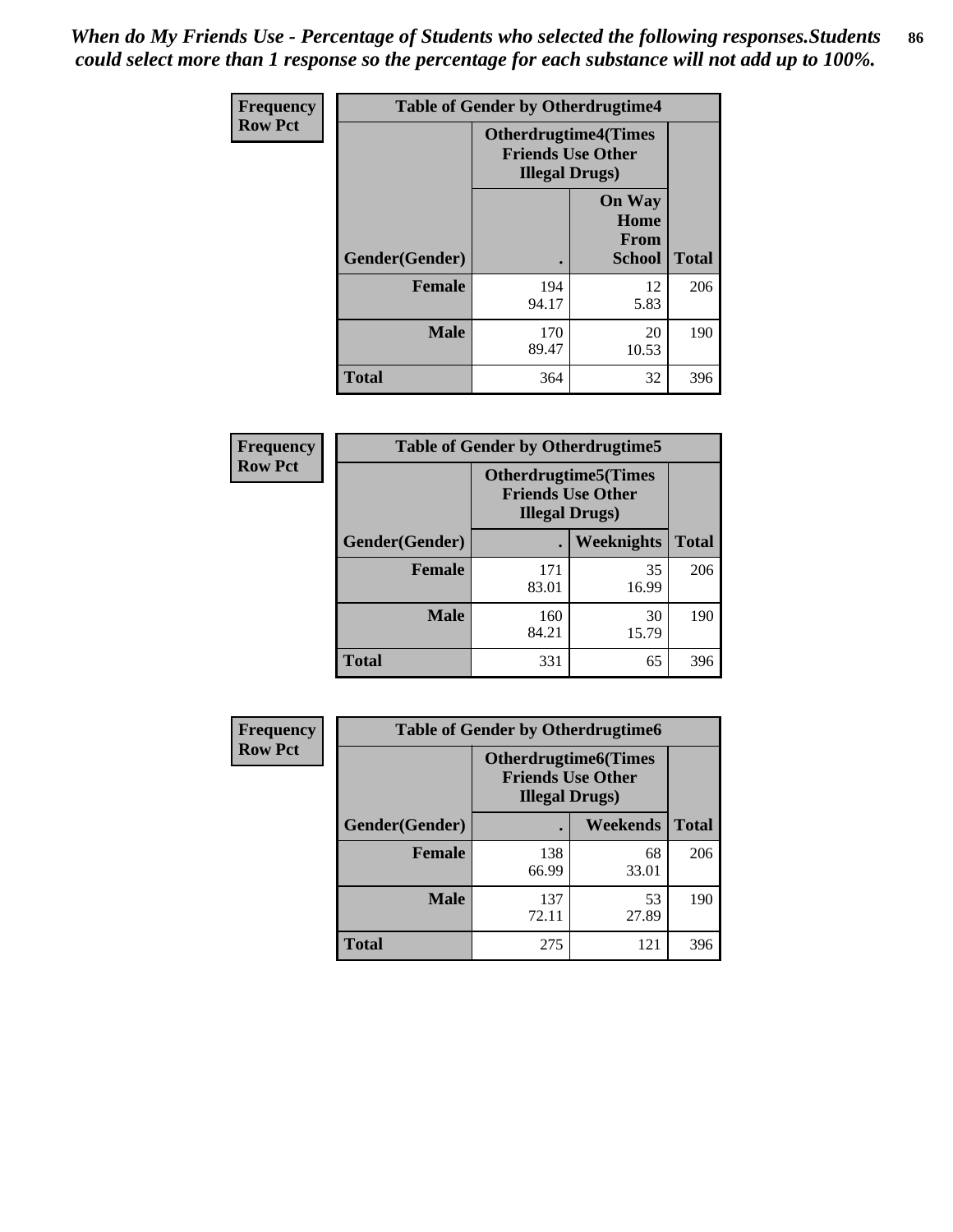*When do My Friends Use - Percentage of Students who selected the following responses.Students could select more than 1 response so the percentage for each substance will not add up to 100%.*

**Frequency**
**Row Pct**

| Table of Gender by Otherdrugtime4 | | | |
|---|---|---|---|
| | Otherdrugtime4(Times Friends Use Other Illegal Drugs) | | |
| Gender(Gender) | . | On Way Home From School | Total |
| Female | 194<br>94.17 | 12<br>5.83 | 206 |
| Male | 170<br>89.47 | 20<br>10.53 | 190 |
| Total | 364 | 32 | 396 |

**Frequency**
**Row Pct**

| Table of Gender by Otherdrugtime5 | | | |
|---|---|---|---|
| | Otherdrugtime5(Times Friends Use Other Illegal Drugs) | | |
| Gender(Gender) | . | Weeknights | Total |
| Female | 171<br>83.01 | 35<br>16.99 | 206 |
| Male | 160<br>84.21 | 30<br>15.79 | 190 |
| Total | 331 | 65 | 396 |

**Frequency**
**Row Pct**

| Table of Gender by Otherdrugtime6 | | | |
|---|---|---|---|
| | Otherdrugtime6(Times Friends Use Other Illegal Drugs) | | |
| Gender(Gender) | . | Weekends | Total |
| Female | 138<br>66.99 | 68<br>33.01 | 206 |
| Male | 137<br>72.11 | 53<br>27.89 | 190 |
| Total | 275 | 121 | 396 |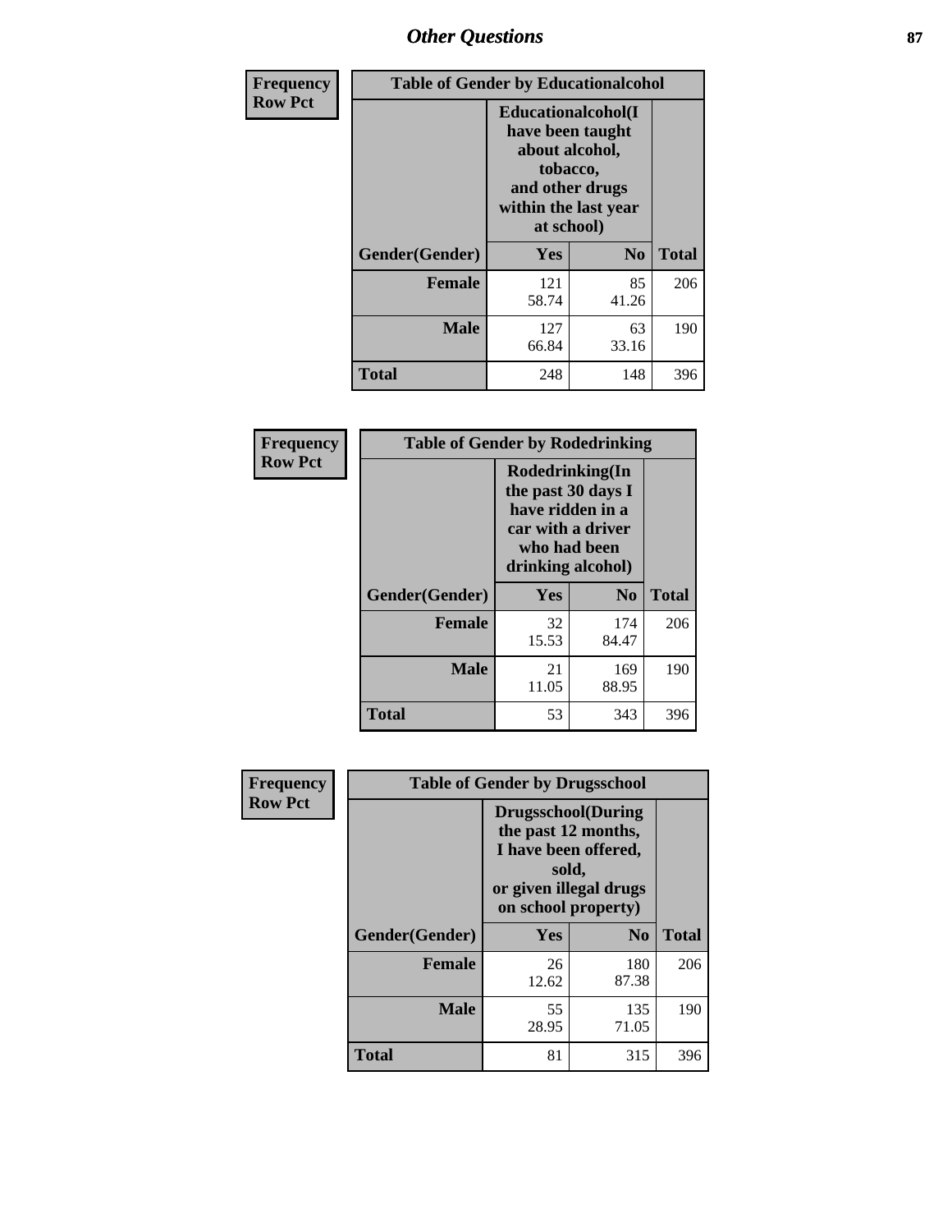| Frequency<br>Row Pct | Table of Gender by Educationalcohol | | |
|---|---|---|---|
| | Educationalcohol(I have been taught about alcohol, tobacco, and other drugs within the last year at school) | | |
| Gender(Gender) | Yes | No | Total |
| Female | 121<br>58.74 | 85<br>41.26 | 206 |
| Male | 127<br>66.84 | 63<br>33.16 | 190 |
| Total | 248 | 148 | 396 |

| Frequency<br>Row Pct | Table of Gender by Rodedrinking | | |
|---|---|---|---|
| | Rodedrinking(In the past 30 days I have ridden in a car with a driver who had been drinking alcohol) | | |
| Gender(Gender) | Yes | No | Total |
| Female | 32<br>15.53 | 174<br>84.47 | 206 |
| Male | 21<br>11.05 | 169<br>88.95 | 190 |
| Total | 53 | 343 | 396 |

| Frequency<br>Row Pct | Table of Gender by Drugsschool | | |
|---|---|---|---|
| | Drugsschool(During the past 12 months, I have been offered, sold, or given illegal drugs on school property) | | |
| Gender(Gender) | Yes | No | Total |
| Female | 26<br>12.62 | 180<br>87.38 | 206 |
| Male | 55<br>28.95 | 135<br>71.05 | 190 |
| Total | 81 | 315 | 396 |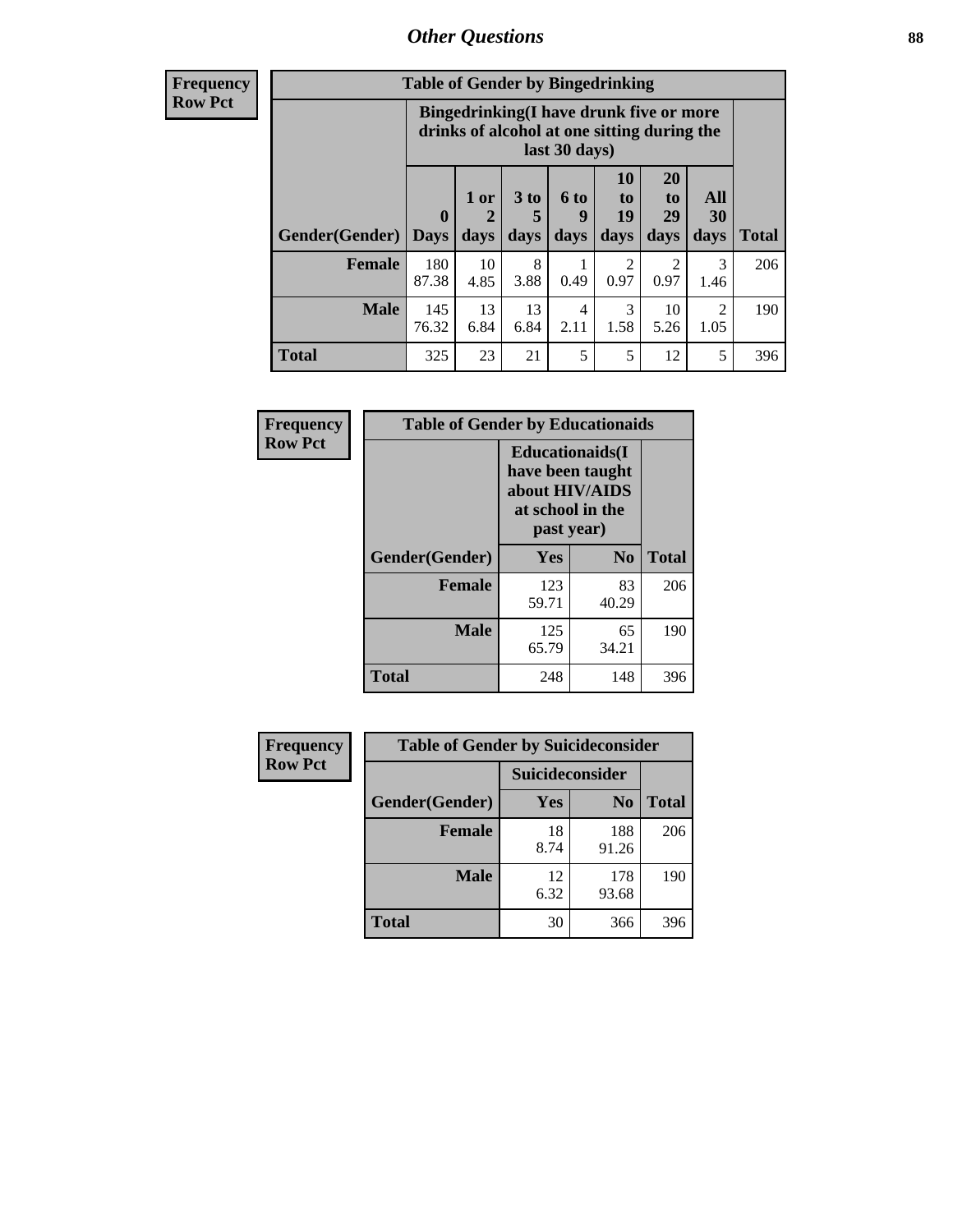## Other Questions

**Frequency**
**Row Pct**

| Table of Gender by Bingedrinking | | | | | | | | |
|---|---|---|---|---|---|---|---|---|
| | Bingedrinking(I have drunk five or more drinks of alcohol at one sitting during the last 30 days) | | | | | | | |
| Gender(Gender) | 0 Days | 1 or 2 days | 3 to 5 days | 6 to 9 days | 10 to 19 days | 20 to 29 days | All 30 days | Total |
| **Female** | 180<br>87.38 | 10<br>4.85 | 8<br>3.88 | 1<br>0.49 | 2<br>0.97 | 2<br>0.97 | 3<br>1.46 | 206 |
| **Male** | 145<br>76.32 | 13<br>6.84 | 13<br>6.84 | 4<br>2.11 | 3<br>1.58 | 10<br>5.26 | 2<br>1.05 | 190 |
| **Total** | 325 | 23 | 21 | 5 | 5 | 12 | 5 | 396 |

**Frequency**
**Row Pct**

| Table of Gender by Educationaids | | | |
|---|---|---|---|
| | Educationaids(I have been taught about HIV/AIDS at school in the past year) | | |
| Gender(Gender) | Yes | No | Total |
| **Female** | 123<br>59.71 | 83<br>40.29 | 206 |
| **Male** | 125<br>65.79 | 65<br>34.21 | 190 |
| **Total** | 248 | 148 | 396 |

**Frequency**
**Row Pct**

| Table of Gender by Suicideconsider | | | |
|---|---|---|---|
| | Suicideconsider | | |
| Gender(Gender) | Yes | No | Total |
| **Female** | 18<br>8.74 | 188<br>91.26 | 206 |
| **Male** | 12<br>6.32 | 178<br>93.68 | 190 |
| **Total** | 30 | 366 | 396 |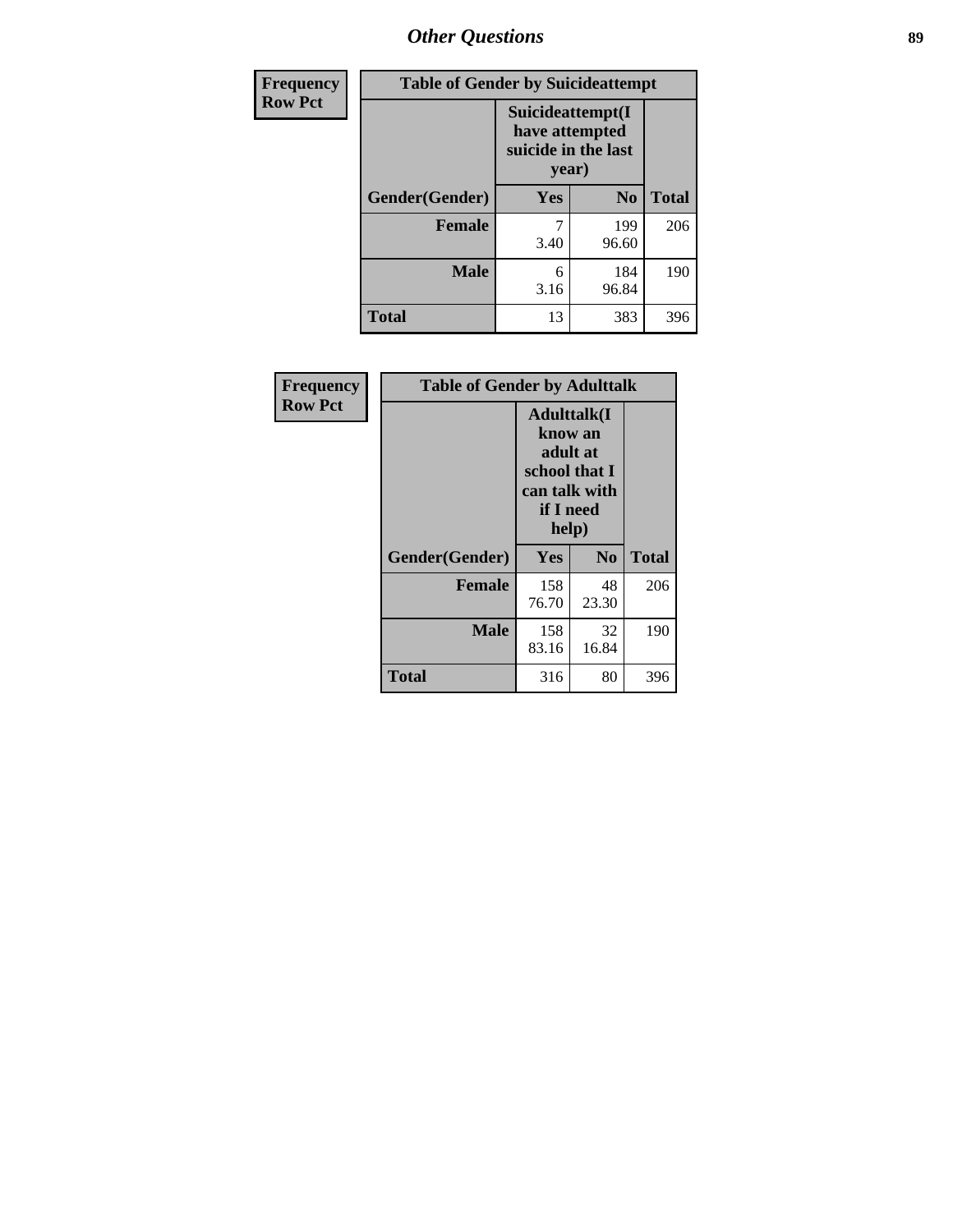# Other Questions

**Frequency**
**Row Pct**

**Table of Gender by Suicideattempt**

| Gender(Gender) | Suicideattempt(I have attempted suicide in the last year) Yes | No | Total |
|---|---|---|---|
| **Female** | 7<br>3.40 | 199<br>96.60 | 206 |
| **Male** | 6<br>3.16 | 184<br>96.84 | 190 |
| **Total** | 13 | 383 | 396 |

**Frequency**
**Row Pct**

**Table of Gender by Adulttalk**

| Gender(Gender) | Adulttalk(I know an adult at school that I can talk with if I need help) Yes | No | Total |
|---|---|---|---|
| **Female** | 158<br>76.70 | 48<br>23.30 | 206 |
| **Male** | 158<br>83.16 | 32<br>16.84 | 190 |
| **Total** | 316 | 80 | 396 |